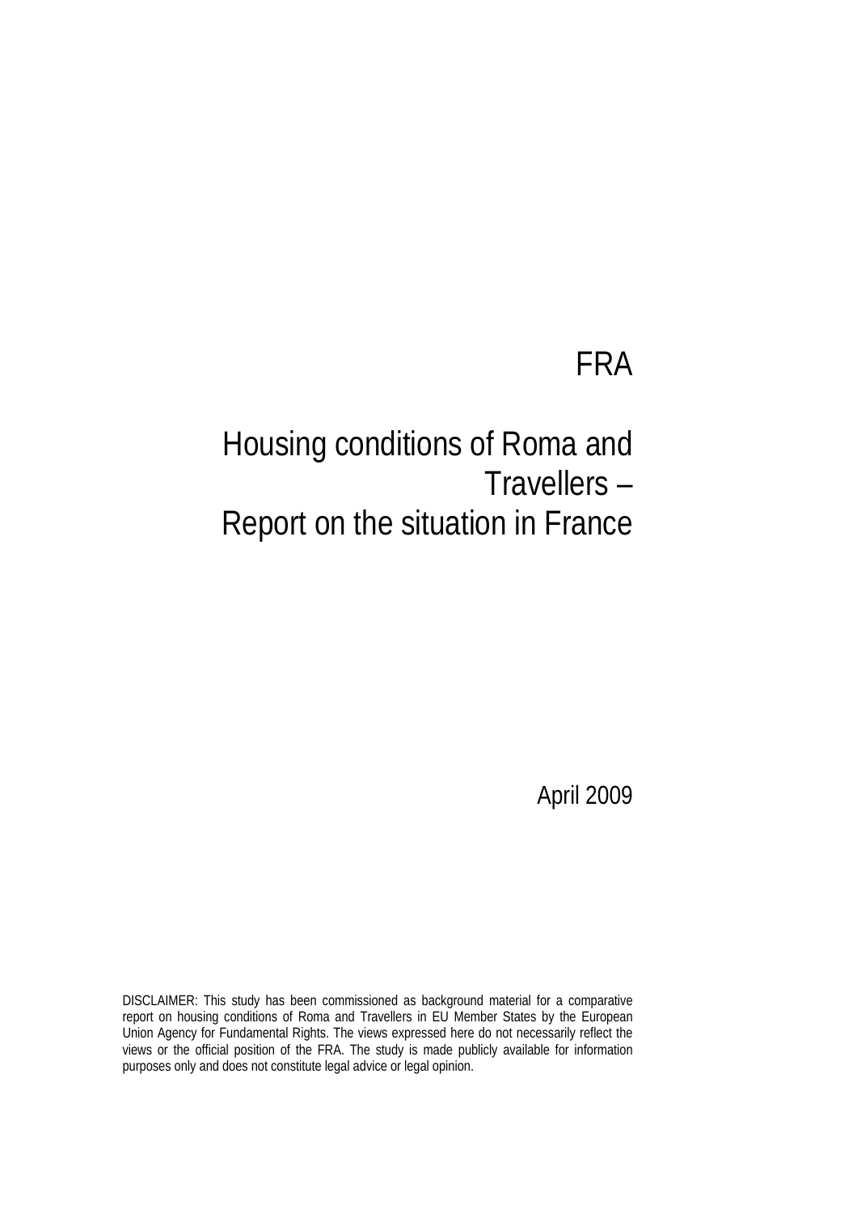# FRA

# Housing conditions of Roma and Travellers – Report on the situation in France

April 2009

DISCLAIMER: This study has been commissioned as background material for a comparative report on housing conditions of Roma and Travellers in EU Member States by the European Union Agency for Fundamental Rights. The views expressed here do not necessarily reflect the views or the official position of the FRA. The study is made publicly available for information purposes only and does not constitute legal advice or legal opinion.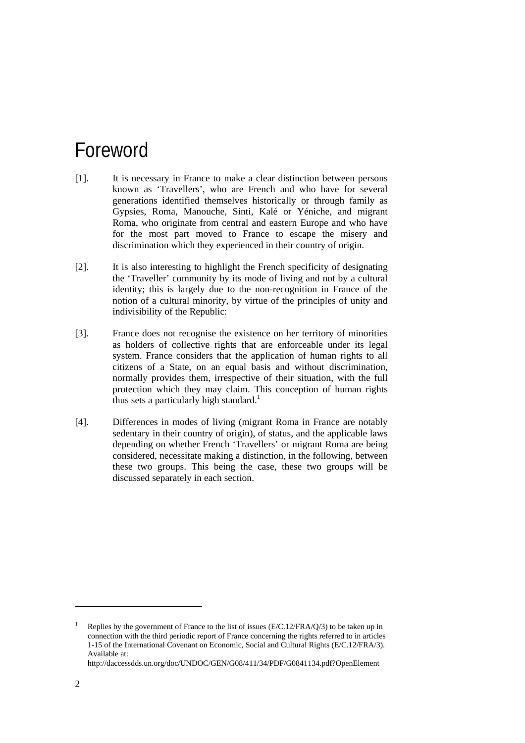# Foreword

[1]. It is necessary in France to make a clear distinction between persons known as 'Travellers', who are French and who have for several generations identified themselves historically or through family as Gypsies, Roma, Manouche, Sinti, Kalé or Yéniche, and migrant Roma, who originate from central and eastern Europe and who have for the most part moved to France to escape the misery and discrimination which they experienced in their country of origin.

[2]. It is also interesting to highlight the French specificity of designating the 'Traveller' community by its mode of living and not by a cultural identity; this is largely due to the non-recognition in France of the notion of a cultural minority, by virtue of the principles of unity and indivisibility of the Republic:

[3]. France does not recognise the existence on her territory of minorities as holders of collective rights that are enforceable under its legal system. France considers that the application of human rights to all citizens of a State, on an equal basis and without discrimination, normally provides them, irrespective of their situation, with the full protection which they may claim. This conception of human rights thus sets a particularly high standard.[1]

[4]. Differences in modes of living (migrant Roma in France are notably sedentary in their country of origin), of status, and the applicable laws depending on whether French 'Travellers' or migrant Roma are being considered, necessitate making a distinction, in the following, between these two groups. This being the case, these two groups will be discussed separately in each section.

---

[1] Replies by the government of France to the list of issues (E/C.12/FRA/Q/3) to be taken up in connection with the third periodic report of France concerning the rights referred to in articles 1-15 of the International Covenant on Economic, Social and Cultural Rights (E/C.12/FRA/3). Available at: http://daccessdds.un.org/doc/UNDOC/GEN/G08/411/34/PDF/G0841134.pdf?OpenElement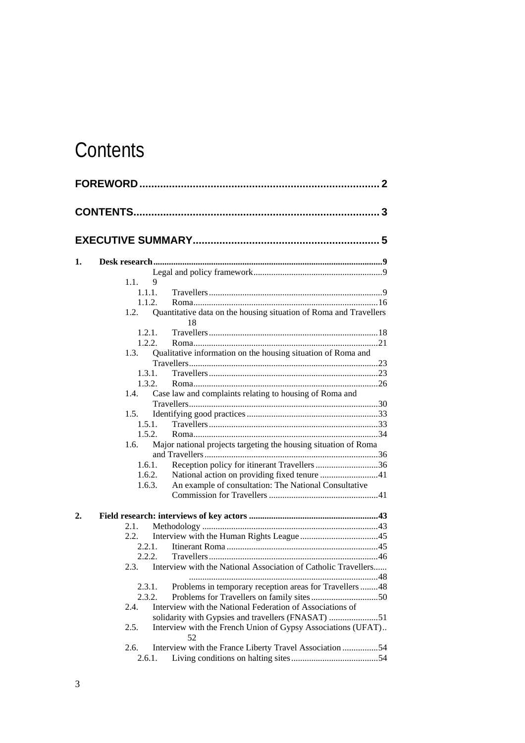# Contents

**FOREWORD** .................................................................................. 2

**CONTENTS** .................................................................................. 3

**EXECUTIVE SUMMARY** .................................................................. 5

**1. Desk research** .......................................................................................... 9

- 1.1. Legal and policy framework .......................................................... 9
  - 1.1.1. Travellers .............................................................................. 9
  - 1.1.2. Roma ..................................................................................... 16
- 1.2. Quantitative data on the housing situation of Roma and Travellers 18
  - 1.2.1. Travellers .............................................................................. 18
  - 1.2.2. Roma ..................................................................................... 21
- 1.3. Qualitative information on the housing situation of Roma and Travellers ..................................................................................... 23
  - 1.3.1. Travellers .............................................................................. 23
  - 1.3.2. Roma ..................................................................................... 26
- 1.4. Case law and complaints relating to housing of Roma and Travellers ..................................................................................... 30
- 1.5. Identifying good practices ........................................................... 33
  - 1.5.1. Travellers .............................................................................. 33
  - 1.5.2. Roma ..................................................................................... 34
- 1.6. Major national projects targeting the housing situation of Roma and Travellers ............................................................................ 36
  - 1.6.1. Reception policy for itinerant Travellers ............................ 36
  - 1.6.2. National action on providing fixed tenure .......................... 41
  - 1.6.3. An example of consultation: The National Consultative Commission for Travellers ................................................ 41

**2. Field research: interviews of key actors** ................................................ 43

- 2.1. Methodology ............................................................................... 43
- 2.2. Interview with the Human Rights League .................................. 45
  - 2.2.1. Itinerant Roma ..................................................................... 45
  - 2.2.2. Travellers .............................................................................. 46
- 2.3. Interview with the National Association of Catholic Travellers ...... 48
  - 2.3.1. Problems in temporary reception areas for Travellers ........ 48
  - 2.3.2. Problems for Travellers on family sites .............................. 50
- 2.4. Interview with the National Federation of Associations of solidarity with Gypsies and travellers (FNASAT) ...................... 51
- 2.5. Interview with the French Union of Gypsy Associations (UFAT) .. 52
- 2.6. Interview with the France Liberty Travel Association ................ 54
  - 2.6.1. Living conditions on halting sites ....................................... 54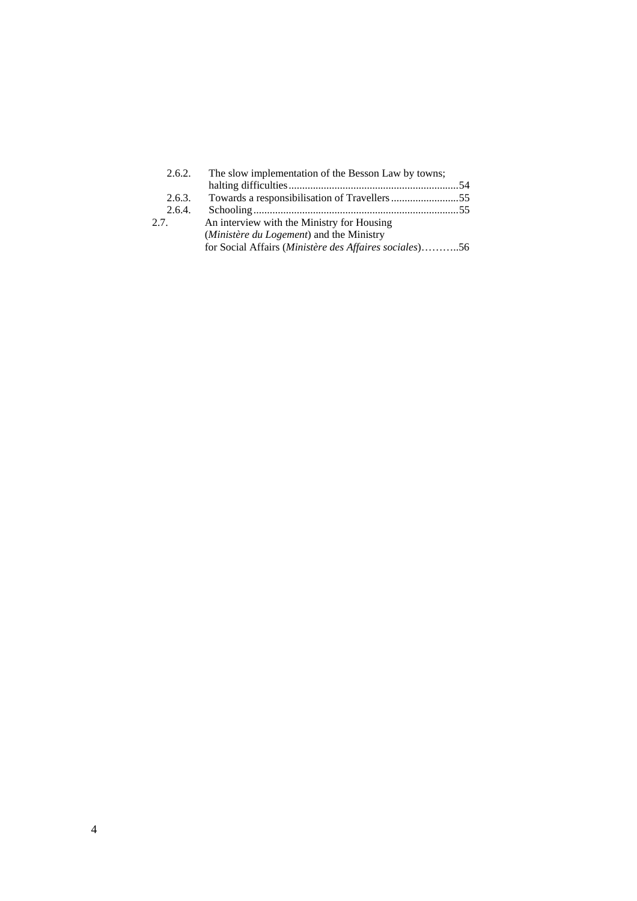2.6.2. The slow implementation of the Besson Law by towns; halting difficulties ..... 54

2.6.3. Towards a responsibilisation of Travellers ..... 55

2.6.4. Schooling ..... 55

2.7. An interview with the Ministry for Housing (*Ministère du Logement*) and the Ministry for Social Affairs (*Ministère des Affaires sociales*) ..... 56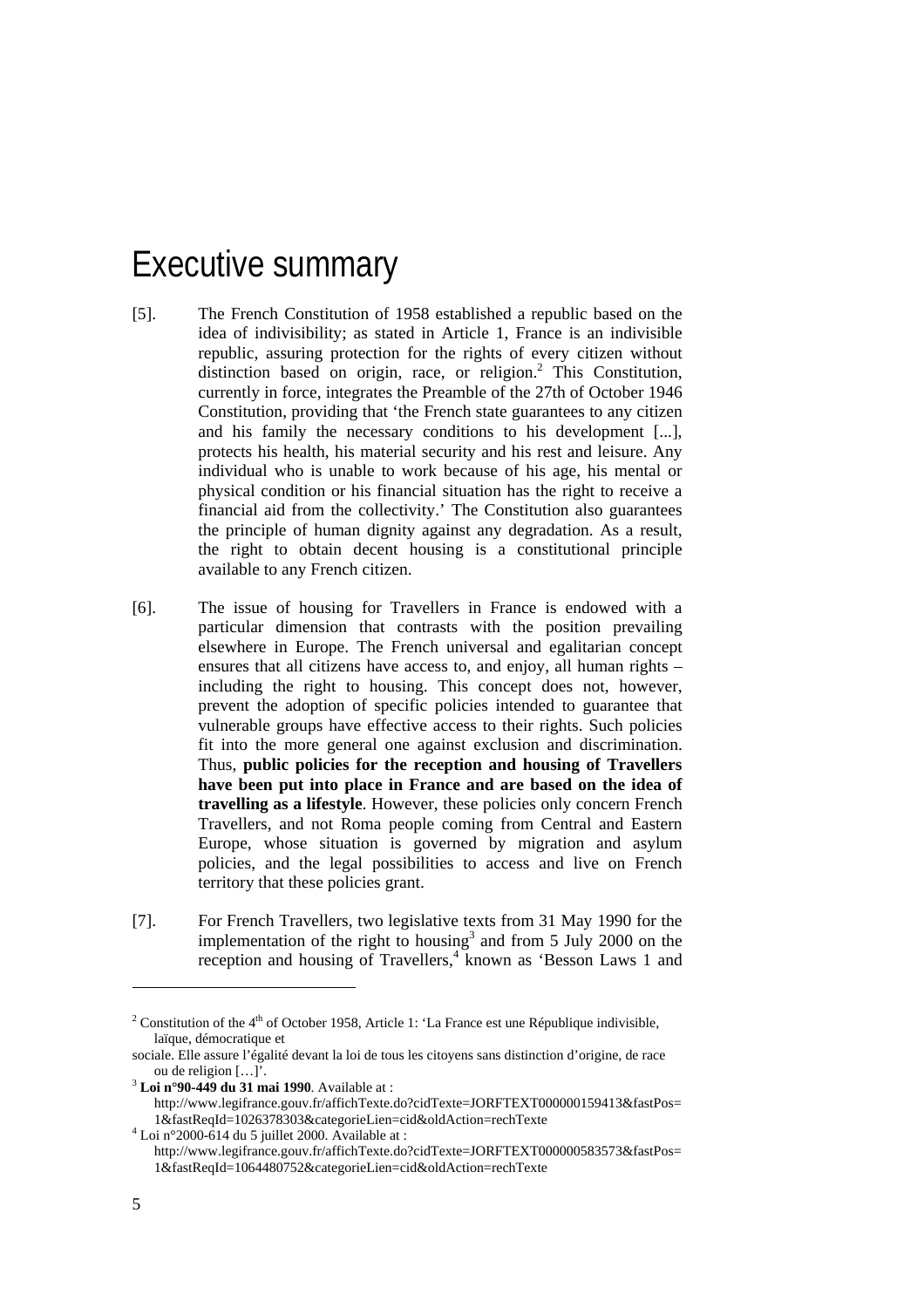# Executive summary

[5]. The French Constitution of 1958 established a republic based on the idea of indivisibility; as stated in Article 1, France is an indivisible republic, assuring protection for the rights of every citizen without distinction based on origin, race, or religion.[2] This Constitution, currently in force, integrates the Preamble of the 27th of October 1946 Constitution, providing that 'the French state guarantees to any citizen and his family the necessary conditions to his development [...], protects his health, his material security and his rest and leisure. Any individual who is unable to work because of his age, his mental or physical condition or his financial situation has the right to receive a financial aid from the collectivity.' The Constitution also guarantees the principle of human dignity against any degradation. As a result, the right to obtain decent housing is a constitutional principle available to any French citizen.

[6]. The issue of housing for Travellers in France is endowed with a particular dimension that contrasts with the position prevailing elsewhere in Europe. The French universal and egalitarian concept ensures that all citizens have access to, and enjoy, all human rights – including the right to housing. This concept does not, however, prevent the adoption of specific policies intended to guarantee that vulnerable groups have effective access to their rights. Such policies fit into the more general one against exclusion and discrimination. Thus, **public policies for the reception and housing of Travellers have been put into place in France and are based on the idea of travelling as a lifestyle**. However, these policies only concern French Travellers, and not Roma people coming from Central and Eastern Europe, whose situation is governed by migration and asylum policies, and the legal possibilities to access and live on French territory that these policies grant.

[7]. For French Travellers, two legislative texts from 31 May 1990 for the implementation of the right to housing[3] and from 5 July 2000 on the reception and housing of Travellers,[4] known as 'Besson Laws 1 and

---

[2] Constitution of the 4th of October 1958, Article 1: 'La France est une République indivisible, laïque, démocratique et sociale. Elle assure l'égalité devant la loi de tous les citoyens sans distinction d'origine, de race ou de religion […]'.

[3] **Loi n°90-449 du 31 mai 1990**. Available at : http://www.legifrance.gouv.fr/affichTexte.do?cidTexte=JORFTEXT000000159413&fastPos=1&fastReqId=1026378303&categorieLien=cid&oldAction=rechTexte

[4] Loi n°2000-614 du 5 juillet 2000. Available at : http://www.legifrance.gouv.fr/affichTexte.do?cidTexte=JORFTEXT000000583573&fastPos=1&fastReqId=1064480752&categorieLien=cid&oldAction=rechTexte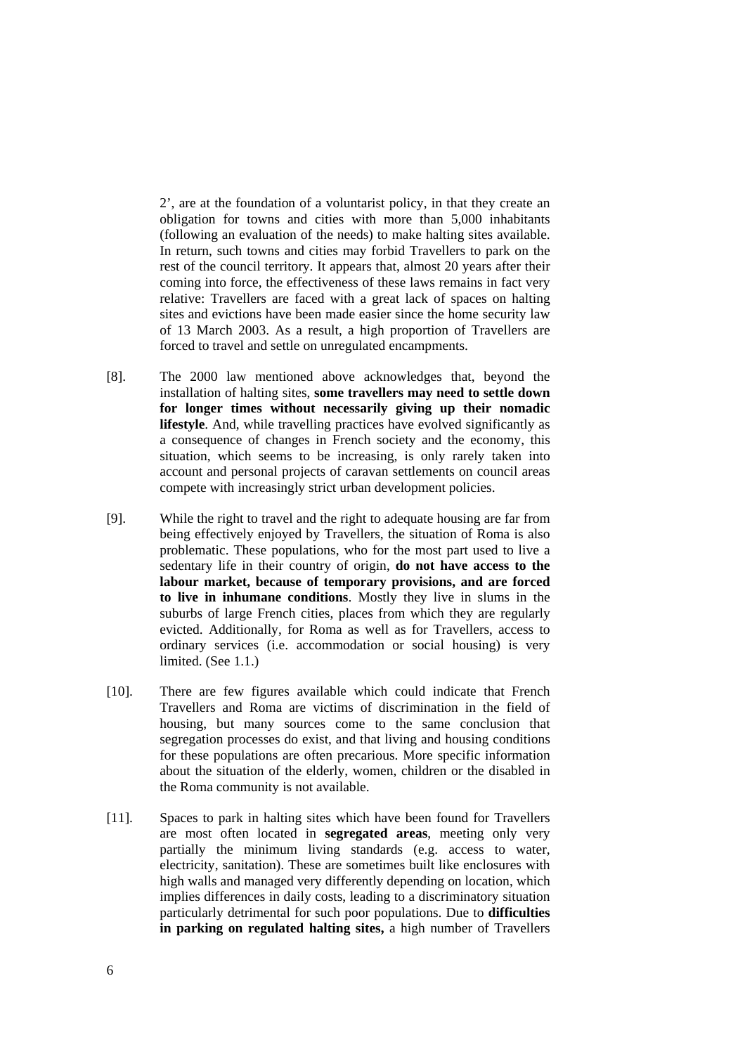2', are at the foundation of a voluntarist policy, in that they create an obligation for towns and cities with more than 5,000 inhabitants (following an evaluation of the needs) to make halting sites available. In return, such towns and cities may forbid Travellers to park on the rest of the council territory. It appears that, almost 20 years after their coming into force, the effectiveness of these laws remains in fact very relative: Travellers are faced with a great lack of spaces on halting sites and evictions have been made easier since the home security law of 13 March 2003. As a result, a high proportion of Travellers are forced to travel and settle on unregulated encampments.

[8]. The 2000 law mentioned above acknowledges that, beyond the installation of halting sites, **some travellers may need to settle down for longer times without necessarily giving up their nomadic lifestyle**. And, while travelling practices have evolved significantly as a consequence of changes in French society and the economy, this situation, which seems to be increasing, is only rarely taken into account and personal projects of caravan settlements on council areas compete with increasingly strict urban development policies.

[9]. While the right to travel and the right to adequate housing are far from being effectively enjoyed by Travellers, the situation of Roma is also problematic. These populations, who for the most part used to live a sedentary life in their country of origin, **do not have access to the labour market, because of temporary provisions, and are forced to live in inhumane conditions**. Mostly they live in slums in the suburbs of large French cities, places from which they are regularly evicted. Additionally, for Roma as well as for Travellers, access to ordinary services (i.e. accommodation or social housing) is very limited. (See 1.1.)

[10]. There are few figures available which could indicate that French Travellers and Roma are victims of discrimination in the field of housing, but many sources come to the same conclusion that segregation processes do exist, and that living and housing conditions for these populations are often precarious. More specific information about the situation of the elderly, women, children or the disabled in the Roma community is not available.

[11]. Spaces to park in halting sites which have been found for Travellers are most often located in **segregated areas**, meeting only very partially the minimum living standards (e.g. access to water, electricity, sanitation). These are sometimes built like enclosures with high walls and managed very differently depending on location, which implies differences in daily costs, leading to a discriminatory situation particularly detrimental for such poor populations. Due to **difficulties in parking on regulated halting sites,** a high number of Travellers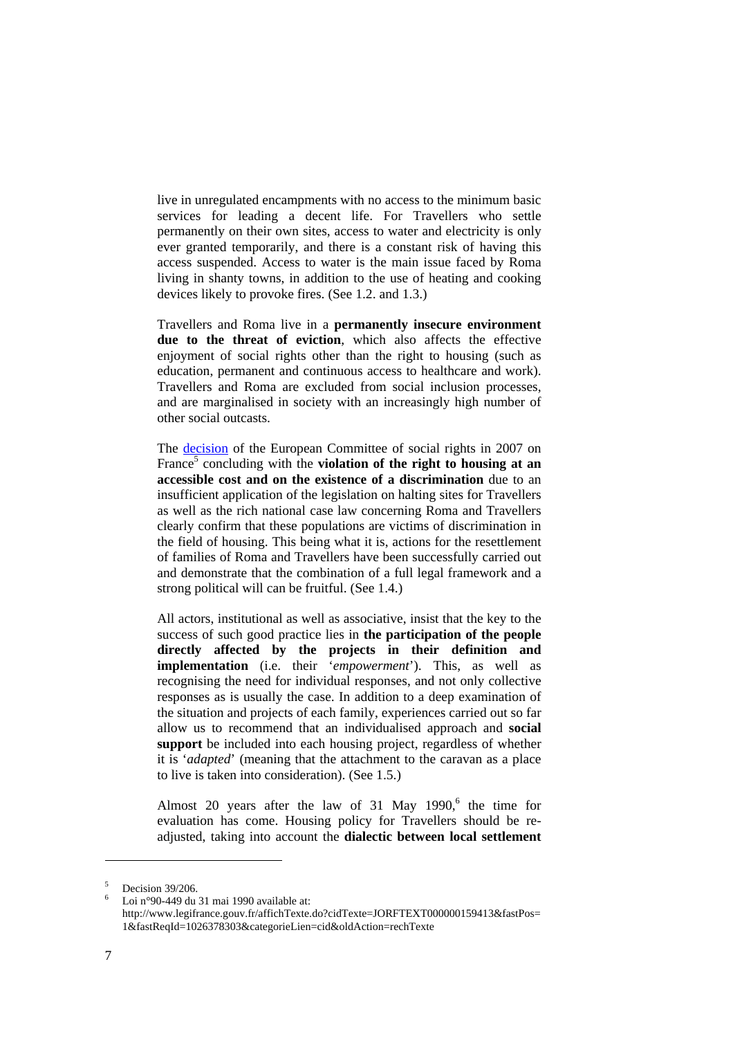live in unregulated encampments with no access to the minimum basic services for leading a decent life. For Travellers who settle permanently on their own sites, access to water and electricity is only ever granted temporarily, and there is a constant risk of having this access suspended. Access to water is the main issue faced by Roma living in shanty towns, in addition to the use of heating and cooking devices likely to provoke fires. (See 1.2. and 1.3.)

Travellers and Roma live in a **permanently insecure environment due to the threat of eviction**, which also affects the effective enjoyment of social rights other than the right to housing (such as education, permanent and continuous access to healthcare and work). Travellers and Roma are excluded from social inclusion processes, and are marginalised in society with an increasingly high number of other social outcasts.

The decision of the European Committee of social rights in 2007 on France[5] concluding with the **violation of the right to housing at an accessible cost and on the existence of a discrimination** due to an insufficient application of the legislation on halting sites for Travellers as well as the rich national case law concerning Roma and Travellers clearly confirm that these populations are victims of discrimination in the field of housing. This being what it is, actions for the resettlement of families of Roma and Travellers have been successfully carried out and demonstrate that the combination of a full legal framework and a strong political will can be fruitful. (See 1.4.)

All actors, institutional as well as associative, insist that the key to the success of such good practice lies in **the participation of the people directly affected by the projects in their definition and implementation** (i.e. their '*empowerment*'). This, as well as recognising the need for individual responses, and not only collective responses as is usually the case. In addition to a deep examination of the situation and projects of each family, experiences carried out so far allow us to recommend that an individualised approach and **social support** be included into each housing project, regardless of whether it is '*adapted*' (meaning that the attachment to the caravan as a place to live is taken into consideration). (See 1.5.)

Almost 20 years after the law of 31 May 1990,[6] the time for evaluation has come. Housing policy for Travellers should be re-adjusted, taking into account the **dialectic between local settlement**

---

[5] Decision 39/206.

[6] Loi n°90-449 du 31 mai 1990 available at: http://www.legifrance.gouv.fr/affichTexte.do?cidTexte=JORFTEXT000000159413&fastPos=1&fastReqId=1026378303&categorieLien=cid&oldAction=rechTexte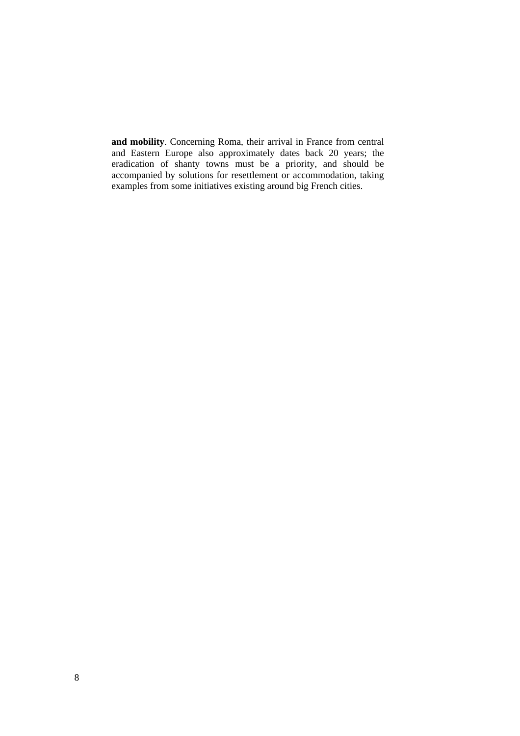**and mobility**. Concerning Roma, their arrival in France from central and Eastern Europe also approximately dates back 20 years; the eradication of shanty towns must be a priority, and should be accompanied by solutions for resettlement or accommodation, taking examples from some initiatives existing around big French cities.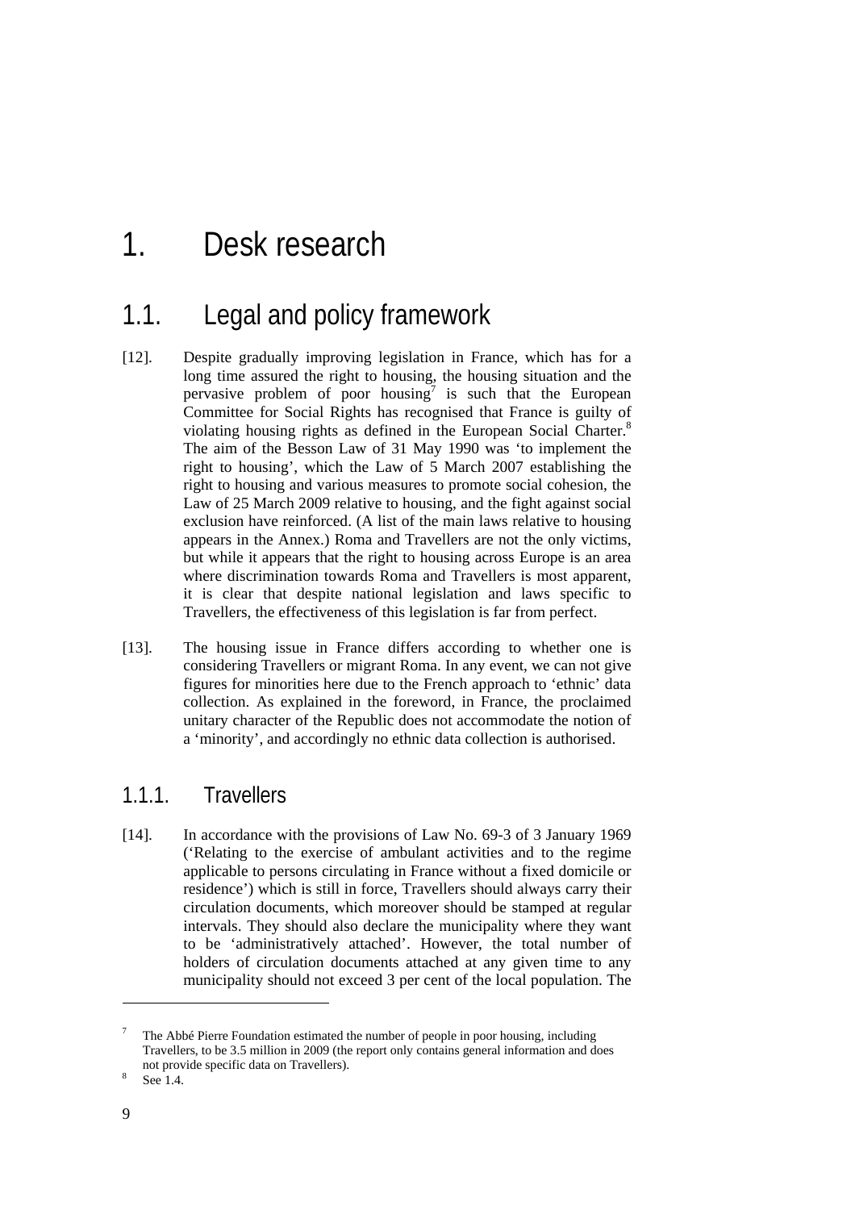# 1. Desk research

## 1.1. Legal and policy framework

[12]. Despite gradually improving legislation in France, which has for a long time assured the right to housing, the housing situation and the pervasive problem of poor housing[7] is such that the European Committee for Social Rights has recognised that France is guilty of violating housing rights as defined in the European Social Charter.[8] The aim of the Besson Law of 31 May 1990 was 'to implement the right to housing', which the Law of 5 March 2007 establishing the right to housing and various measures to promote social cohesion, the Law of 25 March 2009 relative to housing, and the fight against social exclusion have reinforced. (A list of the main laws relative to housing appears in the Annex.) Roma and Travellers are not the only victims, but while it appears that the right to housing across Europe is an area where discrimination towards Roma and Travellers is most apparent, it is clear that despite national legislation and laws specific to Travellers, the effectiveness of this legislation is far from perfect.

[13]. The housing issue in France differs according to whether one is considering Travellers or migrant Roma. In any event, we can not give figures for minorities here due to the French approach to 'ethnic' data collection. As explained in the foreword, in France, the proclaimed unitary character of the Republic does not accommodate the notion of a 'minority', and accordingly no ethnic data collection is authorised.

### 1.1.1. Travellers

[14]. In accordance with the provisions of Law No. 69-3 of 3 January 1969 ('Relating to the exercise of ambulant activities and to the regime applicable to persons circulating in France without a fixed domicile or residence') which is still in force, Travellers should always carry their circulation documents, which moreover should be stamped at regular intervals. They should also declare the municipality where they want to be 'administratively attached'. However, the total number of holders of circulation documents attached at any given time to any municipality should not exceed 3 per cent of the local population. The

---

[7] The Abbé Pierre Foundation estimated the number of people in poor housing, including Travellers, to be 3.5 million in 2009 (the report only contains general information and does not provide specific data on Travellers).

[8] See 1.4.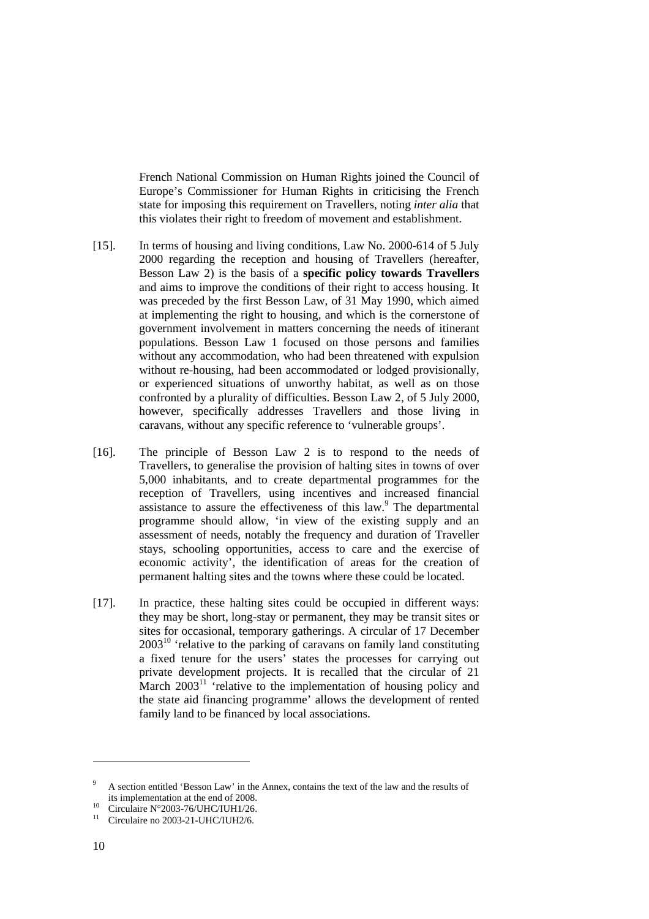French National Commission on Human Rights joined the Council of Europe's Commissioner for Human Rights in criticising the French state for imposing this requirement on Travellers, noting *inter alia* that this violates their right to freedom of movement and establishment.

[15]. In terms of housing and living conditions, Law No. 2000-614 of 5 July 2000 regarding the reception and housing of Travellers (hereafter, Besson Law 2) is the basis of a **specific policy towards Travellers** and aims to improve the conditions of their right to access housing. It was preceded by the first Besson Law, of 31 May 1990, which aimed at implementing the right to housing, and which is the cornerstone of government involvement in matters concerning the needs of itinerant populations. Besson Law 1 focused on those persons and families without any accommodation, who had been threatened with expulsion without re-housing, had been accommodated or lodged provisionally, or experienced situations of unworthy habitat, as well as on those confronted by a plurality of difficulties. Besson Law 2, of 5 July 2000, however, specifically addresses Travellers and those living in caravans, without any specific reference to 'vulnerable groups'.

[16]. The principle of Besson Law 2 is to respond to the needs of Travellers, to generalise the provision of halting sites in towns of over 5,000 inhabitants, and to create departmental programmes for the reception of Travellers, using incentives and increased financial assistance to assure the effectiveness of this law.[9] The departmental programme should allow, 'in view of the existing supply and an assessment of needs, notably the frequency and duration of Traveller stays, schooling opportunities, access to care and the exercise of economic activity', the identification of areas for the creation of permanent halting sites and the towns where these could be located.

[17]. In practice, these halting sites could be occupied in different ways: they may be short, long-stay or permanent, they may be transit sites or sites for occasional, temporary gatherings. A circular of 17 December 2003[10] 'relative to the parking of caravans on family land constituting a fixed tenure for the users' states the processes for carrying out private development projects. It is recalled that the circular of 21 March 2003[11] 'relative to the implementation of housing policy and the state aid financing programme' allows the development of rented family land to be financed by local associations.

---

[9] A section entitled 'Besson Law' in the Annex, contains the text of the law and the results of its implementation at the end of 2008.

[10] Circulaire N°2003-76/UHC/IUH1/26.

[11] Circulaire no 2003-21-UHC/IUH2/6.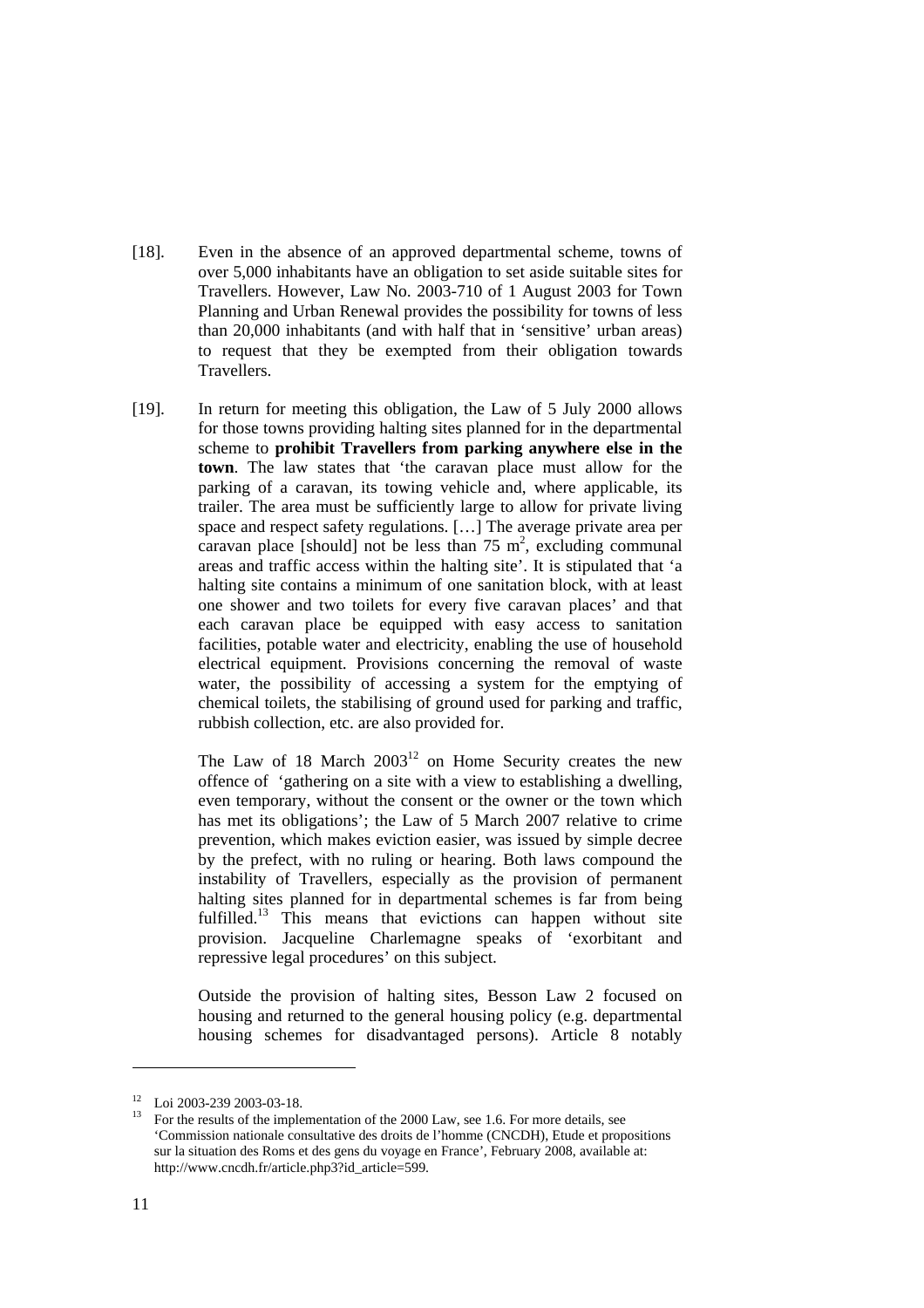[18]. Even in the absence of an approved departmental scheme, towns of over 5,000 inhabitants have an obligation to set aside suitable sites for Travellers. However, Law No. 2003-710 of 1 August 2003 for Town Planning and Urban Renewal provides the possibility for towns of less than 20,000 inhabitants (and with half that in 'sensitive' urban areas) to request that they be exempted from their obligation towards Travellers.

[19]. In return for meeting this obligation, the Law of 5 July 2000 allows for those towns providing halting sites planned for in the departmental scheme to **prohibit Travellers from parking anywhere else in the town**. The law states that 'the caravan place must allow for the parking of a caravan, its towing vehicle and, where applicable, its trailer. The area must be sufficiently large to allow for private living space and respect safety regulations. […] The average private area per caravan place [should] not be less than 75 $m^2$, excluding communal areas and traffic access within the halting site'. It is stipulated that 'a halting site contains a minimum of one sanitation block, with at least one shower and two toilets for every five caravan places' and that each caravan place be equipped with easy access to sanitation facilities, potable water and electricity, enabling the use of household electrical equipment. Provisions concerning the removal of waste water, the possibility of accessing a system for the emptying of chemical toilets, the stabilising of ground used for parking and traffic, rubbish collection, etc. are also provided for.

The Law of 18 March 2003[12] on Home Security creates the new offence of 'gathering on a site with a view to establishing a dwelling, even temporary, without the consent or the owner or the town which has met its obligations'; the Law of 5 March 2007 relative to crime prevention, which makes eviction easier, was issued by simple decree by the prefect, with no ruling or hearing. Both laws compound the instability of Travellers, especially as the provision of permanent halting sites planned for in departmental schemes is far from being fulfilled.[13] This means that evictions can happen without site provision. Jacqueline Charlemagne speaks of 'exorbitant and repressive legal procedures' on this subject.

Outside the provision of halting sites, Besson Law 2 focused on housing and returned to the general housing policy (e.g. departmental housing schemes for disadvantaged persons). Article 8 notably

---

[12] Loi 2003-239 2003-03-18.

[13] For the results of the implementation of the 2000 Law, see 1.6. For more details, see 'Commission nationale consultative des droits de l'homme (CNCDH), Etude et propositions sur la situation des Roms et des gens du voyage en France', February 2008, available at: http://www.cncdh.fr/article.php3?id_article=599.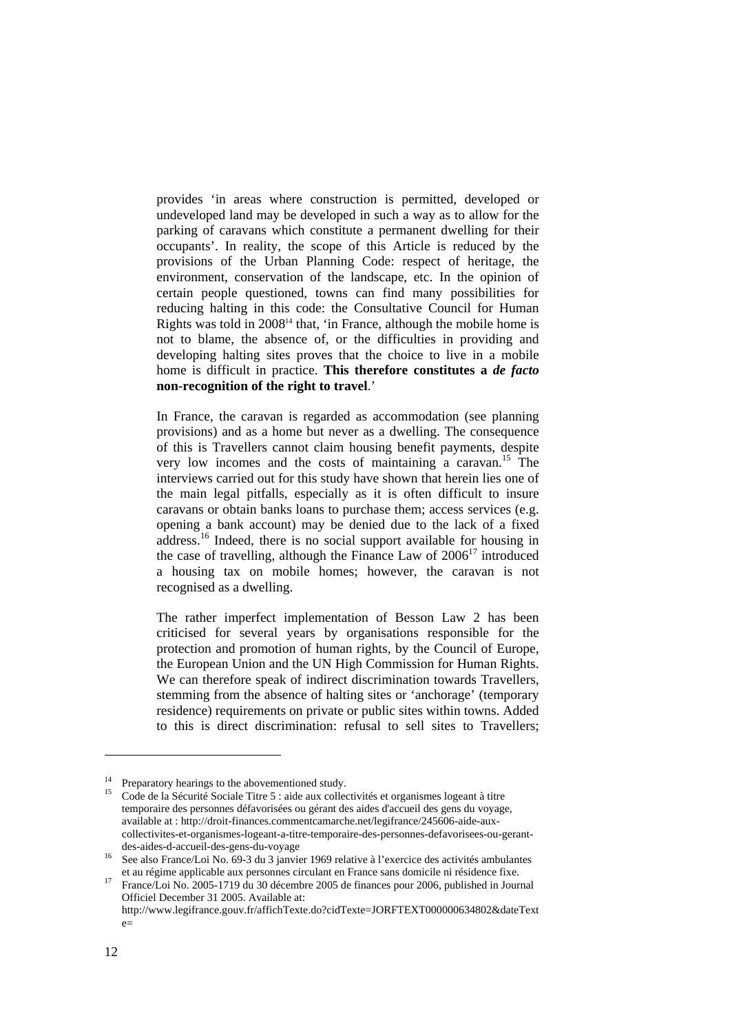provides 'in areas where construction is permitted, developed or undeveloped land may be developed in such a way as to allow for the parking of caravans which constitute a permanent dwelling for their occupants'. In reality, the scope of this Article is reduced by the provisions of the Urban Planning Code: respect of heritage, the environment, conservation of the landscape, etc. In the opinion of certain people questioned, towns can find many possibilities for reducing halting in this code: the Consultative Council for Human Rights was told in 2008[14] that, 'in France, although the mobile home is not to blame, the absence of, or the difficulties in providing and developing halting sites proves that the choice to live in a mobile home is difficult in practice. **This therefore constitutes a *de facto* non-recognition of the right to travel**.'

In France, the caravan is regarded as accommodation (see planning provisions) and as a home but never as a dwelling. The consequence of this is Travellers cannot claim housing benefit payments, despite very low incomes and the costs of maintaining a caravan.[15] The interviews carried out for this study have shown that herein lies one of the main legal pitfalls, especially as it is often difficult to insure caravans or obtain banks loans to purchase them; access services (e.g. opening a bank account) may be denied due to the lack of a fixed address.[16] Indeed, there is no social support available for housing in the case of travelling, although the Finance Law of 2006[17] introduced a housing tax on mobile homes; however, the caravan is not recognised as a dwelling.

The rather imperfect implementation of Besson Law 2 has been criticised for several years by organisations responsible for the protection and promotion of human rights, by the Council of Europe, the European Union and the UN High Commission for Human Rights. We can therefore speak of indirect discrimination towards Travellers, stemming from the absence of halting sites or 'anchorage' (temporary residence) requirements on private or public sites within towns. Added to this is direct discrimination: refusal to sell sites to Travellers;

---

[14] Preparatory hearings to the abovementioned study.

[15] Code de la Sécurité Sociale Titre 5 : aide aux collectivités et organismes logeant à titre temporaire des personnes défavorisées ou gérant des aides d'accueil des gens du voyage, available at : http://droit-finances.commentcamarche.net/legifrance/245606-aide-aux-collectivites-et-organismes-logeant-a-titre-temporaire-des-personnes-defavorisees-ou-gerant-des-aides-d-accueil-des-gens-du-voyage

[16] See also France/Loi No. 69-3 du 3 janvier 1969 relative à l'exercice des activités ambulantes et au régime applicable aux personnes circulant en France sans domicile ni résidence fixe.

[17] France/Loi No. 2005-1719 du 30 décembre 2005 de finances pour 2006, published in Journal Officiel December 31 2005. Available at: http://www.legifrance.gouv.fr/affichTexte.do?cidTexte=JORFTEXT000000634802&dateTexte=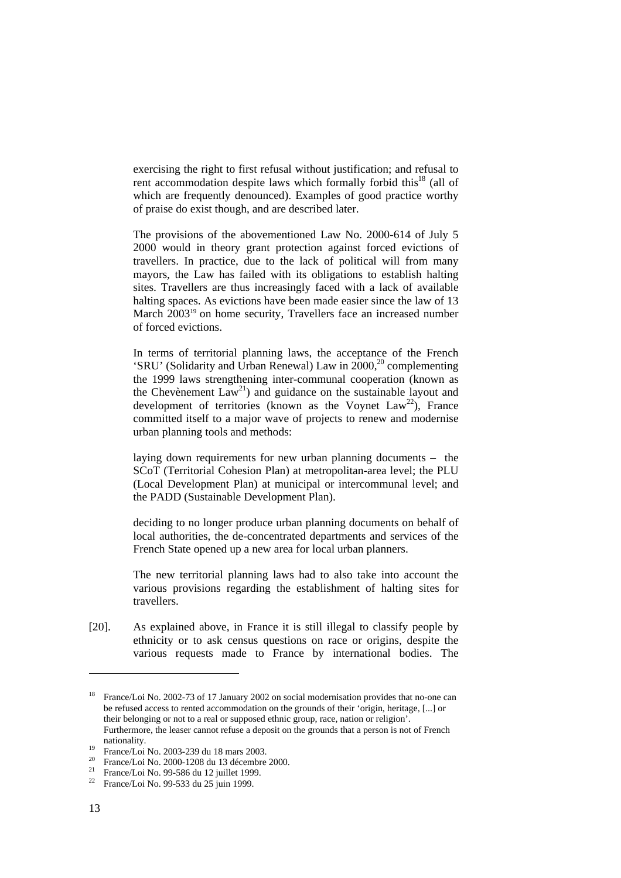exercising the right to first refusal without justification; and refusal to rent accommodation despite laws which formally forbid this[18] (all of which are frequently denounced). Examples of good practice worthy of praise do exist though, and are described later.

The provisions of the abovementioned Law No. 2000-614 of July 5 2000 would in theory grant protection against forced evictions of travellers. In practice, due to the lack of political will from many mayors, the Law has failed with its obligations to establish halting sites. Travellers are thus increasingly faced with a lack of available halting spaces. As evictions have been made easier since the law of 13 March 2003[19] on home security, Travellers face an increased number of forced evictions.

In terms of territorial planning laws, the acceptance of the French 'SRU' (Solidarity and Urban Renewal) Law in 2000,[20] complementing the 1999 laws strengthening inter-communal cooperation (known as the Chevènement Law[21]) and guidance on the sustainable layout and development of territories (known as the Voynet Law[22]), France committed itself to a major wave of projects to renew and modernise urban planning tools and methods:

laying down requirements for new urban planning documents – the SCoT (Territorial Cohesion Plan) at metropolitan-area level; the PLU (Local Development Plan) at municipal or intercommunal level; and the PADD (Sustainable Development Plan).

deciding to no longer produce urban planning documents on behalf of local authorities, the de-concentrated departments and services of the French State opened up a new area for local urban planners.

The new territorial planning laws had to also take into account the various provisions regarding the establishment of halting sites for travellers.

[20]. As explained above, in France it is still illegal to classify people by ethnicity or to ask census questions on race or origins, despite the various requests made to France by international bodies. The

---

[18] France/Loi No. 2002-73 of 17 January 2002 on social modernisation provides that no-one can be refused access to rented accommodation on the grounds of their 'origin, heritage, [...] or their belonging or not to a real or supposed ethnic group, race, nation or religion'. Furthermore, the leaser cannot refuse a deposit on the grounds that a person is not of French nationality.

[19] France/Loi No. 2003-239 du 18 mars 2003.

[20] France/Loi No. 2000-1208 du 13 décembre 2000.

[21] France/Loi No. 99-586 du 12 juillet 1999.

[22] France/Loi No. 99-533 du 25 juin 1999.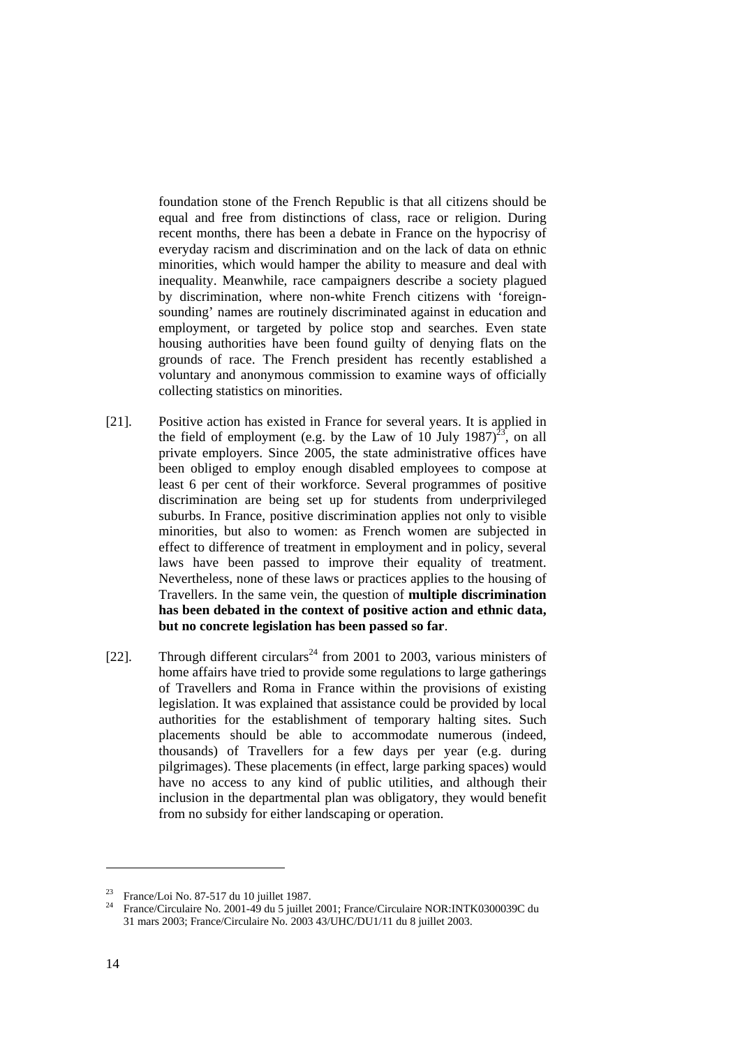foundation stone of the French Republic is that all citizens should be equal and free from distinctions of class, race or religion. During recent months, there has been a debate in France on the hypocrisy of everyday racism and discrimination and on the lack of data on ethnic minorities, which would hamper the ability to measure and deal with inequality. Meanwhile, race campaigners describe a society plagued by discrimination, where non-white French citizens with 'foreign-sounding' names are routinely discriminated against in education and employment, or targeted by police stop and searches. Even state housing authorities have been found guilty of denying flats on the grounds of race. The French president has recently established a voluntary and anonymous commission to examine ways of officially collecting statistics on minorities.

[21]. Positive action has existed in France for several years. It is applied in the field of employment (e.g. by the Law of 10 July 1987)[23], on all private employers. Since 2005, the state administrative offices have been obliged to employ enough disabled employees to compose at least 6 per cent of their workforce. Several programmes of positive discrimination are being set up for students from underprivileged suburbs. In France, positive discrimination applies not only to visible minorities, but also to women: as French women are subjected in effect to difference of treatment in employment and in policy, several laws have been passed to improve their equality of treatment. Nevertheless, none of these laws or practices applies to the housing of Travellers. In the same vein, the question of **multiple discrimination has been debated in the context of positive action and ethnic data, but no concrete legislation has been passed so far**.

[22]. Through different circulars[24] from 2001 to 2003, various ministers of home affairs have tried to provide some regulations to large gatherings of Travellers and Roma in France within the provisions of existing legislation. It was explained that assistance could be provided by local authorities for the establishment of temporary halting sites. Such placements should be able to accommodate numerous (indeed, thousands) of Travellers for a few days per year (e.g. during pilgrimages). These placements (in effect, large parking spaces) would have no access to any kind of public utilities, and although their inclusion in the departmental plan was obligatory, they would benefit from no subsidy for either landscaping or operation.

---

[23] France/Loi No. 87-517 du 10 juillet 1987.

[24] France/Circulaire No. 2001-49 du 5 juillet 2001; France/Circulaire NOR:INTK0300039C du 31 mars 2003; France/Circulaire No. 2003 43/UHC/DU1/11 du 8 juillet 2003.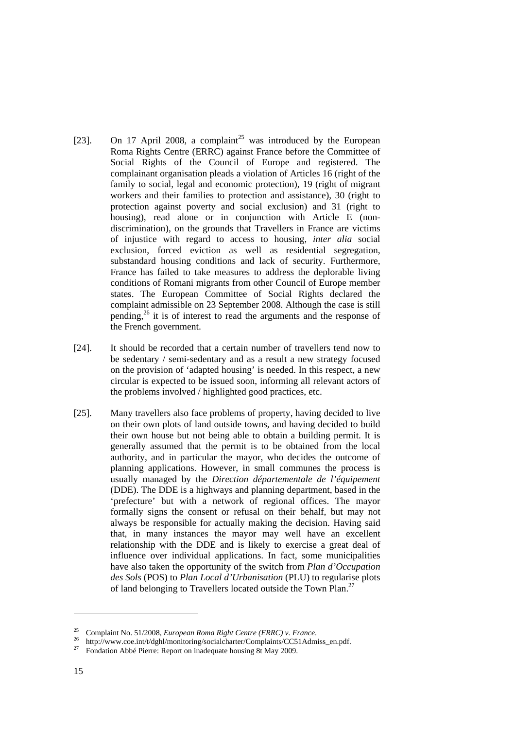[23]. On 17 April 2008, a complaint[25] was introduced by the European Roma Rights Centre (ERRC) against France before the Committee of Social Rights of the Council of Europe and registered. The complainant organisation pleads a violation of Articles 16 (right of the family to social, legal and economic protection), 19 (right of migrant workers and their families to protection and assistance), 30 (right to protection against poverty and social exclusion) and 31 (right to housing), read alone or in conjunction with Article E (non-discrimination), on the grounds that Travellers in France are victims of injustice with regard to access to housing, *inter alia* social exclusion, forced eviction as well as residential segregation, substandard housing conditions and lack of security. Furthermore, France has failed to take measures to address the deplorable living conditions of Romani migrants from other Council of Europe member states. The European Committee of Social Rights declared the complaint admissible on 23 September 2008. Although the case is still pending,[26] it is of interest to read the arguments and the response of the French government.

[24]. It should be recorded that a certain number of travellers tend now to be sedentary / semi-sedentary and as a result a new strategy focused on the provision of 'adapted housing' is needed. In this respect, a new circular is expected to be issued soon, informing all relevant actors of the problems involved / highlighted good practices, etc.

[25]. Many travellers also face problems of property, having decided to live on their own plots of land outside towns, and having decided to build their own house but not being able to obtain a building permit. It is generally assumed that the permit is to be obtained from the local authority, and in particular the mayor, who decides the outcome of planning applications. However, in small communes the process is usually managed by the *Direction départementale de l'équipement* (DDE). The DDE is a highways and planning department, based in the 'prefecture' but with a network of regional offices. The mayor formally signs the consent or refusal on their behalf, but may not always be responsible for actually making the decision. Having said that, in many instances the mayor may well have an excellent relationship with the DDE and is likely to exercise a great deal of influence over individual applications. In fact, some municipalities have also taken the opportunity of the switch from *Plan d'Occupation des Sols* (POS) to *Plan Local d'Urbanisation* (PLU) to regularise plots of land belonging to Travellers located outside the Town Plan.[27]

---

[25] Complaint No. 51/2008, *European Roma Right Centre (ERRC) v. France*.

[26] http://www.coe.int/t/dghl/monitoring/socialcharter/Complaints/CC51Admiss_en.pdf.

[27] Fondation Abbé Pierre: Report on inadequate housing 8t May 2009.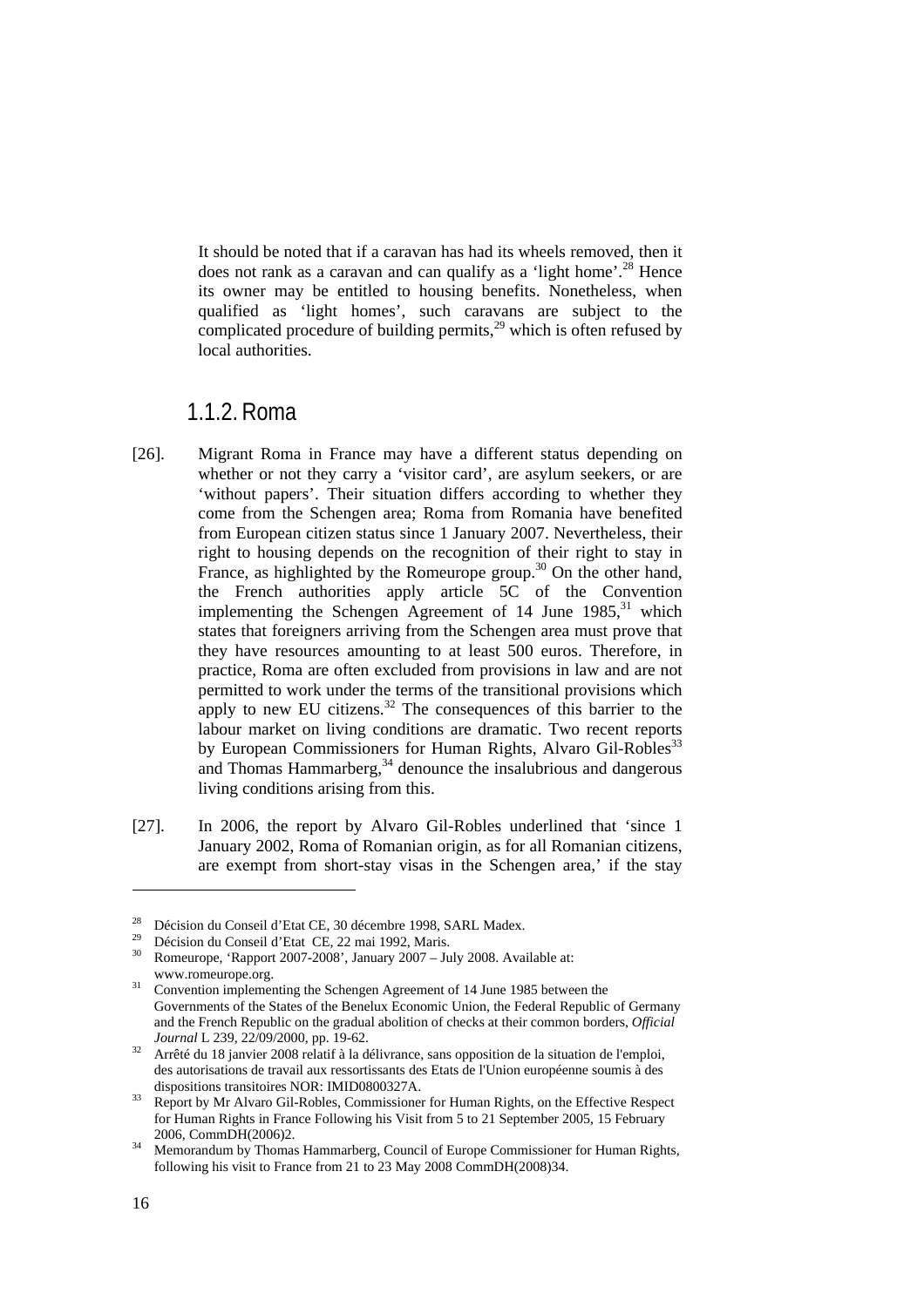It should be noted that if a caravan has had its wheels removed, then it does not rank as a caravan and can qualify as a 'light home'.[28] Hence its owner may be entitled to housing benefits. Nonetheless, when qualified as 'light homes', such caravans are subject to the complicated procedure of building permits,[29] which is often refused by local authorities.

### 1.1.2. Roma

[26]. Migrant Roma in France may have a different status depending on whether or not they carry a 'visitor card', are asylum seekers, or are 'without papers'. Their situation differs according to whether they come from the Schengen area; Roma from Romania have benefited from European citizen status since 1 January 2007. Nevertheless, their right to housing depends on the recognition of their right to stay in France, as highlighted by the Romeurope group.[30] On the other hand, the French authorities apply article 5C of the Convention implementing the Schengen Agreement of 14 June 1985,[31] which states that foreigners arriving from the Schengen area must prove that they have resources amounting to at least 500 euros. Therefore, in practice, Roma are often excluded from provisions in law and are not permitted to work under the terms of the transitional provisions which apply to new EU citizens.[32] The consequences of this barrier to the labour market on living conditions are dramatic. Two recent reports by European Commissioners for Human Rights, Alvaro Gil-Robles[33] and Thomas Hammarberg,[34] denounce the insalubrious and dangerous living conditions arising from this.

[27]. In 2006, the report by Alvaro Gil-Robles underlined that 'since 1 January 2002, Roma of Romanian origin, as for all Romanian citizens, are exempt from short-stay visas in the Schengen area,' if the stay

---

[28] Décision du Conseil d'Etat CE, 30 décembre 1998, SARL Madex.

[29] Décision du Conseil d'Etat CE, 22 mai 1992, Maris.

[30] Romeurope, 'Rapport 2007-2008', January 2007 – July 2008. Available at: www.romeurope.org.

[31] Convention implementing the Schengen Agreement of 14 June 1985 between the Governments of the States of the Benelux Economic Union, the Federal Republic of Germany and the French Republic on the gradual abolition of checks at their common borders, *Official Journal* L 239, 22/09/2000, pp. 19-62.

[32] Arrêté du 18 janvier 2008 relatif à la délivrance, sans opposition de la situation de l'emploi, des autorisations de travail aux ressortissants des Etats de l'Union européenne soumis à des dispositions transitoires NOR: IMID0800327A.

[33] Report by Mr Alvaro Gil-Robles, Commissioner for Human Rights, on the Effective Respect for Human Rights in France Following his Visit from 5 to 21 September 2005, 15 February 2006, CommDH(2006)2.

[34] Memorandum by Thomas Hammarberg, Council of Europe Commissioner for Human Rights, following his visit to France from 21 to 23 May 2008 CommDH(2008)34.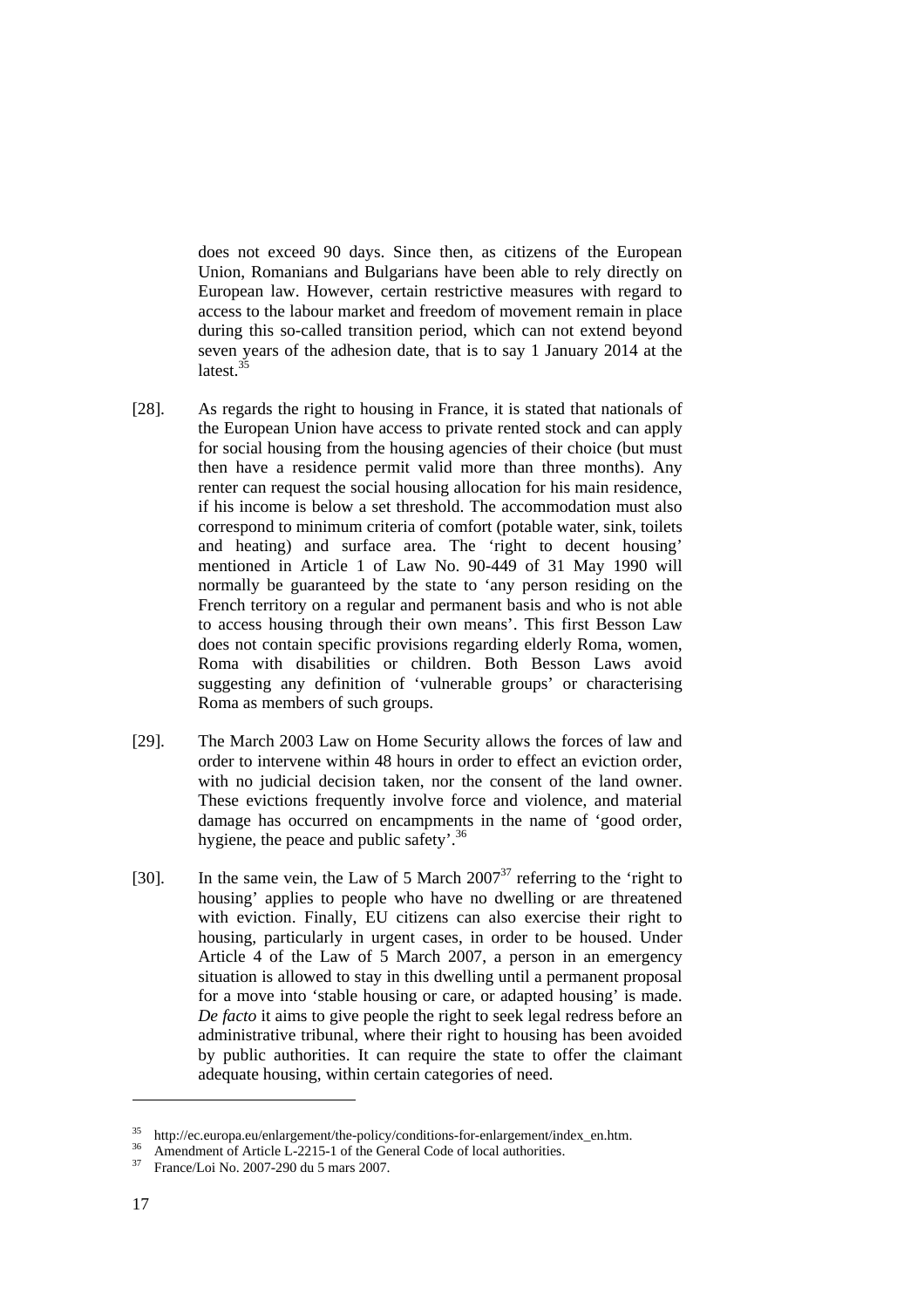does not exceed 90 days. Since then, as citizens of the European Union, Romanians and Bulgarians have been able to rely directly on European law. However, certain restrictive measures with regard to access to the labour market and freedom of movement remain in place during this so-called transition period, which can not extend beyond seven years of the adhesion date, that is to say 1 January 2014 at the latest.[35]

[28]. As regards the right to housing in France, it is stated that nationals of the European Union have access to private rented stock and can apply for social housing from the housing agencies of their choice (but must then have a residence permit valid more than three months). Any renter can request the social housing allocation for his main residence, if his income is below a set threshold. The accommodation must also correspond to minimum criteria of comfort (potable water, sink, toilets and heating) and surface area. The 'right to decent housing' mentioned in Article 1 of Law No. 90-449 of 31 May 1990 will normally be guaranteed by the state to 'any person residing on the French territory on a regular and permanent basis and who is not able to access housing through their own means'. This first Besson Law does not contain specific provisions regarding elderly Roma, women, Roma with disabilities or children. Both Besson Laws avoid suggesting any definition of 'vulnerable groups' or characterising Roma as members of such groups.

[29]. The March 2003 Law on Home Security allows the forces of law and order to intervene within 48 hours in order to effect an eviction order, with no judicial decision taken, nor the consent of the land owner. These evictions frequently involve force and violence, and material damage has occurred on encampments in the name of 'good order, hygiene, the peace and public safety'.[36]

[30]. In the same vein, the Law of 5 March 2007[37] referring to the 'right to housing' applies to people who have no dwelling or are threatened with eviction. Finally, EU citizens can also exercise their right to housing, particularly in urgent cases, in order to be housed. Under Article 4 of the Law of 5 March 2007, a person in an emergency situation is allowed to stay in this dwelling until a permanent proposal for a move into 'stable housing or care, or adapted housing' is made. *De facto* it aims to give people the right to seek legal redress before an administrative tribunal, where their right to housing has been avoided by public authorities. It can require the state to offer the claimant adequate housing, within certain categories of need.

---

[35] http://ec.europa.eu/enlargement/the-policy/conditions-for-enlargement/index_en.htm.

[36] Amendment of Article L-2215-1 of the General Code of local authorities.

[37] France/Loi No. 2007-290 du 5 mars 2007.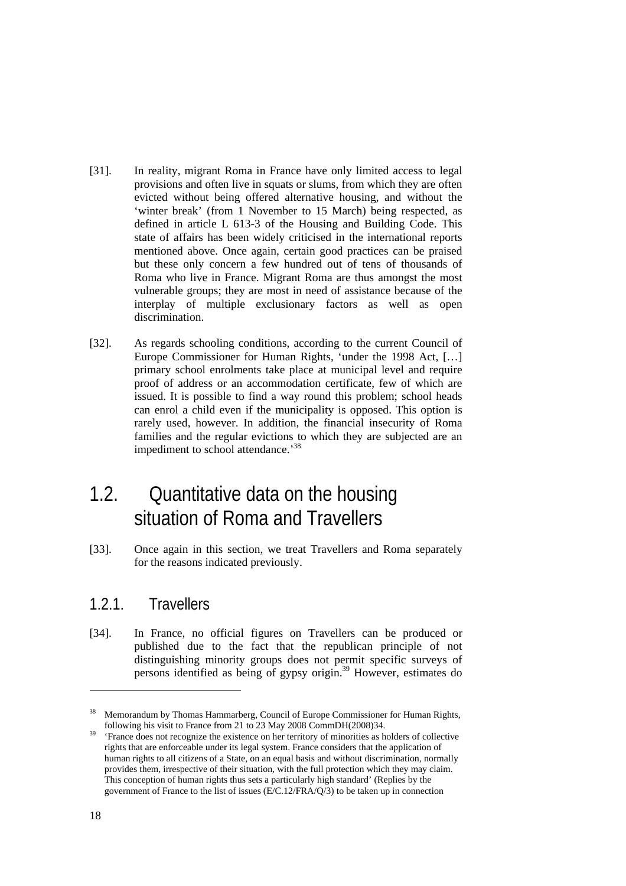[31]. In reality, migrant Roma in France have only limited access to legal provisions and often live in squats or slums, from which they are often evicted without being offered alternative housing, and without the 'winter break' (from 1 November to 15 March) being respected, as defined in article L 613-3 of the Housing and Building Code. This state of affairs has been widely criticised in the international reports mentioned above. Once again, certain good practices can be praised but these only concern a few hundred out of tens of thousands of Roma who live in France. Migrant Roma are thus amongst the most vulnerable groups; they are most in need of assistance because of the interplay of multiple exclusionary factors as well as open discrimination.

[32]. As regards schooling conditions, according to the current Council of Europe Commissioner for Human Rights, 'under the 1998 Act, […] primary school enrolments take place at municipal level and require proof of address or an accommodation certificate, few of which are issued. It is possible to find a way round this problem; school heads can enrol a child even if the municipality is opposed. This option is rarely used, however. In addition, the financial insecurity of Roma families and the regular evictions to which they are subjected are an impediment to school attendance.'[38]

## 1.2. Quantitative data on the housing situation of Roma and Travellers

[33]. Once again in this section, we treat Travellers and Roma separately for the reasons indicated previously.

### 1.2.1. Travellers

[34]. In France, no official figures on Travellers can be produced or published due to the fact that the republican principle of not distinguishing minority groups does not permit specific surveys of persons identified as being of gypsy origin.[39] However, estimates do

---

[38] Memorandum by Thomas Hammarberg, Council of Europe Commissioner for Human Rights, following his visit to France from 21 to 23 May 2008 CommDH(2008)34.

[39] 'France does not recognize the existence on her territory of minorities as holders of collective rights that are enforceable under its legal system. France considers that the application of human rights to all citizens of a State, on an equal basis and without discrimination, normally provides them, irrespective of their situation, with the full protection which they may claim. This conception of human rights thus sets a particularly high standard' (Replies by the government of France to the list of issues (E/C.12/FRA/Q/3) to be taken up in connection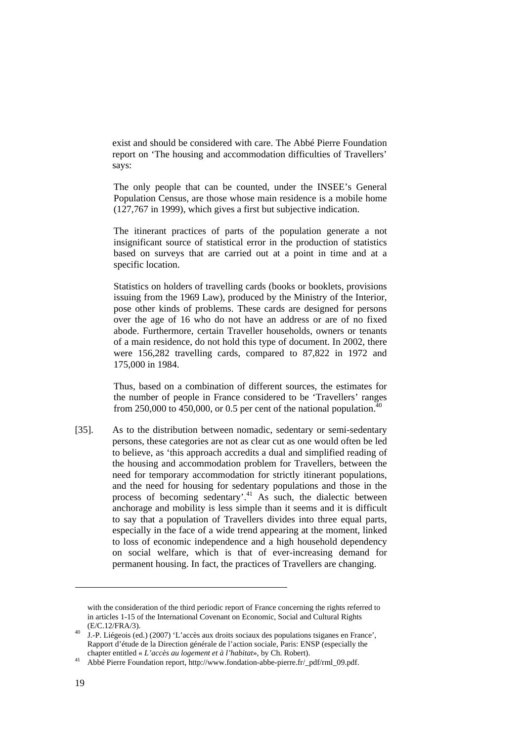exist and should be considered with care. The Abbé Pierre Foundation report on 'The housing and accommodation difficulties of Travellers' says:

> The only people that can be counted, under the INSEE's General Population Census, are those whose main residence is a mobile home (127,767 in 1999), which gives a first but subjective indication.
>
> The itinerant practices of parts of the population generate a not insignificant source of statistical error in the production of statistics based on surveys that are carried out at a point in time and at a specific location.
>
> Statistics on holders of travelling cards (books or booklets, provisions issuing from the 1969 Law), produced by the Ministry of the Interior, pose other kinds of problems. These cards are designed for persons over the age of 16 who do not have an address or are of no fixed abode. Furthermore, certain Traveller households, owners or tenants of a main residence, do not hold this type of document. In 2002, there were 156,282 travelling cards, compared to 87,822 in 1972 and 175,000 in 1984.
>
> Thus, based on a combination of different sources, the estimates for the number of people in France considered to be 'Travellers' ranges from 250,000 to 450,000, or 0.5 per cent of the national population.[40]

[35]. As to the distribution between nomadic, sedentary or semi-sedentary persons, these categories are not as clear cut as one would often be led to believe, as 'this approach accredits a dual and simplified reading of the housing and accommodation problem for Travellers, between the need for temporary accommodation for strictly itinerant populations, and the need for housing for sedentary populations and those in the process of becoming sedentary'.[41] As such, the dialectic between anchorage and mobility is less simple than it seems and it is difficult to say that a population of Travellers divides into three equal parts, especially in the face of a wide trend appearing at the moment, linked to loss of economic independence and a high household dependency on social welfare, which is that of ever-increasing demand for permanent housing. In fact, the practices of Travellers are changing.

---

with the consideration of the third periodic report of France concerning the rights referred to in articles 1-15 of the International Covenant on Economic, Social and Cultural Rights (E/C.12/FRA/3).

[40] J.-P. Liégeois (ed.) (2007) 'L'accès aux droits sociaux des populations tsiganes en France', Rapport d'étude de la Direction générale de l'action sociale, Paris: ENSP (especially the chapter entitled « *L'accès au logement et à l'habitat*», by Ch. Robert).

[41] Abbé Pierre Foundation report, http://www.fondation-abbe-pierre.fr/_pdf/rml_09.pdf.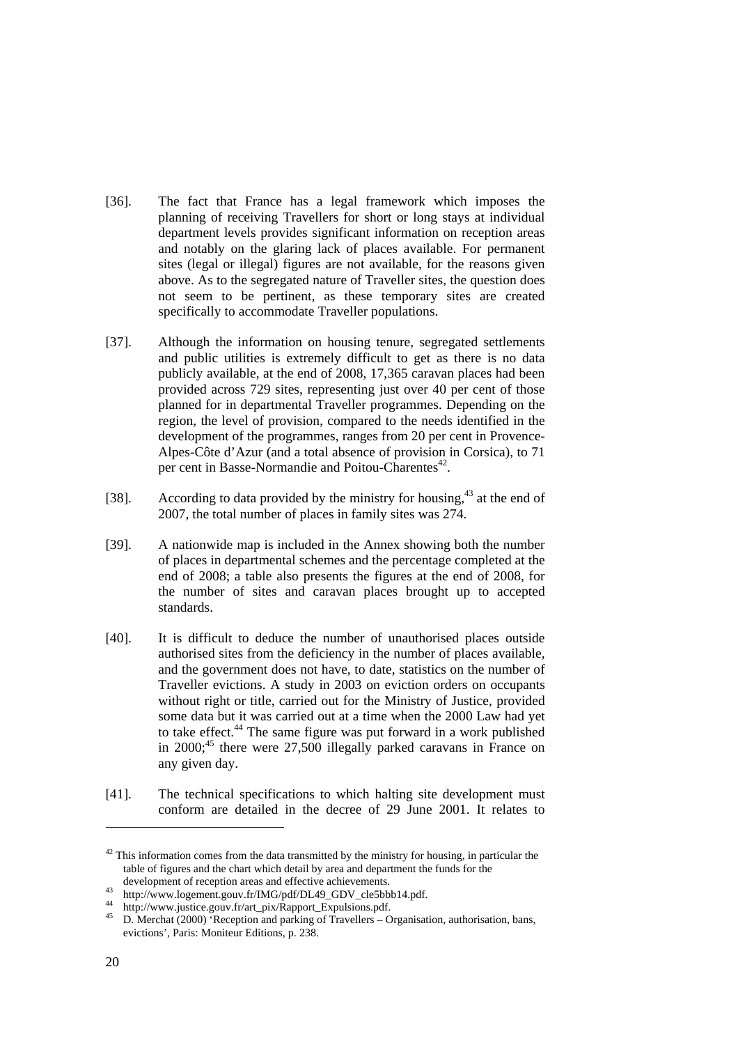[36]. The fact that France has a legal framework which imposes the planning of receiving Travellers for short or long stays at individual department levels provides significant information on reception areas and notably on the glaring lack of places available. For permanent sites (legal or illegal) figures are not available, for the reasons given above. As to the segregated nature of Traveller sites, the question does not seem to be pertinent, as these temporary sites are created specifically to accommodate Traveller populations.

[37]. Although the information on housing tenure, segregated settlements and public utilities is extremely difficult to get as there is no data publicly available, at the end of 2008, 17,365 caravan places had been provided across 729 sites, representing just over 40 per cent of those planned for in departmental Traveller programmes. Depending on the region, the level of provision, compared to the needs identified in the development of the programmes, ranges from 20 per cent in Provence-Alpes-Côte d'Azur (and a total absence of provision in Corsica), to 71 per cent in Basse-Normandie and Poitou-Charentes[42].

[38]. According to data provided by the ministry for housing,[43] at the end of 2007, the total number of places in family sites was 274.

[39]. A nationwide map is included in the Annex showing both the number of places in departmental schemes and the percentage completed at the end of 2008; a table also presents the figures at the end of 2008, for the number of sites and caravan places brought up to accepted standards.

[40]. It is difficult to deduce the number of unauthorised places outside authorised sites from the deficiency in the number of places available, and the government does not have, to date, statistics on the number of Traveller evictions. A study in 2003 on eviction orders on occupants without right or title, carried out for the Ministry of Justice, provided some data but it was carried out at a time when the 2000 Law had yet to take effect.[44] The same figure was put forward in a work published in 2000;[45] there were 27,500 illegally parked caravans in France on any given day.

[41]. The technical specifications to which halting site development must conform are detailed in the decree of 29 June 2001. It relates to

---

[42] This information comes from the data transmitted by the ministry for housing, in particular the table of figures and the chart which detail by area and department the funds for the development of reception areas and effective achievements.

[43] http://www.logement.gouv.fr/IMG/pdf/DL49_GDV_cle5bbb14.pdf.

[44] http://www.justice.gouv.fr/art_pix/Rapport_Expulsions.pdf.

[45] D. Merchat (2000) 'Reception and parking of Travellers – Organisation, authorisation, bans, evictions', Paris: Moniteur Editions, p. 238.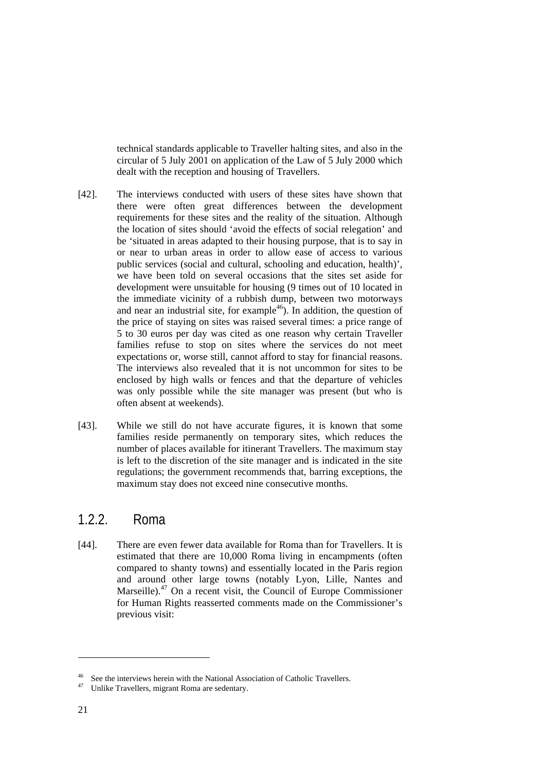technical standards applicable to Traveller halting sites, and also in the circular of 5 July 2001 on application of the Law of 5 July 2000 which dealt with the reception and housing of Travellers.

[42]. The interviews conducted with users of these sites have shown that there were often great differences between the development requirements for these sites and the reality of the situation. Although the location of sites should 'avoid the effects of social relegation' and be 'situated in areas adapted to their housing purpose, that is to say in or near to urban areas in order to allow ease of access to various public services (social and cultural, schooling and education, health)', we have been told on several occasions that the sites set aside for development were unsuitable for housing (9 times out of 10 located in the immediate vicinity of a rubbish dump, between two motorways and near an industrial site, for example[46]). In addition, the question of the price of staying on sites was raised several times: a price range of 5 to 30 euros per day was cited as one reason why certain Traveller families refuse to stop on sites where the services do not meet expectations or, worse still, cannot afford to stay for financial reasons. The interviews also revealed that it is not uncommon for sites to be enclosed by high walls or fences and that the departure of vehicles was only possible while the site manager was present (but who is often absent at weekends).

[43]. While we still do not have accurate figures, it is known that some families reside permanently on temporary sites, which reduces the number of places available for itinerant Travellers. The maximum stay is left to the discretion of the site manager and is indicated in the site regulations; the government recommends that, barring exceptions, the maximum stay does not exceed nine consecutive months.

### 1.2.2. Roma

[44]. There are even fewer data available for Roma than for Travellers. It is estimated that there are 10,000 Roma living in encampments (often compared to shanty towns) and essentially located in the Paris region and around other large towns (notably Lyon, Lille, Nantes and Marseille).[47] On a recent visit, the Council of Europe Commissioner for Human Rights reasserted comments made on the Commissioner's previous visit:

---

[46] See the interviews herein with the National Association of Catholic Travellers.

[47] Unlike Travellers, migrant Roma are sedentary.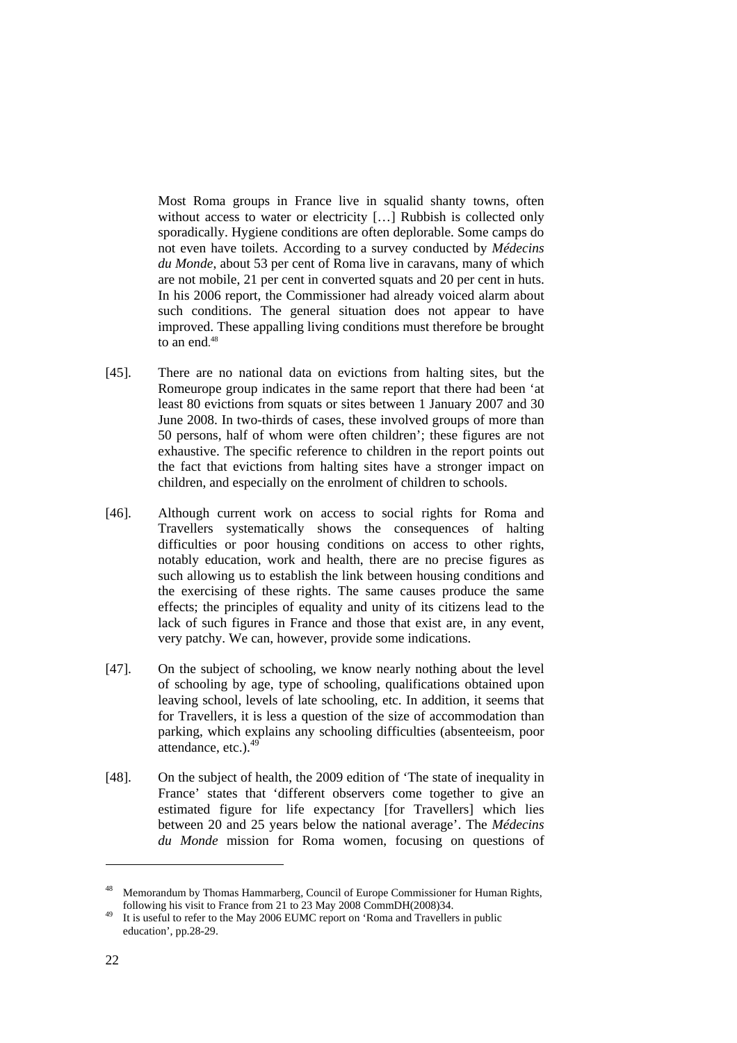> Most Roma groups in France live in squalid shanty towns, often without access to water or electricity […] Rubbish is collected only sporadically. Hygiene conditions are often deplorable. Some camps do not even have toilets. According to a survey conducted by *Médecins du Monde*, about 53 per cent of Roma live in caravans, many of which are not mobile, 21 per cent in converted squats and 20 per cent in huts. In his 2006 report, the Commissioner had already voiced alarm about such conditions. The general situation does not appear to have improved. These appalling living conditions must therefore be brought to an end.[48]

[45]. There are no national data on evictions from halting sites, but the Romeurope group indicates in the same report that there had been 'at least 80 evictions from squats or sites between 1 January 2007 and 30 June 2008. In two-thirds of cases, these involved groups of more than 50 persons, half of whom were often children'; these figures are not exhaustive. The specific reference to children in the report points out the fact that evictions from halting sites have a stronger impact on children, and especially on the enrolment of children to schools.

[46]. Although current work on access to social rights for Roma and Travellers systematically shows the consequences of halting difficulties or poor housing conditions on access to other rights, notably education, work and health, there are no precise figures as such allowing us to establish the link between housing conditions and the exercising of these rights. The same causes produce the same effects; the principles of equality and unity of its citizens lead to the lack of such figures in France and those that exist are, in any event, very patchy. We can, however, provide some indications.

[47]. On the subject of schooling, we know nearly nothing about the level of schooling by age, type of schooling, qualifications obtained upon leaving school, levels of late schooling, etc. In addition, it seems that for Travellers, it is less a question of the size of accommodation than parking, which explains any schooling difficulties (absenteeism, poor attendance, etc.).[49]

[48]. On the subject of health, the 2009 edition of 'The state of inequality in France' states that 'different observers come together to give an estimated figure for life expectancy [for Travellers] which lies between 20 and 25 years below the national average'. The *Médecins du Monde* mission for Roma women, focusing on questions of

---

[48] Memorandum by Thomas Hammarberg, Council of Europe Commissioner for Human Rights, following his visit to France from 21 to 23 May 2008 CommDH(2008)34.

[49] It is useful to refer to the May 2006 EUMC report on 'Roma and Travellers in public education', pp.28-29.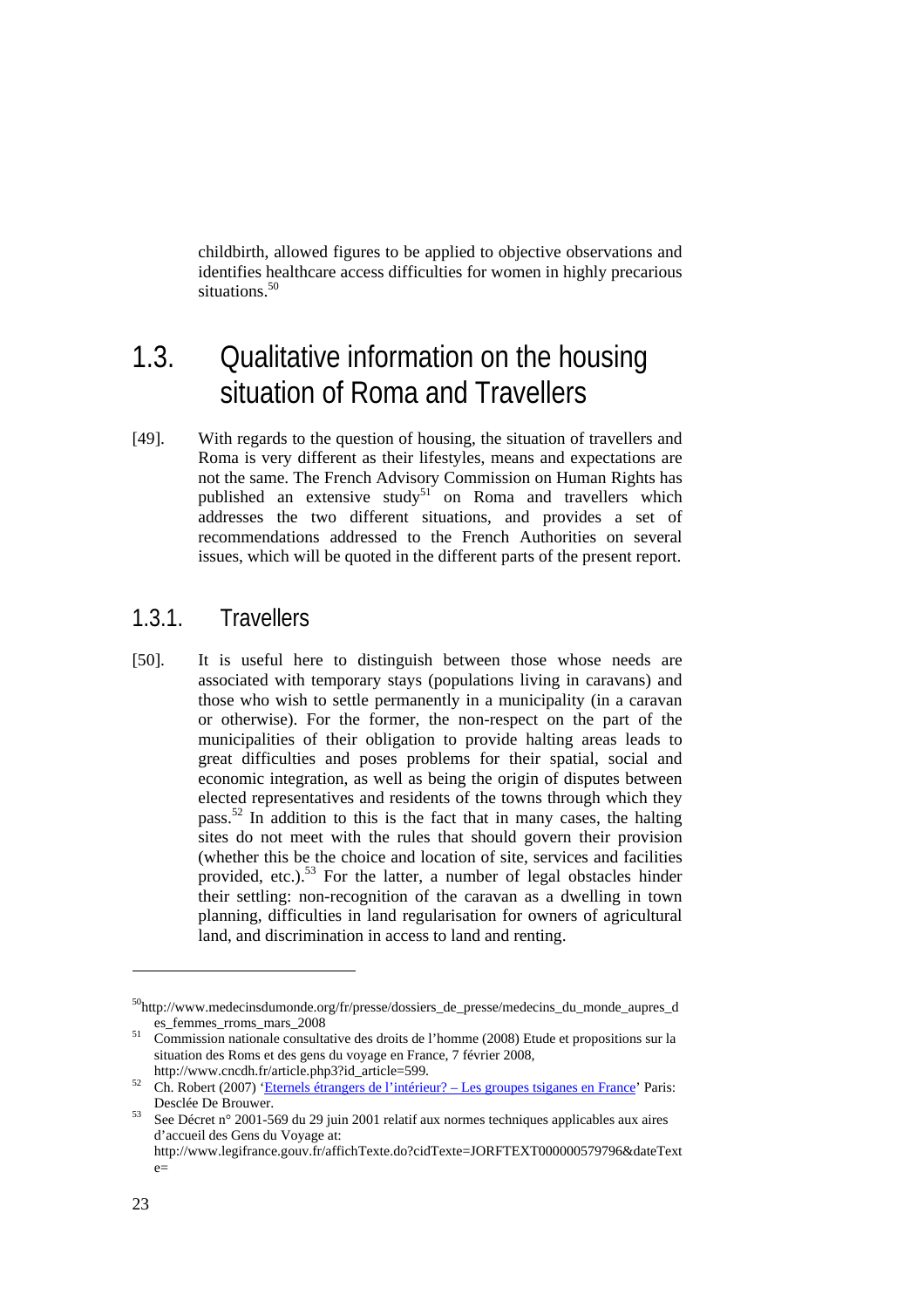childbirth, allowed figures to be applied to objective observations and identifies healthcare access difficulties for women in highly precarious situations.[50]

## 1.3. Qualitative information on the housing situation of Roma and Travellers

[49]. With regards to the question of housing, the situation of travellers and Roma is very different as their lifestyles, means and expectations are not the same. The French Advisory Commission on Human Rights has published an extensive study[51] on Roma and travellers which addresses the two different situations, and provides a set of recommendations addressed to the French Authorities on several issues, which will be quoted in the different parts of the present report.

### 1.3.1. Travellers

[50]. It is useful here to distinguish between those whose needs are associated with temporary stays (populations living in caravans) and those who wish to settle permanently in a municipality (in a caravan or otherwise). For the former, the non-respect on the part of the municipalities of their obligation to provide halting areas leads to great difficulties and poses problems for their spatial, social and economic integration, as well as being the origin of disputes between elected representatives and residents of the towns through which they pass.[52] In addition to this is the fact that in many cases, the halting sites do not meet with the rules that should govern their provision (whether this be the choice and location of site, services and facilities provided, etc.).[53] For the latter, a number of legal obstacles hinder their settling: non-recognition of the caravan as a dwelling in town planning, difficulties in land regularisation for owners of agricultural land, and discrimination in access to land and renting.

---

[50] http://www.medecinsdumonde.org/fr/presse/dossiers_de_presse/medecins_du_monde_aupres_des_femmes_rroms_mars_2008

[51] Commission nationale consultative des droits de l'homme (2008) Etude et propositions sur la situation des Roms et des gens du voyage en France, 7 février 2008, http://www.cncdh.fr/article.php3?id_article=599.

[52] Ch. Robert (2007) 'Eternels étrangers de l'intérieur? – Les groupes tsiganes en France' Paris: Desclée De Brouwer.

[53] See Décret n° 2001-569 du 29 juin 2001 relatif aux normes techniques applicables aux aires d'accueil des Gens du Voyage at: http://www.legifrance.gouv.fr/affichTexte.do?cidTexte=JORFTEXT000000579796&dateTexte=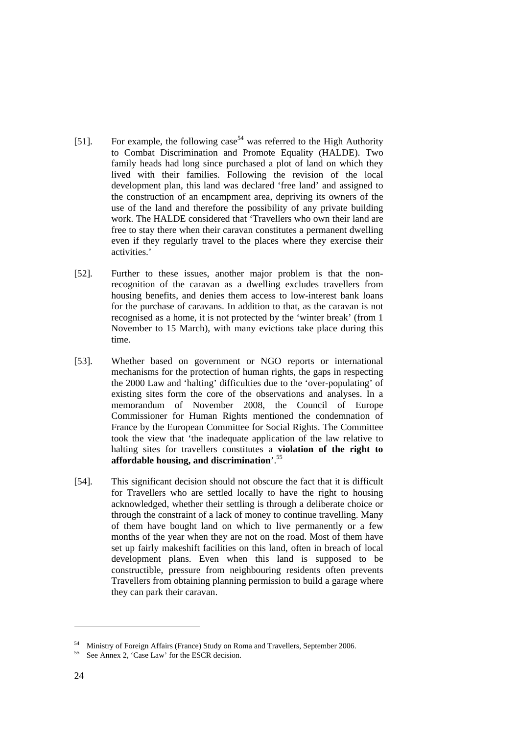[51]. For example, the following case[54] was referred to the High Authority to Combat Discrimination and Promote Equality (HALDE). Two family heads had long since purchased a plot of land on which they lived with their families. Following the revision of the local development plan, this land was declared 'free land' and assigned to the construction of an encampment area, depriving its owners of the use of the land and therefore the possibility of any private building work. The HALDE considered that 'Travellers who own their land are free to stay there when their caravan constitutes a permanent dwelling even if they regularly travel to the places where they exercise their activities.'

[52]. Further to these issues, another major problem is that the non-recognition of the caravan as a dwelling excludes travellers from housing benefits, and denies them access to low-interest bank loans for the purchase of caravans. In addition to that, as the caravan is not recognised as a home, it is not protected by the 'winter break' (from 1 November to 15 March), with many evictions take place during this time.

[53]. Whether based on government or NGO reports or international mechanisms for the protection of human rights, the gaps in respecting the 2000 Law and 'halting' difficulties due to the 'over-populating' of existing sites form the core of the observations and analyses. In a memorandum of November 2008, the Council of Europe Commissioner for Human Rights mentioned the condemnation of France by the European Committee for Social Rights. The Committee took the view that 'the inadequate application of the law relative to halting sites for travellers constitutes a **violation of the right to affordable housing, and discrimination**'.[55]

[54]. This significant decision should not obscure the fact that it is difficult for Travellers who are settled locally to have the right to housing acknowledged, whether their settling is through a deliberate choice or through the constraint of a lack of money to continue travelling. Many of them have bought land on which to live permanently or a few months of the year when they are not on the road. Most of them have set up fairly makeshift facilities on this land, often in breach of local development plans. Even when this land is supposed to be constructible, pressure from neighbouring residents often prevents Travellers from obtaining planning permission to build a garage where they can park their caravan.

---

[54] Ministry of Foreign Affairs (France) Study on Roma and Travellers, September 2006.

[55] See Annex 2, 'Case Law' for the ESCR decision.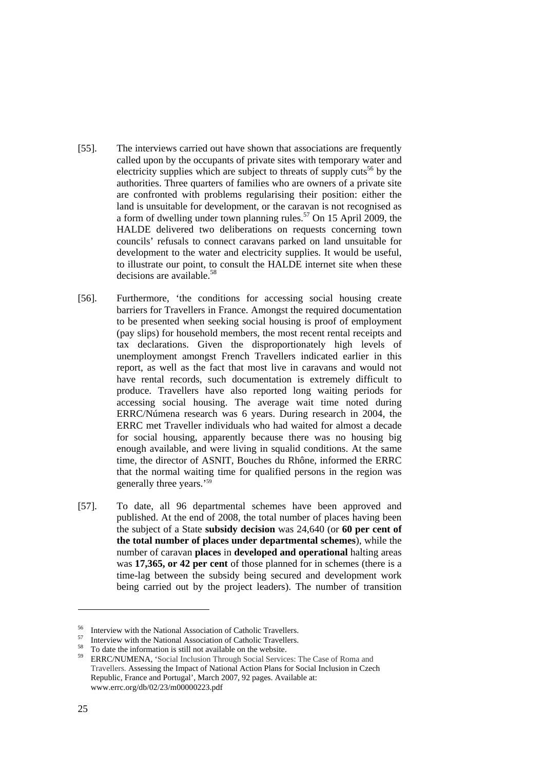[55]. The interviews carried out have shown that associations are frequently called upon by the occupants of private sites with temporary water and electricity supplies which are subject to threats of supply cuts[56] by the authorities. Three quarters of families who are owners of a private site are confronted with problems regularising their position: either the land is unsuitable for development, or the caravan is not recognised as a form of dwelling under town planning rules.[57] On 15 April 2009, the HALDE delivered two deliberations on requests concerning town councils' refusals to connect caravans parked on land unsuitable for development to the water and electricity supplies. It would be useful, to illustrate our point, to consult the HALDE internet site when these decisions are available.[58]

[56]. Furthermore, 'the conditions for accessing social housing create barriers for Travellers in France. Amongst the required documentation to be presented when seeking social housing is proof of employment (pay slips) for household members, the most recent rental receipts and tax declarations. Given the disproportionately high levels of unemployment amongst French Travellers indicated earlier in this report, as well as the fact that most live in caravans and would not have rental records, such documentation is extremely difficult to produce. Travellers have also reported long waiting periods for accessing social housing. The average wait time noted during ERRC/Númena research was 6 years. During research in 2004, the ERRC met Traveller individuals who had waited for almost a decade for social housing, apparently because there was no housing big enough available, and were living in squalid conditions. At the same time, the director of ASNIT, Bouches du Rhône, informed the ERRC that the normal waiting time for qualified persons in the region was generally three years.'[59]

[57]. To date, all 96 departmental schemes have been approved and published. At the end of 2008, the total number of places having been the subject of a State **subsidy decision** was 24,640 (or **60 per cent of the total number of places under departmental schemes**), while the number of caravan **places** in **developed and operational** halting areas was **17,365, or 42 per cent** of those planned for in schemes (there is a time-lag between the subsidy being secured and development work being carried out by the project leaders). The number of transition

---

[56] Interview with the National Association of Catholic Travellers.

[57] Interview with the National Association of Catholic Travellers.

[58] To date the information is still not available on the website.

[59] ERRC/NUMENA, 'Social Inclusion Through Social Services: The Case of Roma and Travellers. Assessing the Impact of National Action Plans for Social Inclusion in Czech Republic, France and Portugal', March 2007, 92 pages. Available at: www.errc.org/db/02/23/m00000223.pdf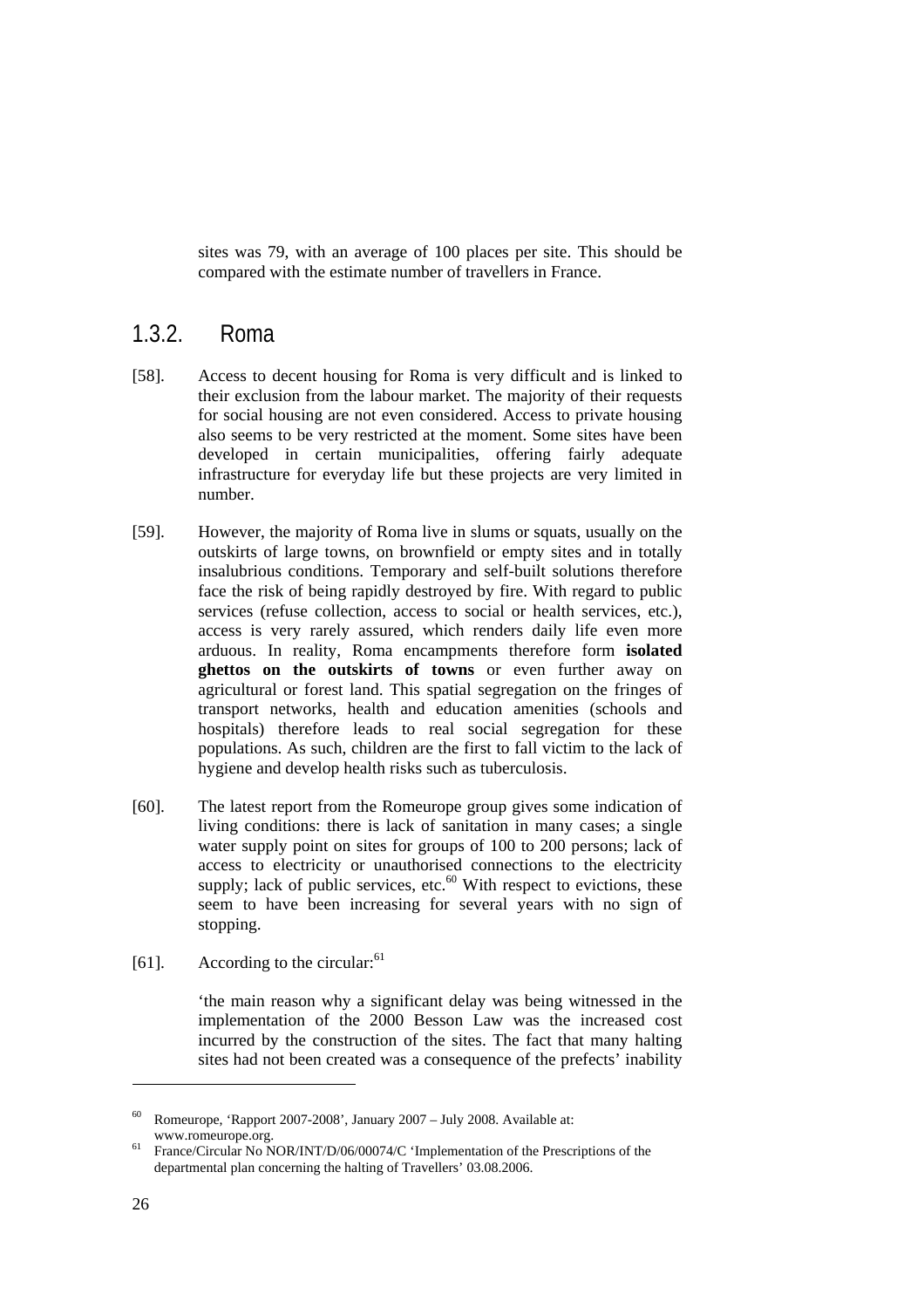sites was 79, with an average of 100 places per site. This should be compared with the estimate number of travellers in France.

### 1.3.2. Roma

[58]. Access to decent housing for Roma is very difficult and is linked to their exclusion from the labour market. The majority of their requests for social housing are not even considered. Access to private housing also seems to be very restricted at the moment. Some sites have been developed in certain municipalities, offering fairly adequate infrastructure for everyday life but these projects are very limited in number.

[59]. However, the majority of Roma live in slums or squats, usually on the outskirts of large towns, on brownfield or empty sites and in totally insalubrious conditions. Temporary and self-built solutions therefore face the risk of being rapidly destroyed by fire. With regard to public services (refuse collection, access to social or health services, etc.), access is very rarely assured, which renders daily life even more arduous. In reality, Roma encampments therefore form **isolated ghettos on the outskirts of towns** or even further away on agricultural or forest land. This spatial segregation on the fringes of transport networks, health and education amenities (schools and hospitals) therefore leads to real social segregation for these populations. As such, children are the first to fall victim to the lack of hygiene and develop health risks such as tuberculosis.

[60]. The latest report from the Romeurope group gives some indication of living conditions: there is lack of sanitation in many cases; a single water supply point on sites for groups of 100 to 200 persons; lack of access to electricity or unauthorised connections to the electricity supply; lack of public services, etc.[60] With respect to evictions, these seem to have been increasing for several years with no sign of stopping.

[61]. According to the circular:[61]

> 'the main reason why a significant delay was being witnessed in the implementation of the 2000 Besson Law was the increased cost incurred by the construction of the sites. The fact that many halting sites had not been created was a consequence of the prefects' inability

---

[60] Romeurope, 'Rapport 2007-2008', January 2007 – July 2008. Available at: www.romeurope.org.

[61] France/Circular No NOR/INT/D/06/00074/C 'Implementation of the Prescriptions of the departmental plan concerning the halting of Travellers' 03.08.2006.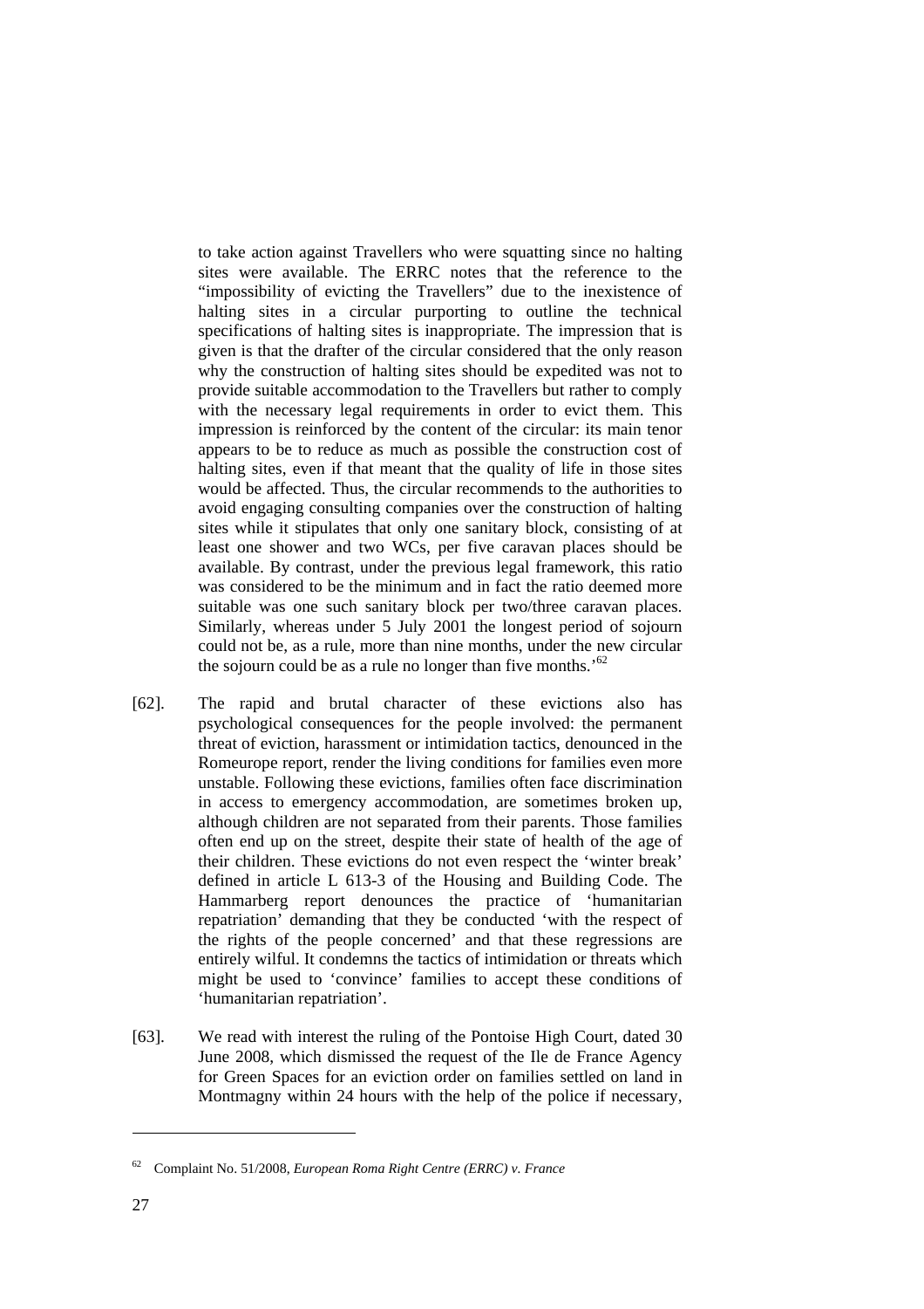to take action against Travellers who were squatting since no halting sites were available. The ERRC notes that the reference to the "impossibility of evicting the Travellers" due to the inexistence of halting sites in a circular purporting to outline the technical specifications of halting sites is inappropriate. The impression that is given is that the drafter of the circular considered that the only reason why the construction of halting sites should be expedited was not to provide suitable accommodation to the Travellers but rather to comply with the necessary legal requirements in order to evict them. This impression is reinforced by the content of the circular: its main tenor appears to be to reduce as much as possible the construction cost of halting sites, even if that meant that the quality of life in those sites would be affected. Thus, the circular recommends to the authorities to avoid engaging consulting companies over the construction of halting sites while it stipulates that only one sanitary block, consisting of at least one shower and two WCs, per five caravan places should be available. By contrast, under the previous legal framework, this ratio was considered to be the minimum and in fact the ratio deemed more suitable was one such sanitary block per two/three caravan places. Similarly, whereas under 5 July 2001 the longest period of sojourn could not be, as a rule, more than nine months, under the new circular the sojourn could be as a rule no longer than five months.'[62]

[62]. The rapid and brutal character of these evictions also has psychological consequences for the people involved: the permanent threat of eviction, harassment or intimidation tactics, denounced in the Romeurope report, render the living conditions for families even more unstable. Following these evictions, families often face discrimination in access to emergency accommodation, are sometimes broken up, although children are not separated from their parents. Those families often end up on the street, despite their state of health of the age of their children. These evictions do not even respect the 'winter break' defined in article L 613-3 of the Housing and Building Code. The Hammarberg report denounces the practice of 'humanitarian repatriation' demanding that they be conducted 'with the respect of the rights of the people concerned' and that these regressions are entirely wilful. It condemns the tactics of intimidation or threats which might be used to 'convince' families to accept these conditions of 'humanitarian repatriation'.

[63]. We read with interest the ruling of the Pontoise High Court, dated 30 June 2008, which dismissed the request of the Ile de France Agency for Green Spaces for an eviction order on families settled on land in Montmagny within 24 hours with the help of the police if necessary,

---

[62] Complaint No. 51/2008, *European Roma Right Centre (ERRC) v. France*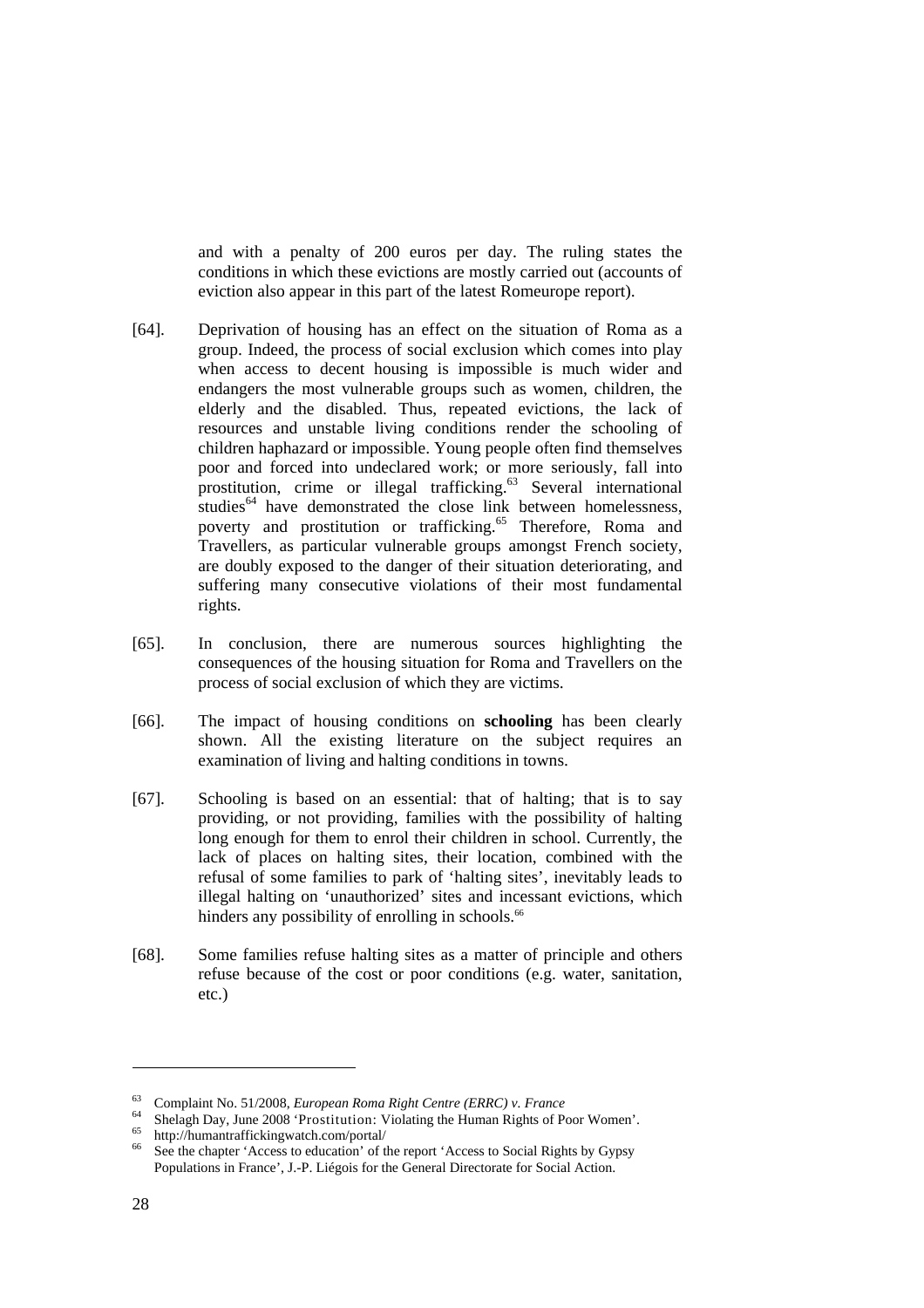and with a penalty of 200 euros per day. The ruling states the conditions in which these evictions are mostly carried out (accounts of eviction also appear in this part of the latest Romeurope report).

[64]. Deprivation of housing has an effect on the situation of Roma as a group. Indeed, the process of social exclusion which comes into play when access to decent housing is impossible is much wider and endangers the most vulnerable groups such as women, children, the elderly and the disabled. Thus, repeated evictions, the lack of resources and unstable living conditions render the schooling of children haphazard or impossible. Young people often find themselves poor and forced into undeclared work; or more seriously, fall into prostitution, crime or illegal trafficking.[63] Several international studies[64] have demonstrated the close link between homelessness, poverty and prostitution or trafficking.[65] Therefore, Roma and Travellers, as particular vulnerable groups amongst French society, are doubly exposed to the danger of their situation deteriorating, and suffering many consecutive violations of their most fundamental rights.

[65]. In conclusion, there are numerous sources highlighting the consequences of the housing situation for Roma and Travellers on the process of social exclusion of which they are victims.

[66]. The impact of housing conditions on **schooling** has been clearly shown. All the existing literature on the subject requires an examination of living and halting conditions in towns.

[67]. Schooling is based on an essential: that of halting; that is to say providing, or not providing, families with the possibility of halting long enough for them to enrol their children in school. Currently, the lack of places on halting sites, their location, combined with the refusal of some families to park of 'halting sites', inevitably leads to illegal halting on 'unauthorized' sites and incessant evictions, which hinders any possibility of enrolling in schools.[66]

[68]. Some families refuse halting sites as a matter of principle and others refuse because of the cost or poor conditions (e.g. water, sanitation, etc.)

---

[63] Complaint No. 51/2008, *European Roma Right Centre (ERRC) v. France*

[64] Shelagh Day, June 2008 'Prostitution: Violating the Human Rights of Poor Women'.

[65] http://humantraffickingwatch.com/portal/

[66] See the chapter 'Access to education' of the report 'Access to Social Rights by Gypsy Populations in France', J.-P. Liégois for the General Directorate for Social Action.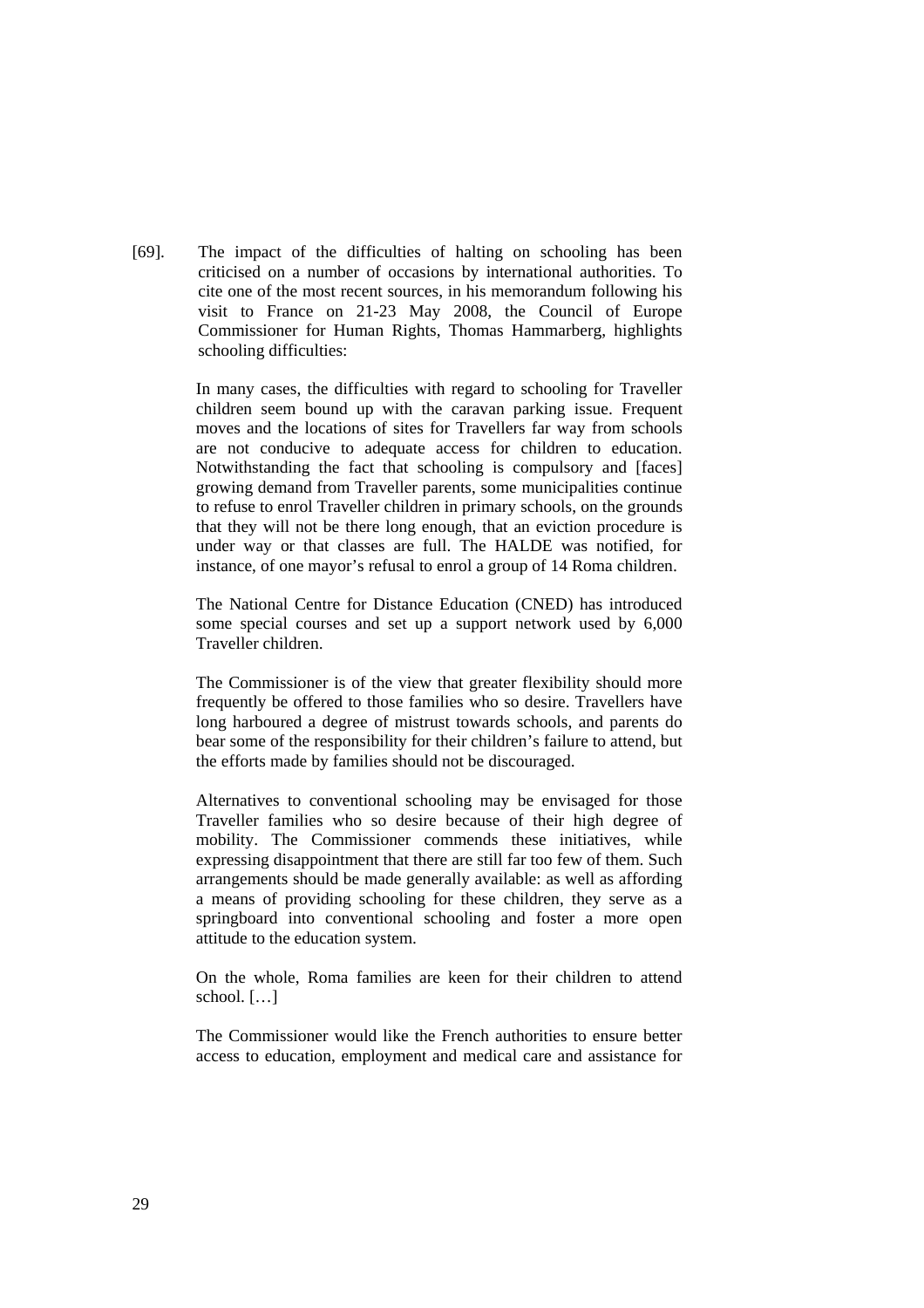[69]. The impact of the difficulties of halting on schooling has been criticised on a number of occasions by international authorities. To cite one of the most recent sources, in his memorandum following his visit to France on 21-23 May 2008, the Council of Europe Commissioner for Human Rights, Thomas Hammarberg, highlights schooling difficulties:

> In many cases, the difficulties with regard to schooling for Traveller children seem bound up with the caravan parking issue. Frequent moves and the locations of sites for Travellers far way from schools are not conducive to adequate access for children to education. Notwithstanding the fact that schooling is compulsory and [faces] growing demand from Traveller parents, some municipalities continue to refuse to enrol Traveller children in primary schools, on the grounds that they will not be there long enough, that an eviction procedure is under way or that classes are full. The HALDE was notified, for instance, of one mayor's refusal to enrol a group of 14 Roma children.
>
> The National Centre for Distance Education (CNED) has introduced some special courses and set up a support network used by 6,000 Traveller children.
>
> The Commissioner is of the view that greater flexibility should more frequently be offered to those families who so desire. Travellers have long harboured a degree of mistrust towards schools, and parents do bear some of the responsibility for their children's failure to attend, but the efforts made by families should not be discouraged.
>
> Alternatives to conventional schooling may be envisaged for those Traveller families who so desire because of their high degree of mobility. The Commissioner commends these initiatives, while expressing disappointment that there are still far too few of them. Such arrangements should be made generally available: as well as affording a means of providing schooling for these children, they serve as a springboard into conventional schooling and foster a more open attitude to the education system.
>
> On the whole, Roma families are keen for their children to attend school. […]
>
> The Commissioner would like the French authorities to ensure better access to education, employment and medical care and assistance for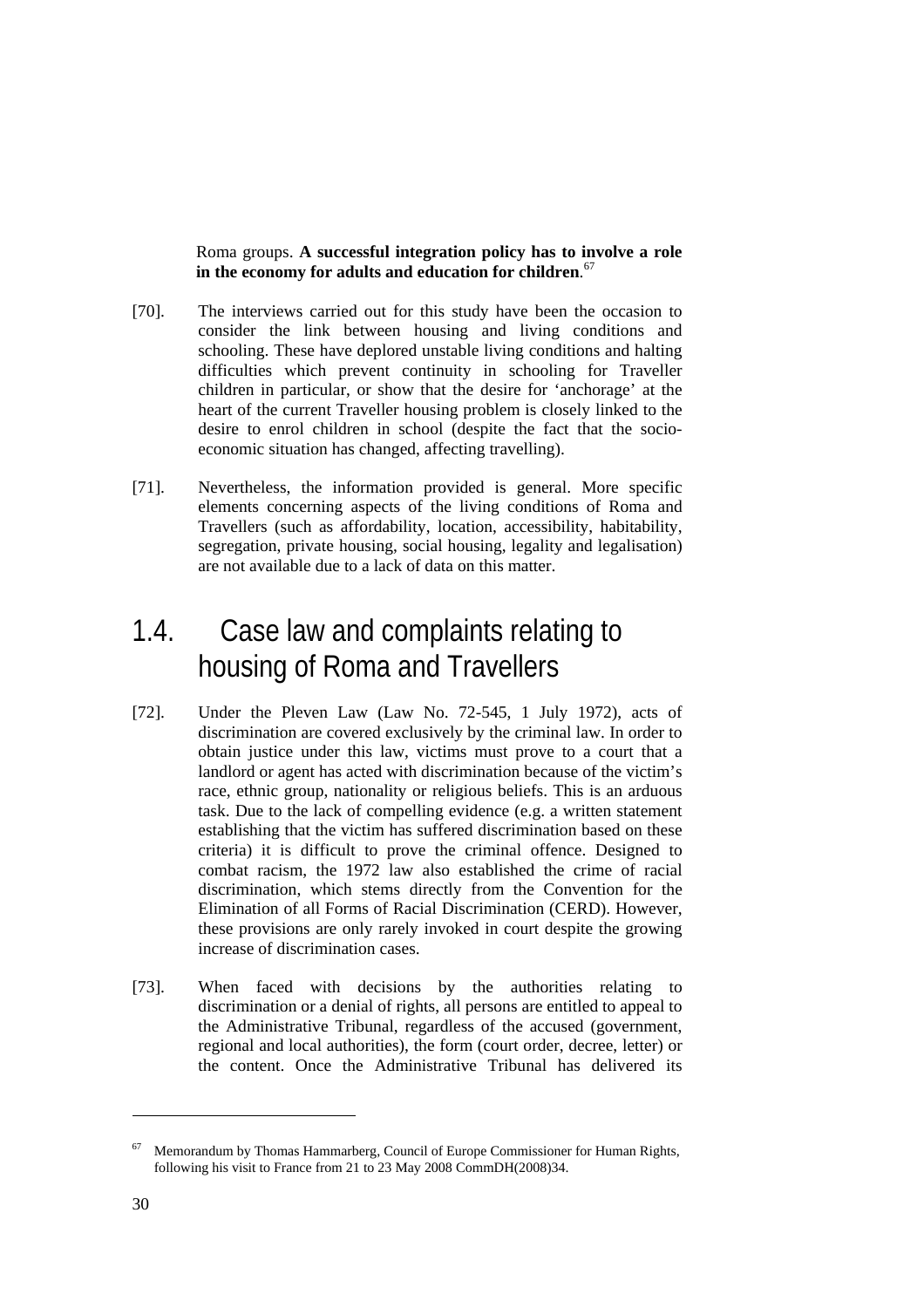Roma groups. **A successful integration policy has to involve a role in the economy for adults and education for children**.[67]

[70]. The interviews carried out for this study have been the occasion to consider the link between housing and living conditions and schooling. These have deplored unstable living conditions and halting difficulties which prevent continuity in schooling for Traveller children in particular, or show that the desire for 'anchorage' at the heart of the current Traveller housing problem is closely linked to the desire to enrol children in school (despite the fact that the socio-economic situation has changed, affecting travelling).

[71]. Nevertheless, the information provided is general. More specific elements concerning aspects of the living conditions of Roma and Travellers (such as affordability, location, accessibility, habitability, segregation, private housing, social housing, legality and legalisation) are not available due to a lack of data on this matter.

## 1.4. Case law and complaints relating to housing of Roma and Travellers

[72]. Under the Pleven Law (Law No. 72-545, 1 July 1972), acts of discrimination are covered exclusively by the criminal law. In order to obtain justice under this law, victims must prove to a court that a landlord or agent has acted with discrimination because of the victim's race, ethnic group, nationality or religious beliefs. This is an arduous task. Due to the lack of compelling evidence (e.g. a written statement establishing that the victim has suffered discrimination based on these criteria) it is difficult to prove the criminal offence. Designed to combat racism, the 1972 law also established the crime of racial discrimination, which stems directly from the Convention for the Elimination of all Forms of Racial Discrimination (CERD). However, these provisions are only rarely invoked in court despite the growing increase of discrimination cases.

[73]. When faced with decisions by the authorities relating to discrimination or a denial of rights, all persons are entitled to appeal to the Administrative Tribunal, regardless of the accused (government, regional and local authorities), the form (court order, decree, letter) or the content. Once the Administrative Tribunal has delivered its

---

[67] Memorandum by Thomas Hammarberg, Council of Europe Commissioner for Human Rights, following his visit to France from 21 to 23 May 2008 CommDH(2008)34.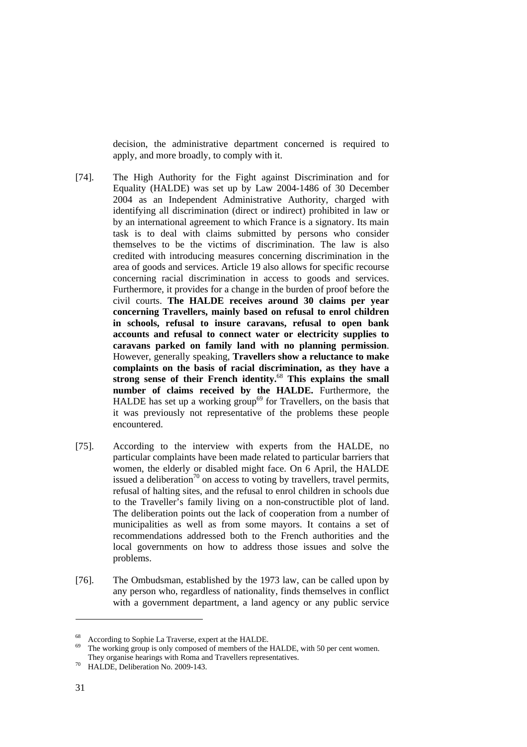decision, the administrative department concerned is required to apply, and more broadly, to comply with it.

[74]. The High Authority for the Fight against Discrimination and for Equality (HALDE) was set up by Law 2004-1486 of 30 December 2004 as an Independent Administrative Authority, charged with identifying all discrimination (direct or indirect) prohibited in law or by an international agreement to which France is a signatory. Its main task is to deal with claims submitted by persons who consider themselves to be the victims of discrimination. The law is also credited with introducing measures concerning discrimination in the area of goods and services. Article 19 also allows for specific recourse concerning racial discrimination in access to goods and services. Furthermore, it provides for a change in the burden of proof before the civil courts. **The HALDE receives around 30 claims per year concerning Travellers, mainly based on refusal to enrol children in schools, refusal to insure caravans, refusal to open bank accounts and refusal to connect water or electricity supplies to caravans parked on family land with no planning permission**. However, generally speaking, **Travellers show a reluctance to make complaints on the basis of racial discrimination, as they have a strong sense of their French identity.**[68] **This explains the small number of claims received by the HALDE.** Furthermore, the HALDE has set up a working group[69] for Travellers, on the basis that it was previously not representative of the problems these people encountered.

[75]. According to the interview with experts from the HALDE, no particular complaints have been made related to particular barriers that women, the elderly or disabled might face. On 6 April, the HALDE issued a deliberation[70] on access to voting by travellers, travel permits, refusal of halting sites, and the refusal to enrol children in schools due to the Traveller's family living on a non-constructible plot of land. The deliberation points out the lack of cooperation from a number of municipalities as well as from some mayors. It contains a set of recommendations addressed both to the French authorities and the local governments on how to address those issues and solve the problems.

[76]. The Ombudsman, established by the 1973 law, can be called upon by any person who, regardless of nationality, finds themselves in conflict with a government department, a land agency or any public service

---

[68] According to Sophie La Traverse, expert at the HALDE.

[69] The working group is only composed of members of the HALDE, with 50 per cent women. They organise hearings with Roma and Travellers representatives.

[70] HALDE, Deliberation No. 2009-143.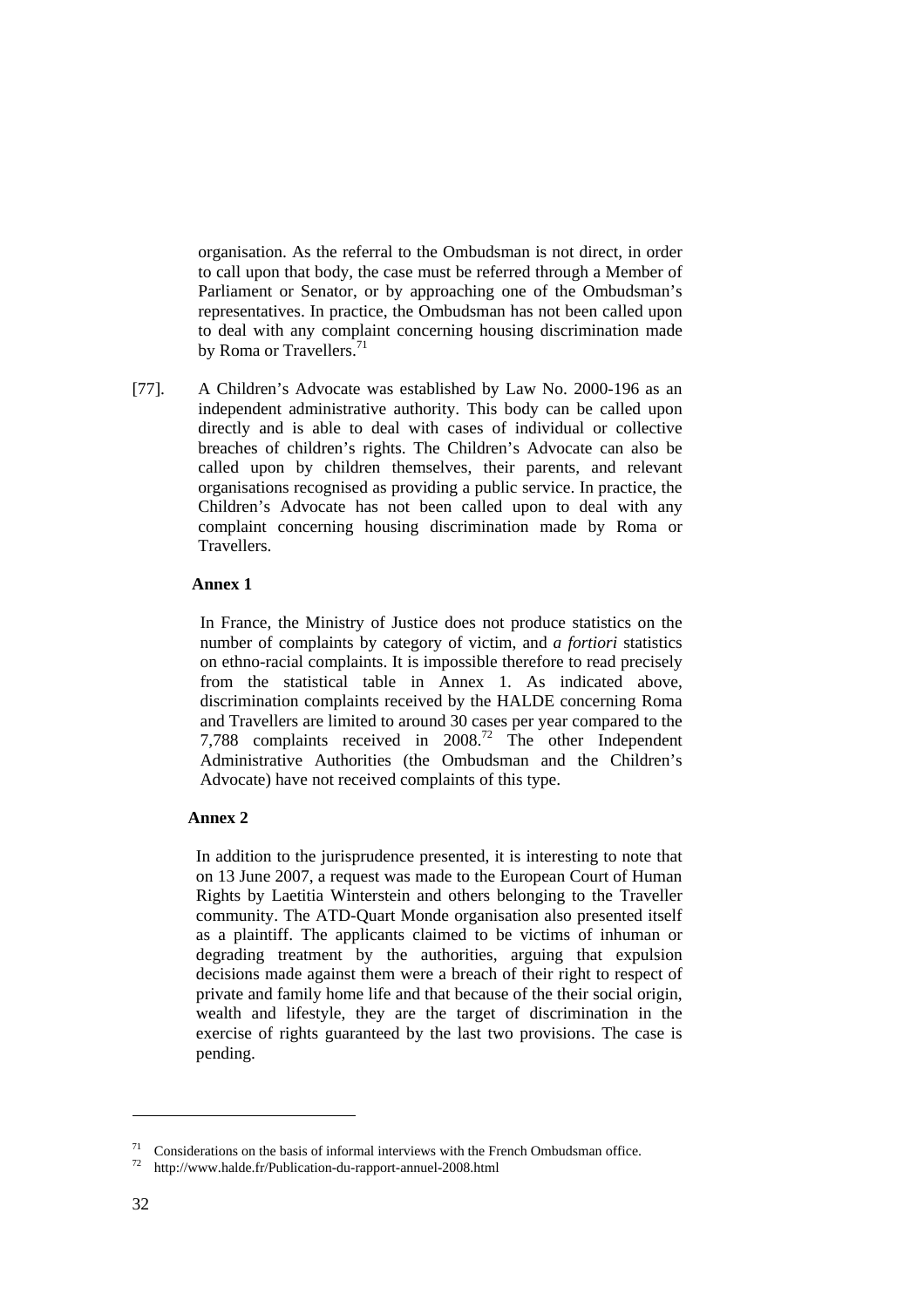organisation. As the referral to the Ombudsman is not direct, in order to call upon that body, the case must be referred through a Member of Parliament or Senator, or by approaching one of the Ombudsman's representatives. In practice, the Ombudsman has not been called upon to deal with any complaint concerning housing discrimination made by Roma or Travellers.[71]

[77]. A Children's Advocate was established by Law No. 2000-196 as an independent administrative authority. This body can be called upon directly and is able to deal with cases of individual or collective breaches of children's rights. The Children's Advocate can also be called upon by children themselves, their parents, and relevant organisations recognised as providing a public service. In practice, the Children's Advocate has not been called upon to deal with any complaint concerning housing discrimination made by Roma or Travellers.

**Annex 1**

In France, the Ministry of Justice does not produce statistics on the number of complaints by category of victim, and *a fortiori* statistics on ethno-racial complaints. It is impossible therefore to read precisely from the statistical table in Annex 1. As indicated above, discrimination complaints received by the HALDE concerning Roma and Travellers are limited to around 30 cases per year compared to the 7,788 complaints received in 2008.[72] The other Independent Administrative Authorities (the Ombudsman and the Children's Advocate) have not received complaints of this type.

**Annex 2**

In addition to the jurisprudence presented, it is interesting to note that on 13 June 2007, a request was made to the European Court of Human Rights by Laetitia Winterstein and others belonging to the Traveller community. The ATD-Quart Monde organisation also presented itself as a plaintiff. The applicants claimed to be victims of inhuman or degrading treatment by the authorities, arguing that expulsion decisions made against them were a breach of their right to respect of private and family home life and that because of the their social origin, wealth and lifestyle, they are the target of discrimination in the exercise of rights guaranteed by the last two provisions. The case is pending.

---

[71] Considerations on the basis of informal interviews with the French Ombudsman office.

[72] http://www.halde.fr/Publication-du-rapport-annuel-2008.html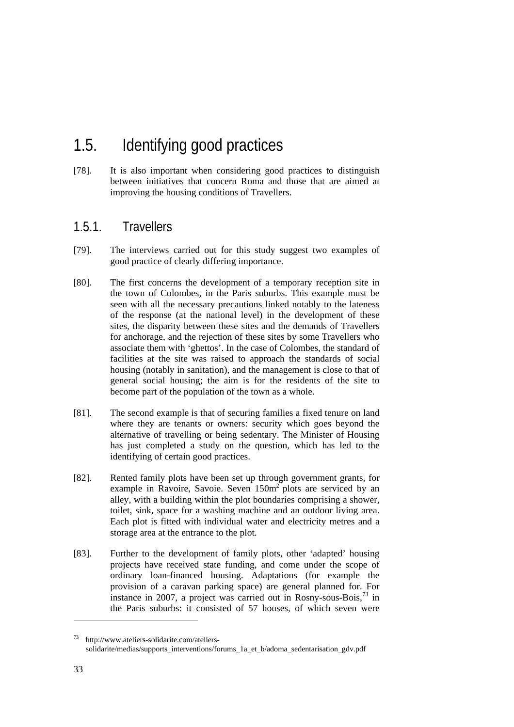## 1.5. Identifying good practices

[78]. It is also important when considering good practices to distinguish between initiatives that concern Roma and those that are aimed at improving the housing conditions of Travellers.

### 1.5.1. Travellers

[79]. The interviews carried out for this study suggest two examples of good practice of clearly differing importance.

[80]. The first concerns the development of a temporary reception site in the town of Colombes, in the Paris suburbs. This example must be seen with all the necessary precautions linked notably to the lateness of the response (at the national level) in the development of these sites, the disparity between these sites and the demands of Travellers for anchorage, and the rejection of these sites by some Travellers who associate them with 'ghettos'. In the case of Colombes, the standard of facilities at the site was raised to approach the standards of social housing (notably in sanitation), and the management is close to that of general social housing; the aim is for the residents of the site to become part of the population of the town as a whole.

[81]. The second example is that of securing families a fixed tenure on land where they are tenants or owners: security which goes beyond the alternative of travelling or being sedentary. The Minister of Housing has just completed a study on the question, which has led to the identifying of certain good practices.

[82]. Rented family plots have been set up through government grants, for example in Ravoire, Savoie. Seven 150m$^2$ plots are serviced by an alley, with a building within the plot boundaries comprising a shower, toilet, sink, space for a washing machine and an outdoor living area. Each plot is fitted with individual water and electricity metres and a storage area at the entrance to the plot.

[83]. Further to the development of family plots, other 'adapted' housing projects have received state funding, and come under the scope of ordinary loan-financed housing. Adaptations (for example the provision of a caravan parking space) are general planned for. For instance in 2007, a project was carried out in Rosny-sous-Bois,[73] in the Paris suburbs: it consisted of 57 houses, of which seven were

---

[73] http://www.ateliers-solidarite.com/ateliers-solidarite/medias/supports_interventions/forums_1a_et_b/adoma_sedentarisation_gdv.pdf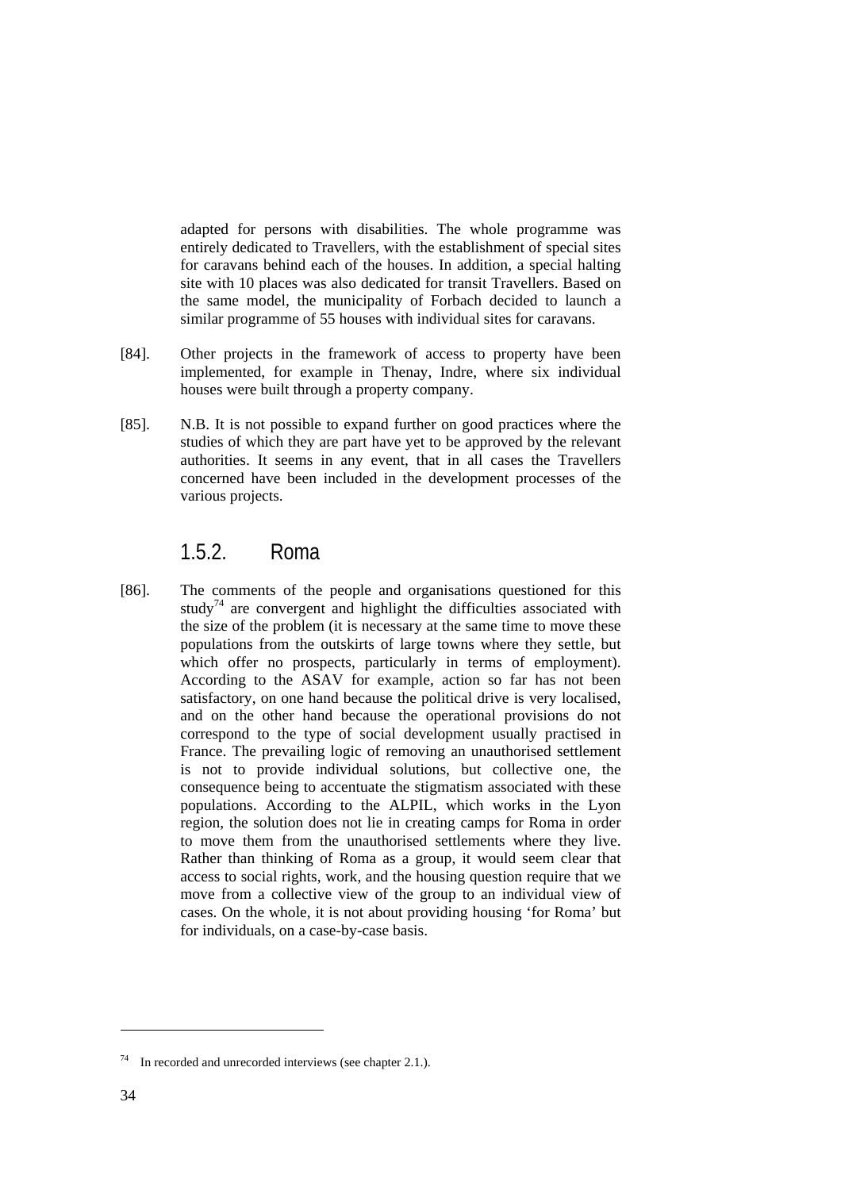adapted for persons with disabilities. The whole programme was entirely dedicated to Travellers, with the establishment of special sites for caravans behind each of the houses. In addition, a special halting site with 10 places was also dedicated for transit Travellers. Based on the same model, the municipality of Forbach decided to launch a similar programme of 55 houses with individual sites for caravans.

[84]. Other projects in the framework of access to property have been implemented, for example in Thenay, Indre, where six individual houses were built through a property company.

[85]. N.B. It is not possible to expand further on good practices where the studies of which they are part have yet to be approved by the relevant authorities. It seems in any event, that in all cases the Travellers concerned have been included in the development processes of the various projects.

### 1.5.2. Roma

[86]. The comments of the people and organisations questioned for this study[74] are convergent and highlight the difficulties associated with the size of the problem (it is necessary at the same time to move these populations from the outskirts of large towns where they settle, but which offer no prospects, particularly in terms of employment). According to the ASAV for example, action so far has not been satisfactory, on one hand because the political drive is very localised, and on the other hand because the operational provisions do not correspond to the type of social development usually practised in France. The prevailing logic of removing an unauthorised settlement is not to provide individual solutions, but collective one, the consequence being to accentuate the stigmatism associated with these populations. According to the ALPIL, which works in the Lyon region, the solution does not lie in creating camps for Roma in order to move them from the unauthorised settlements where they live. Rather than thinking of Roma as a group, it would seem clear that access to social rights, work, and the housing question require that we move from a collective view of the group to an individual view of cases. On the whole, it is not about providing housing 'for Roma' but for individuals, on a case-by-case basis.

---

[74] In recorded and unrecorded interviews (see chapter 2.1.).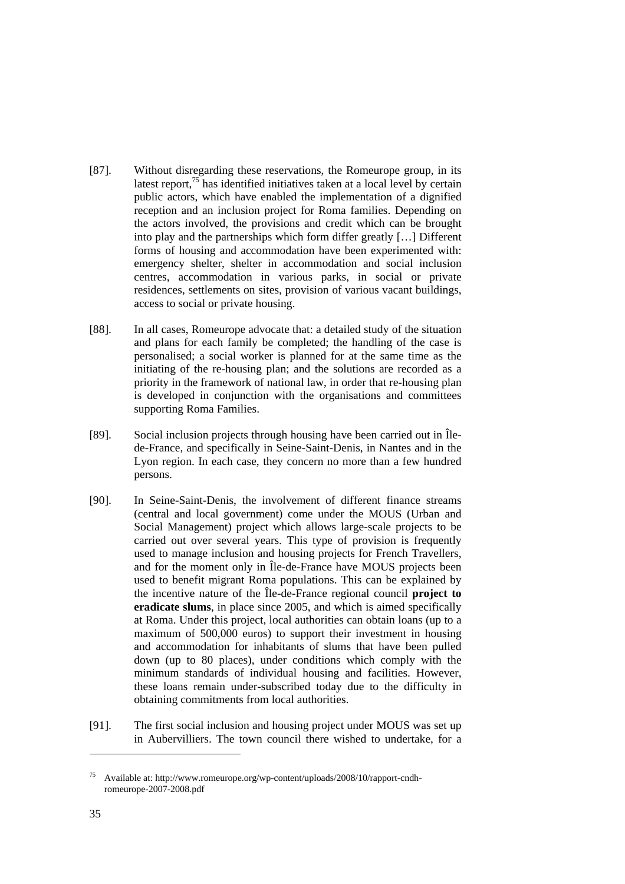[87]. Without disregarding these reservations, the Romeurope group, in its latest report,[75] has identified initiatives taken at a local level by certain public actors, which have enabled the implementation of a dignified reception and an inclusion project for Roma families. Depending on the actors involved, the provisions and credit which can be brought into play and the partnerships which form differ greatly […] Different forms of housing and accommodation have been experimented with: emergency shelter, shelter in accommodation and social inclusion centres, accommodation in various parks, in social or private residences, settlements on sites, provision of various vacant buildings, access to social or private housing.

[88]. In all cases, Romeurope advocate that: a detailed study of the situation and plans for each family be completed; the handling of the case is personalised; a social worker is planned for at the same time as the initiating of the re-housing plan; and the solutions are recorded as a priority in the framework of national law, in order that re-housing plan is developed in conjunction with the organisations and committees supporting Roma Families.

[89]. Social inclusion projects through housing have been carried out in Île-de-France, and specifically in Seine-Saint-Denis, in Nantes and in the Lyon region. In each case, they concern no more than a few hundred persons.

[90]. In Seine-Saint-Denis, the involvement of different finance streams (central and local government) come under the MOUS (Urban and Social Management) project which allows large-scale projects to be carried out over several years. This type of provision is frequently used to manage inclusion and housing projects for French Travellers, and for the moment only in Île-de-France have MOUS projects been used to benefit migrant Roma populations. This can be explained by the incentive nature of the Île-de-France regional council **project to eradicate slums**, in place since 2005, and which is aimed specifically at Roma. Under this project, local authorities can obtain loans (up to a maximum of 500,000 euros) to support their investment in housing and accommodation for inhabitants of slums that have been pulled down (up to 80 places), under conditions which comply with the minimum standards of individual housing and facilities. However, these loans remain under-subscribed today due to the difficulty in obtaining commitments from local authorities.

[91]. The first social inclusion and housing project under MOUS was set up in Aubervilliers. The town council there wished to undertake, for a

---

[75] Available at: http://www.romeurope.org/wp-content/uploads/2008/10/rapport-cndh-romeurope-2007-2008.pdf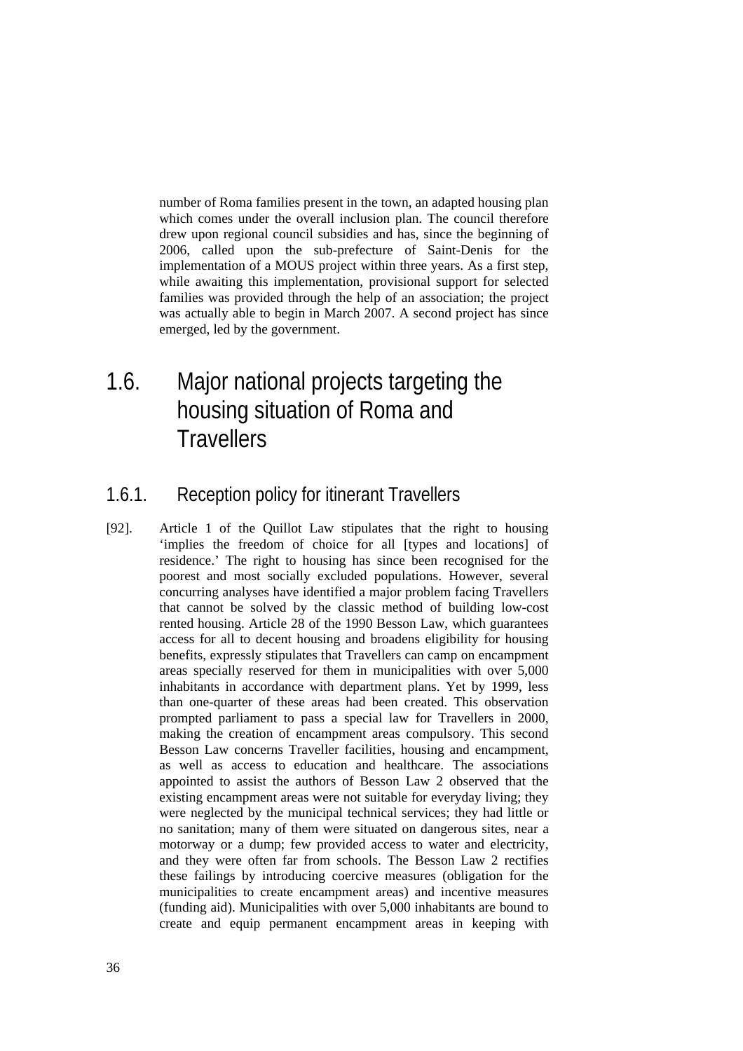number of Roma families present in the town, an adapted housing plan which comes under the overall inclusion plan. The council therefore drew upon regional council subsidies and has, since the beginning of 2006, called upon the sub-prefecture of Saint-Denis for the implementation of a MOUS project within three years. As a first step, while awaiting this implementation, provisional support for selected families was provided through the help of an association; the project was actually able to begin in March 2007. A second project has since emerged, led by the government.

## 1.6. Major national projects targeting the housing situation of Roma and Travellers

### 1.6.1. Reception policy for itinerant Travellers

[92]. Article 1 of the Quillot Law stipulates that the right to housing 'implies the freedom of choice for all [types and locations] of residence.' The right to housing has since been recognised for the poorest and most socially excluded populations. However, several concurring analyses have identified a major problem facing Travellers that cannot be solved by the classic method of building low-cost rented housing. Article 28 of the 1990 Besson Law, which guarantees access for all to decent housing and broadens eligibility for housing benefits, expressly stipulates that Travellers can camp on encampment areas specially reserved for them in municipalities with over 5,000 inhabitants in accordance with department plans. Yet by 1999, less than one-quarter of these areas had been created. This observation prompted parliament to pass a special law for Travellers in 2000, making the creation of encampment areas compulsory. This second Besson Law concerns Traveller facilities, housing and encampment, as well as access to education and healthcare. The associations appointed to assist the authors of Besson Law 2 observed that the existing encampment areas were not suitable for everyday living; they were neglected by the municipal technical services; they had little or no sanitation; many of them were situated on dangerous sites, near a motorway or a dump; few provided access to water and electricity, and they were often far from schools. The Besson Law 2 rectifies these failings by introducing coercive measures (obligation for the municipalities to create encampment areas) and incentive measures (funding aid). Municipalities with over 5,000 inhabitants are bound to create and equip permanent encampment areas in keeping with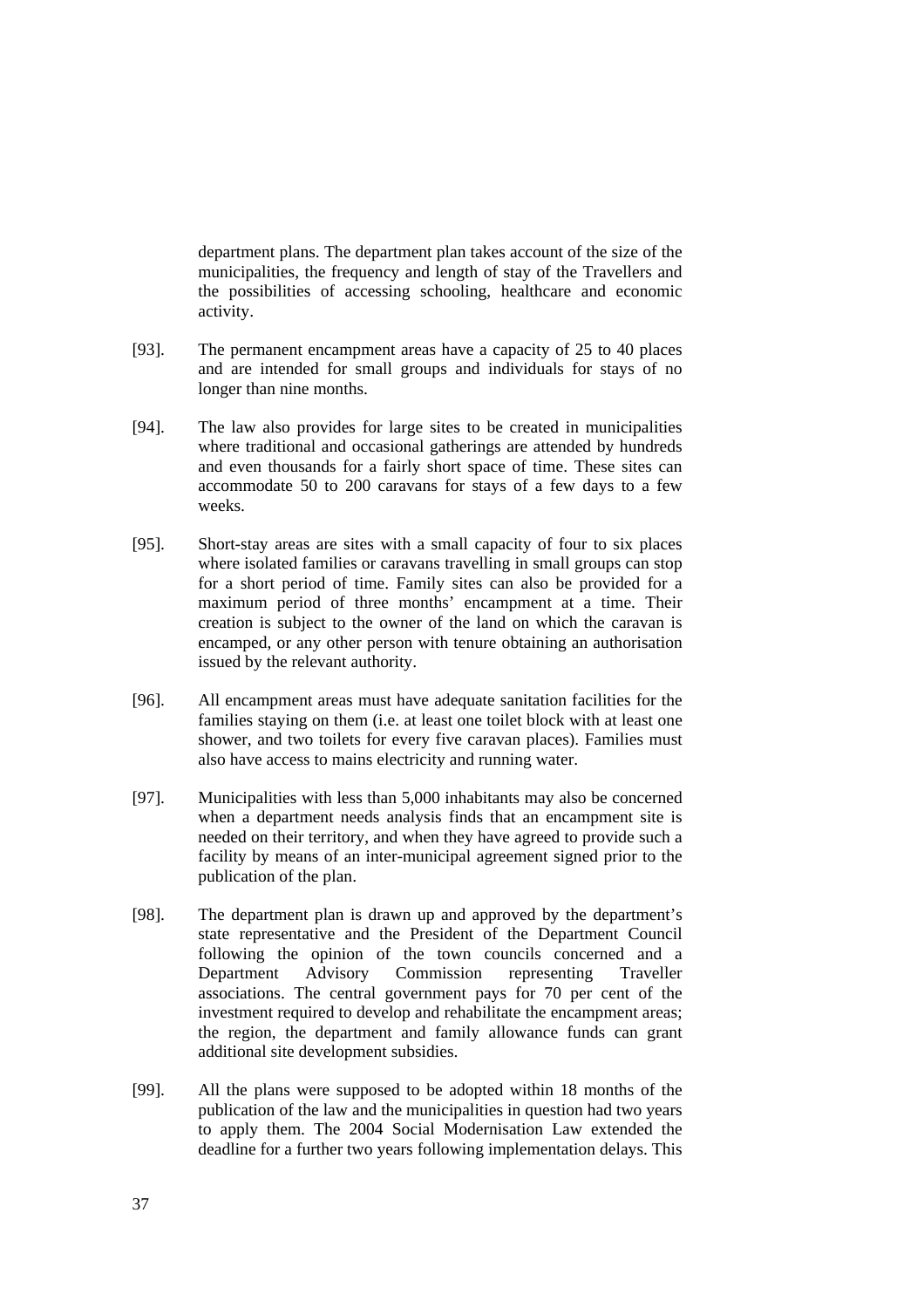department plans. The department plan takes account of the size of the municipalities, the frequency and length of stay of the Travellers and the possibilities of accessing schooling, healthcare and economic activity.

[93]. The permanent encampment areas have a capacity of 25 to 40 places and are intended for small groups and individuals for stays of no longer than nine months.

[94]. The law also provides for large sites to be created in municipalities where traditional and occasional gatherings are attended by hundreds and even thousands for a fairly short space of time. These sites can accommodate 50 to 200 caravans for stays of a few days to a few weeks.

[95]. Short-stay areas are sites with a small capacity of four to six places where isolated families or caravans travelling in small groups can stop for a short period of time. Family sites can also be provided for a maximum period of three months' encampment at a time. Their creation is subject to the owner of the land on which the caravan is encamped, or any other person with tenure obtaining an authorisation issued by the relevant authority.

[96]. All encampment areas must have adequate sanitation facilities for the families staying on them (i.e. at least one toilet block with at least one shower, and two toilets for every five caravan places). Families must also have access to mains electricity and running water.

[97]. Municipalities with less than 5,000 inhabitants may also be concerned when a department needs analysis finds that an encampment site is needed on their territory, and when they have agreed to provide such a facility by means of an inter-municipal agreement signed prior to the publication of the plan.

[98]. The department plan is drawn up and approved by the department's state representative and the President of the Department Council following the opinion of the town councils concerned and a Department Advisory Commission representing Traveller associations. The central government pays for 70 per cent of the investment required to develop and rehabilitate the encampment areas; the region, the department and family allowance funds can grant additional site development subsidies.

[99]. All the plans were supposed to be adopted within 18 months of the publication of the law and the municipalities in question had two years to apply them. The 2004 Social Modernisation Law extended the deadline for a further two years following implementation delays. This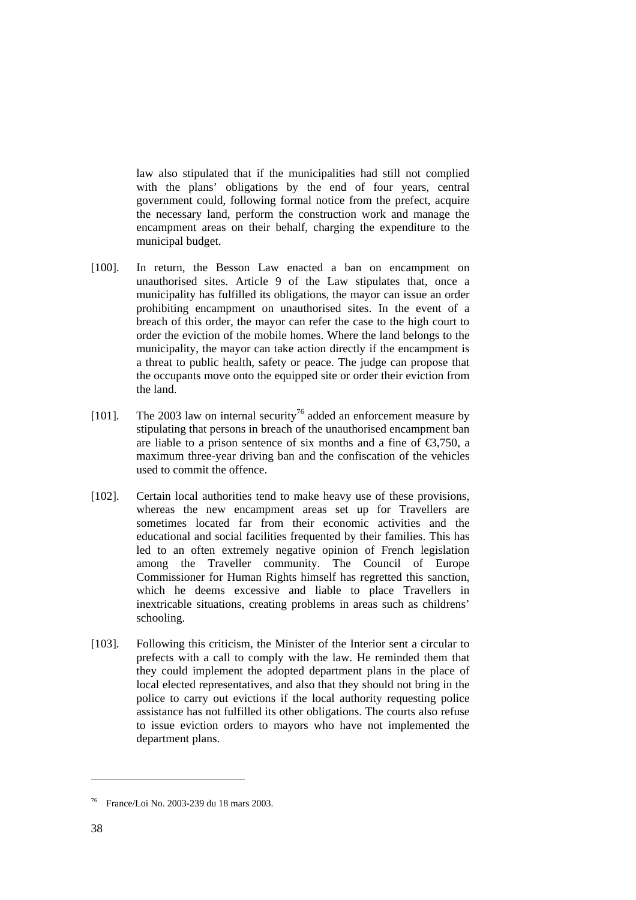law also stipulated that if the municipalities had still not complied with the plans' obligations by the end of four years, central government could, following formal notice from the prefect, acquire the necessary land, perform the construction work and manage the encampment areas on their behalf, charging the expenditure to the municipal budget.

[100]. In return, the Besson Law enacted a ban on encampment on unauthorised sites. Article 9 of the Law stipulates that, once a municipality has fulfilled its obligations, the mayor can issue an order prohibiting encampment on unauthorised sites. In the event of a breach of this order, the mayor can refer the case to the high court to order the eviction of the mobile homes. Where the land belongs to the municipality, the mayor can take action directly if the encampment is a threat to public health, safety or peace. The judge can propose that the occupants move onto the equipped site or order their eviction from the land.

[101]. The 2003 law on internal security[76] added an enforcement measure by stipulating that persons in breach of the unauthorised encampment ban are liable to a prison sentence of six months and a fine of €3,750, a maximum three-year driving ban and the confiscation of the vehicles used to commit the offence.

[102]. Certain local authorities tend to make heavy use of these provisions, whereas the new encampment areas set up for Travellers are sometimes located far from their economic activities and the educational and social facilities frequented by their families. This has led to an often extremely negative opinion of French legislation among the Traveller community. The Council of Europe Commissioner for Human Rights himself has regretted this sanction, which he deems excessive and liable to place Travellers in inextricable situations, creating problems in areas such as childrens' schooling.

[103]. Following this criticism, the Minister of the Interior sent a circular to prefects with a call to comply with the law. He reminded them that they could implement the adopted department plans in the place of local elected representatives, and also that they should not bring in the police to carry out evictions if the local authority requesting police assistance has not fulfilled its other obligations. The courts also refuse to issue eviction orders to mayors who have not implemented the department plans.

---

[76] France/Loi No. 2003-239 du 18 mars 2003.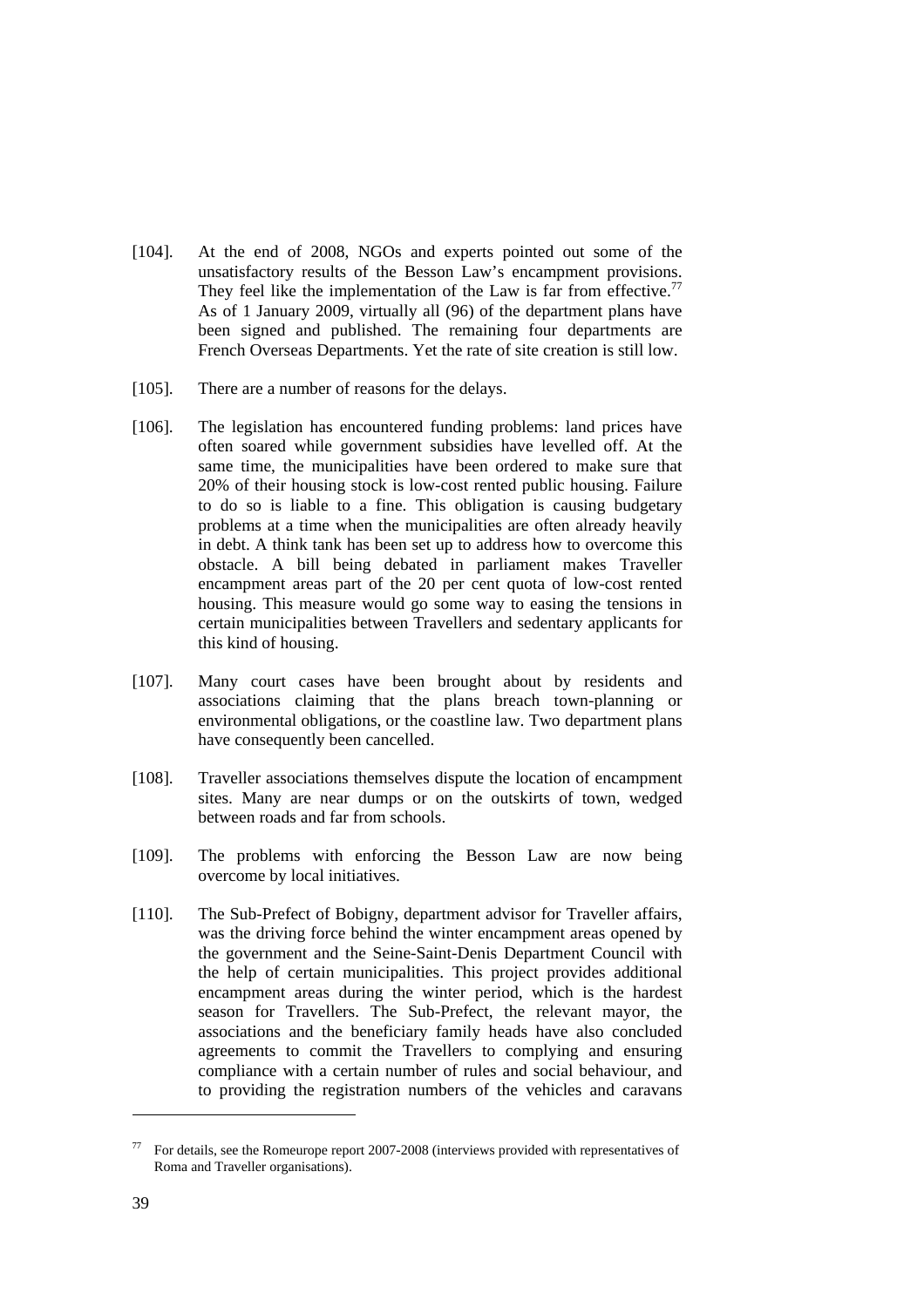[104]. At the end of 2008, NGOs and experts pointed out some of the unsatisfactory results of the Besson Law's encampment provisions. They feel like the implementation of the Law is far from effective.[77] As of 1 January 2009, virtually all (96) of the department plans have been signed and published. The remaining four departments are French Overseas Departments. Yet the rate of site creation is still low.

[105]. There are a number of reasons for the delays.

[106]. The legislation has encountered funding problems: land prices have often soared while government subsidies have levelled off. At the same time, the municipalities have been ordered to make sure that 20% of their housing stock is low-cost rented public housing. Failure to do so is liable to a fine. This obligation is causing budgetary problems at a time when the municipalities are often already heavily in debt. A think tank has been set up to address how to overcome this obstacle. A bill being debated in parliament makes Traveller encampment areas part of the 20 per cent quota of low-cost rented housing. This measure would go some way to easing the tensions in certain municipalities between Travellers and sedentary applicants for this kind of housing.

[107]. Many court cases have been brought about by residents and associations claiming that the plans breach town-planning or environmental obligations, or the coastline law. Two department plans have consequently been cancelled.

[108]. Traveller associations themselves dispute the location of encampment sites. Many are near dumps or on the outskirts of town, wedged between roads and far from schools.

[109]. The problems with enforcing the Besson Law are now being overcome by local initiatives.

[110]. The Sub-Prefect of Bobigny, department advisor for Traveller affairs, was the driving force behind the winter encampment areas opened by the government and the Seine-Saint-Denis Department Council with the help of certain municipalities. This project provides additional encampment areas during the winter period, which is the hardest season for Travellers. The Sub-Prefect, the relevant mayor, the associations and the beneficiary family heads have also concluded agreements to commit the Travellers to complying and ensuring compliance with a certain number of rules and social behaviour, and to providing the registration numbers of the vehicles and caravans

---

[77] For details, see the Romeurope report 2007-2008 (interviews provided with representatives of Roma and Traveller organisations).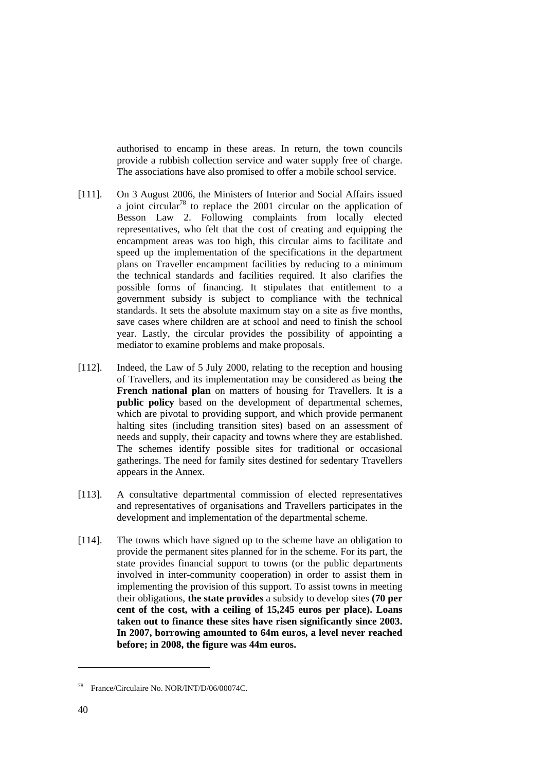authorised to encamp in these areas. In return, the town councils provide a rubbish collection service and water supply free of charge. The associations have also promised to offer a mobile school service.

[111]. On 3 August 2006, the Ministers of Interior and Social Affairs issued a joint circular[78] to replace the 2001 circular on the application of Besson Law 2. Following complaints from locally elected representatives, who felt that the cost of creating and equipping the encampment areas was too high, this circular aims to facilitate and speed up the implementation of the specifications in the department plans on Traveller encampment facilities by reducing to a minimum the technical standards and facilities required. It also clarifies the possible forms of financing. It stipulates that entitlement to a government subsidy is subject to compliance with the technical standards. It sets the absolute maximum stay on a site as five months, save cases where children are at school and need to finish the school year. Lastly, the circular provides the possibility of appointing a mediator to examine problems and make proposals.

[112]. Indeed, the Law of 5 July 2000, relating to the reception and housing of Travellers, and its implementation may be considered as being **the French national plan** on matters of housing for Travellers. It is a **public policy** based on the development of departmental schemes, which are pivotal to providing support, and which provide permanent halting sites (including transition sites) based on an assessment of needs and supply, their capacity and towns where they are established. The schemes identify possible sites for traditional or occasional gatherings. The need for family sites destined for sedentary Travellers appears in the Annex.

[113]. A consultative departmental commission of elected representatives and representatives of organisations and Travellers participates in the development and implementation of the departmental scheme.

[114]. The towns which have signed up to the scheme have an obligation to provide the permanent sites planned for in the scheme. For its part, the state provides financial support to towns (or the public departments involved in inter-community cooperation) in order to assist them in implementing the provision of this support. To assist towns in meeting their obligations, **the state provides** a subsidy to develop sites **(70 per cent of the cost, with a ceiling of 15,245 euros per place). Loans taken out to finance these sites have risen significantly since 2003. In 2007, borrowing amounted to 64m euros, a level never reached before; in 2008, the figure was 44m euros.**

---

[78] France/Circulaire No. NOR/INT/D/06/00074C.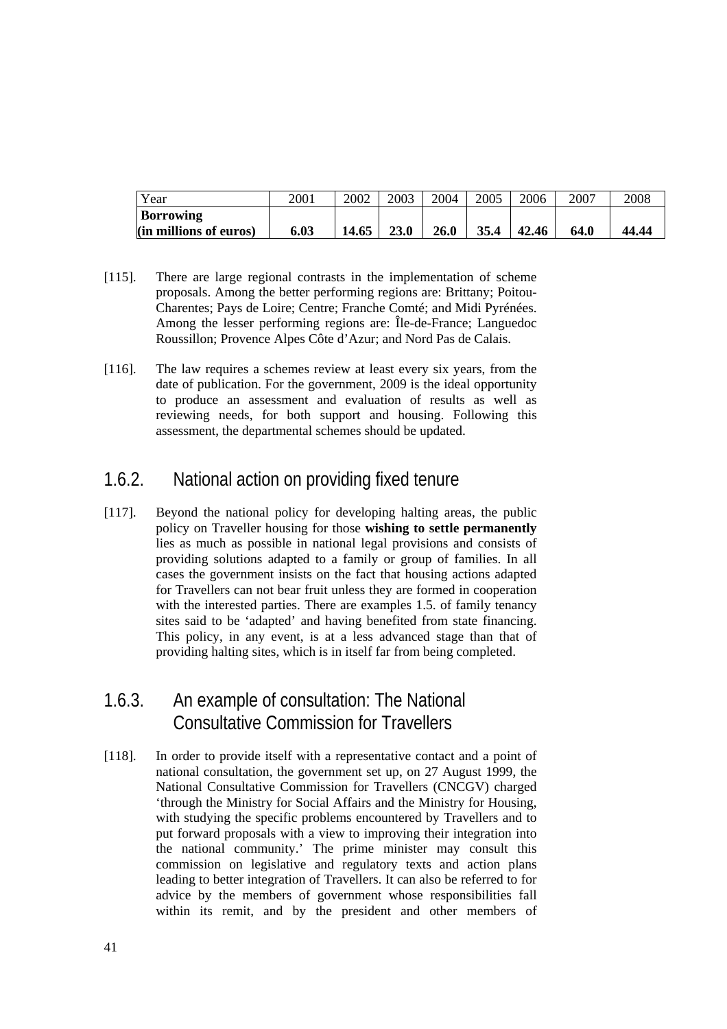| Year | 2001 | 2002 | 2003 | 2004 | 2005 | 2006 | 2007 | 2008 |
|---|---|---|---|---|---|---|---|---|
| **Borrowing (in millions of euros)** | **6.03** | **14.65** | **23.0** | **26.0** | **35.4** | **42.46** | **64.0** | **44.44** |

[115]. There are large regional contrasts in the implementation of scheme proposals. Among the better performing regions are: Brittany; Poitou-Charentes; Pays de Loire; Centre; Franche Comté; and Midi Pyrénées. Among the lesser performing regions are: Île-de-France; Languedoc Roussillon; Provence Alpes Côte d'Azur; and Nord Pas de Calais.

[116]. The law requires a schemes review at least every six years, from the date of publication. For the government, 2009 is the ideal opportunity to produce an assessment and evaluation of results as well as reviewing needs, for both support and housing. Following this assessment, the departmental schemes should be updated.

### 1.6.2. National action on providing fixed tenure

[117]. Beyond the national policy for developing halting areas, the public policy on Traveller housing for those **wishing to settle permanently** lies as much as possible in national legal provisions and consists of providing solutions adapted to a family or group of families. In all cases the government insists on the fact that housing actions adapted for Travellers can not bear fruit unless they are formed in cooperation with the interested parties. There are examples 1.5. of family tenancy sites said to be 'adapted' and having benefited from state financing. This policy, in any event, is at a less advanced stage than that of providing halting sites, which is in itself far from being completed.

### 1.6.3. An example of consultation: The National Consultative Commission for Travellers

[118]. In order to provide itself with a representative contact and a point of national consultation, the government set up, on 27 August 1999, the National Consultative Commission for Travellers (CNCGV) charged 'through the Ministry for Social Affairs and the Ministry for Housing, with studying the specific problems encountered by Travellers and to put forward proposals with a view to improving their integration into the national community.' The prime minister may consult this commission on legislative and regulatory texts and action plans leading to better integration of Travellers. It can also be referred to for advice by the members of government whose responsibilities fall within its remit, and by the president and other members of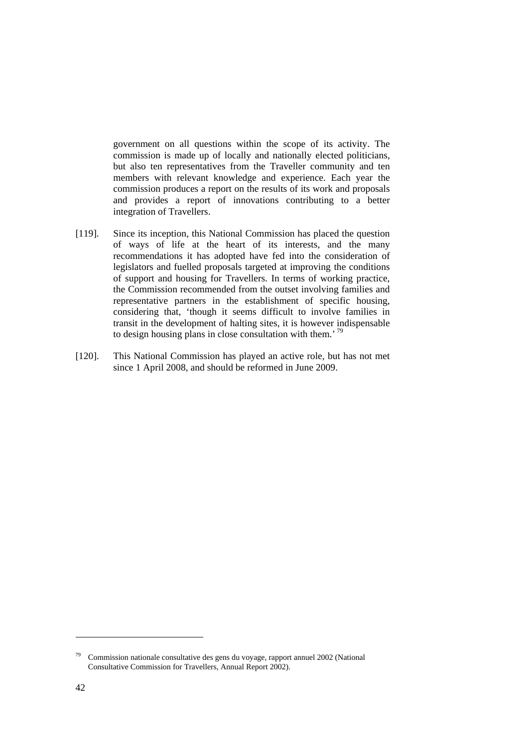government on all questions within the scope of its activity. The commission is made up of locally and nationally elected politicians, but also ten representatives from the Traveller community and ten members with relevant knowledge and experience. Each year the commission produces a report on the results of its work and proposals and provides a report of innovations contributing to a better integration of Travellers.

[119]. Since its inception, this National Commission has placed the question of ways of life at the heart of its interests, and the many recommendations it has adopted have fed into the consideration of legislators and fuelled proposals targeted at improving the conditions of support and housing for Travellers. In terms of working practice, the Commission recommended from the outset involving families and representative partners in the establishment of specific housing, considering that, 'though it seems difficult to involve families in transit in the development of halting sites, it is however indispensable to design housing plans in close consultation with them.' [79]

[120]. This National Commission has played an active role, but has not met since 1 April 2008, and should be reformed in June 2009.

---

[79] Commission nationale consultative des gens du voyage, rapport annuel 2002 (National Consultative Commission for Travellers, Annual Report 2002).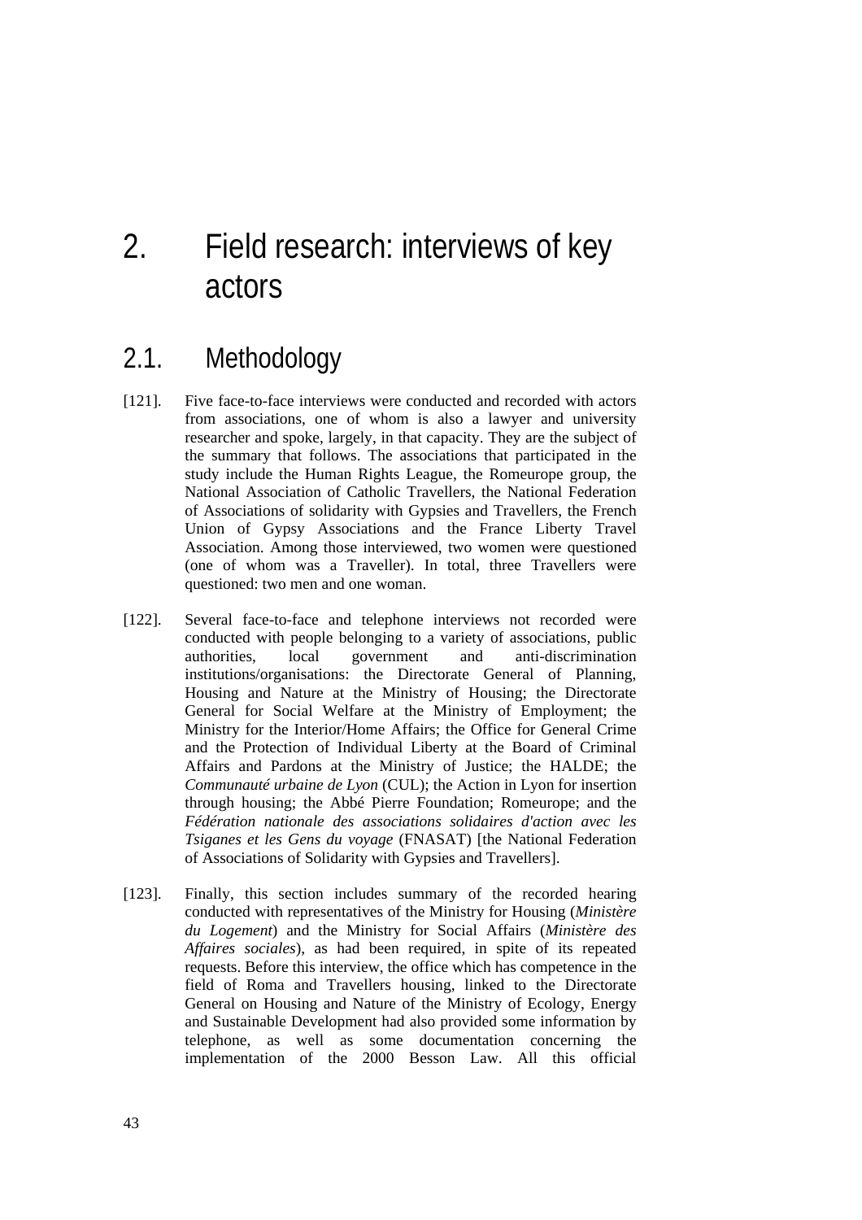# 2. Field research: interviews of key actors

## 2.1. Methodology

[121]. Five face-to-face interviews were conducted and recorded with actors from associations, one of whom is also a lawyer and university researcher and spoke, largely, in that capacity. They are the subject of the summary that follows. The associations that participated in the study include the Human Rights League, the Romeurope group, the National Association of Catholic Travellers, the National Federation of Associations of solidarity with Gypsies and Travellers, the French Union of Gypsy Associations and the France Liberty Travel Association. Among those interviewed, two women were questioned (one of whom was a Traveller). In total, three Travellers were questioned: two men and one woman.

[122]. Several face-to-face and telephone interviews not recorded were conducted with people belonging to a variety of associations, public authorities, local government and anti-discrimination institutions/organisations: the Directorate General of Planning, Housing and Nature at the Ministry of Housing; the Directorate General for Social Welfare at the Ministry of Employment; the Ministry for the Interior/Home Affairs; the Office for General Crime and the Protection of Individual Liberty at the Board of Criminal Affairs and Pardons at the Ministry of Justice; the HALDE; the *Communauté urbaine de Lyon* (CUL); the Action in Lyon for insertion through housing; the Abbé Pierre Foundation; Romeurope; and the *Fédération nationale des associations solidaires d'action avec les Tsiganes et les Gens du voyage* (FNASAT) [the National Federation of Associations of Solidarity with Gypsies and Travellers].

[123]. Finally, this section includes summary of the recorded hearing conducted with representatives of the Ministry for Housing (*Ministère du Logement*) and the Ministry for Social Affairs (*Ministère des Affaires sociales*), as had been required, in spite of its repeated requests. Before this interview, the office which has competence in the field of Roma and Travellers housing, linked to the Directorate General on Housing and Nature of the Ministry of Ecology, Energy and Sustainable Development had also provided some information by telephone, as well as some documentation concerning the implementation of the 2000 Besson Law. All this official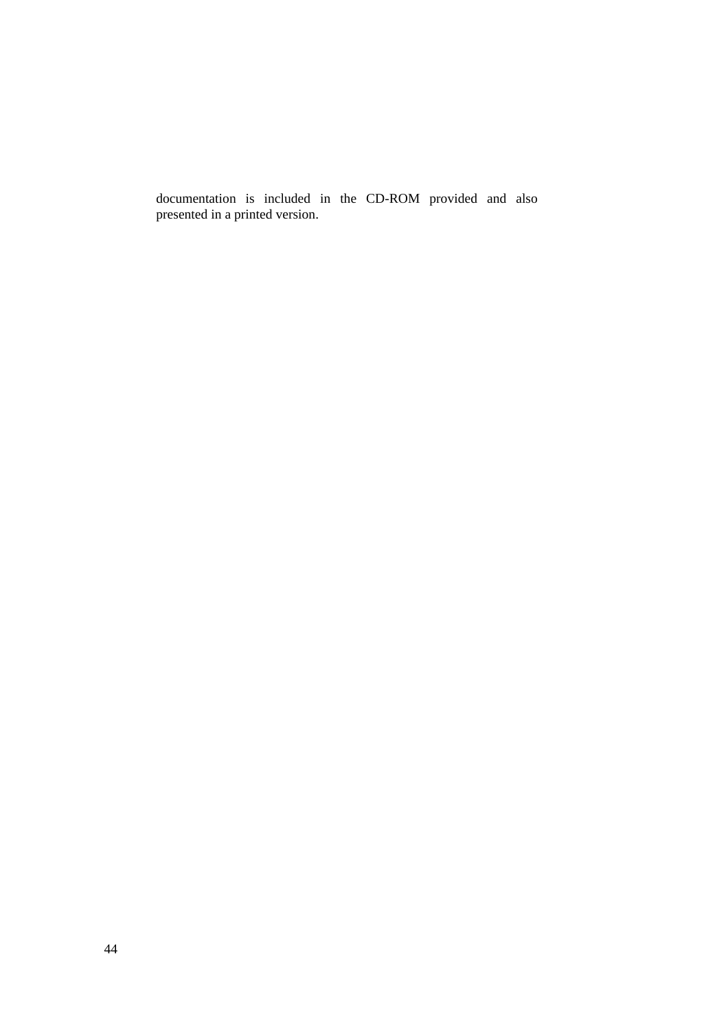documentation is included in the CD-ROM provided and also presented in a printed version.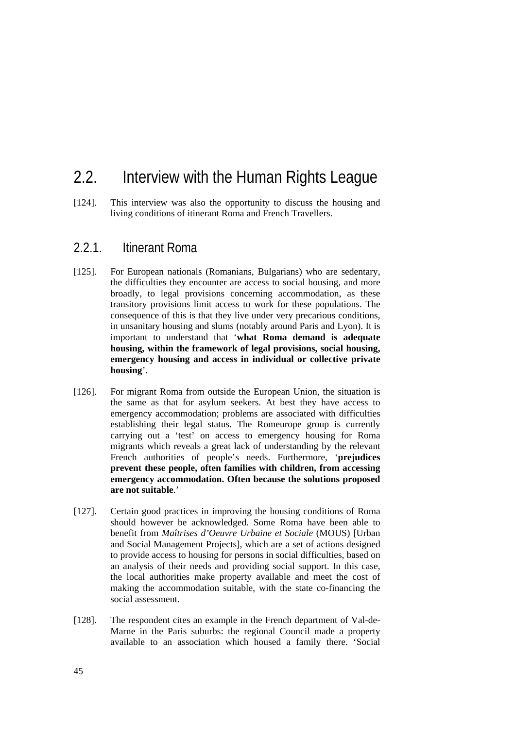## 2.2. Interview with the Human Rights League

[124]. This interview was also the opportunity to discuss the housing and living conditions of itinerant Roma and French Travellers.

### 2.2.1. Itinerant Roma

[125]. For European nationals (Romanians, Bulgarians) who are sedentary, the difficulties they encounter are access to social housing, and more broadly, to legal provisions concerning accommodation, as these transitory provisions limit access to work for these populations. The consequence of this is that they live under very precarious conditions, in unsanitary housing and slums (notably around Paris and Lyon). It is important to understand that '**what Roma demand is adequate housing, within the framework of legal provisions, social housing, emergency housing and access in individual or collective private housing**'.

[126]. For migrant Roma from outside the European Union, the situation is the same as that for asylum seekers. At best they have access to emergency accommodation; problems are associated with difficulties establishing their legal status. The Romeurope group is currently carrying out a 'test' on access to emergency housing for Roma migrants which reveals a great lack of understanding by the relevant French authorities of people's needs. Furthermore, '**prejudices prevent these people, often families with children, from accessing emergency accommodation. Often because the solutions proposed are not suitable**.'

[127]. Certain good practices in improving the housing conditions of Roma should however be acknowledged. Some Roma have been able to benefit from *Maîtrises d'Oeuvre Urbaine et Sociale* (MOUS) [Urban and Social Management Projects], which are a set of actions designed to provide access to housing for persons in social difficulties, based on an analysis of their needs and providing social support. In this case, the local authorities make property available and meet the cost of making the accommodation suitable, with the state co-financing the social assessment.

[128]. The respondent cites an example in the French department of Val-de-Marne in the Paris suburbs: the regional Council made a property available to an association which housed a family there. 'Social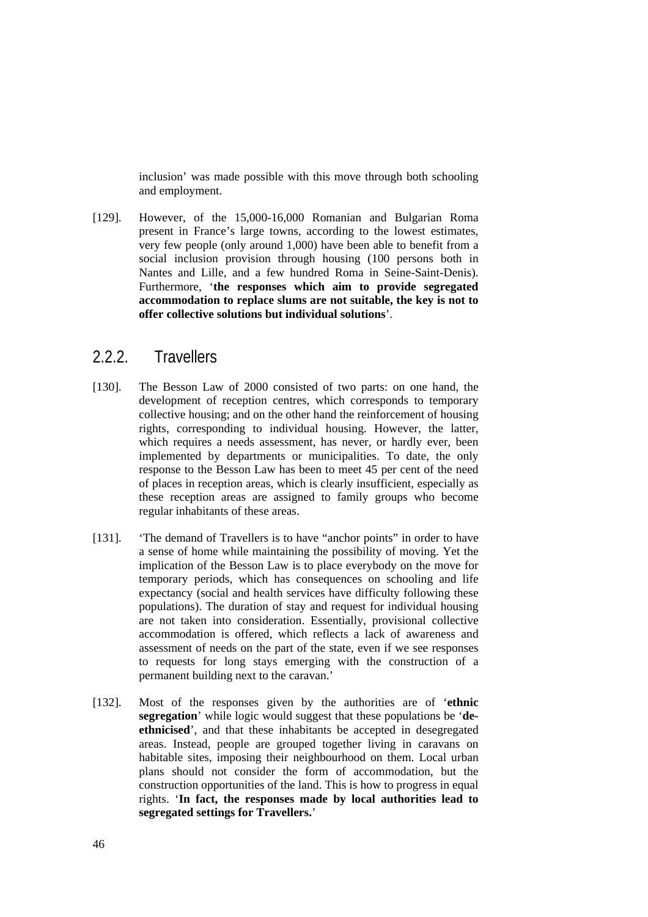inclusion' was made possible with this move through both schooling and employment.

[129]. However, of the 15,000-16,000 Romanian and Bulgarian Roma present in France's large towns, according to the lowest estimates, very few people (only around 1,000) have been able to benefit from a social inclusion provision through housing (100 persons both in Nantes and Lille, and a few hundred Roma in Seine-Saint-Denis). Furthermore, '**the responses which aim to provide segregated accommodation to replace slums are not suitable, the key is not to offer collective solutions but individual solutions**'.

## 2.2.2. Travellers

[130]. The Besson Law of 2000 consisted of two parts: on one hand, the development of reception centres, which corresponds to temporary collective housing; and on the other hand the reinforcement of housing rights, corresponding to individual housing. However, the latter, which requires a needs assessment, has never, or hardly ever, been implemented by departments or municipalities. To date, the only response to the Besson Law has been to meet 45 per cent of the need of places in reception areas, which is clearly insufficient, especially as these reception areas are assigned to family groups who become regular inhabitants of these areas.

[131]. 'The demand of Travellers is to have "anchor points" in order to have a sense of home while maintaining the possibility of moving. Yet the implication of the Besson Law is to place everybody on the move for temporary periods, which has consequences on schooling and life expectancy (social and health services have difficulty following these populations). The duration of stay and request for individual housing are not taken into consideration. Essentially, provisional collective accommodation is offered, which reflects a lack of awareness and assessment of needs on the part of the state, even if we see responses to requests for long stays emerging with the construction of a permanent building next to the caravan.'

[132]. Most of the responses given by the authorities are of '**ethnic segregation**' while logic would suggest that these populations be '**de-ethnicised**', and that these inhabitants be accepted in desegregated areas. Instead, people are grouped together living in caravans on habitable sites, imposing their neighbourhood on them. Local urban plans should not consider the form of accommodation, but the construction opportunities of the land. This is how to progress in equal rights. '**In fact, the responses made by local authorities lead to segregated settings for Travellers.**'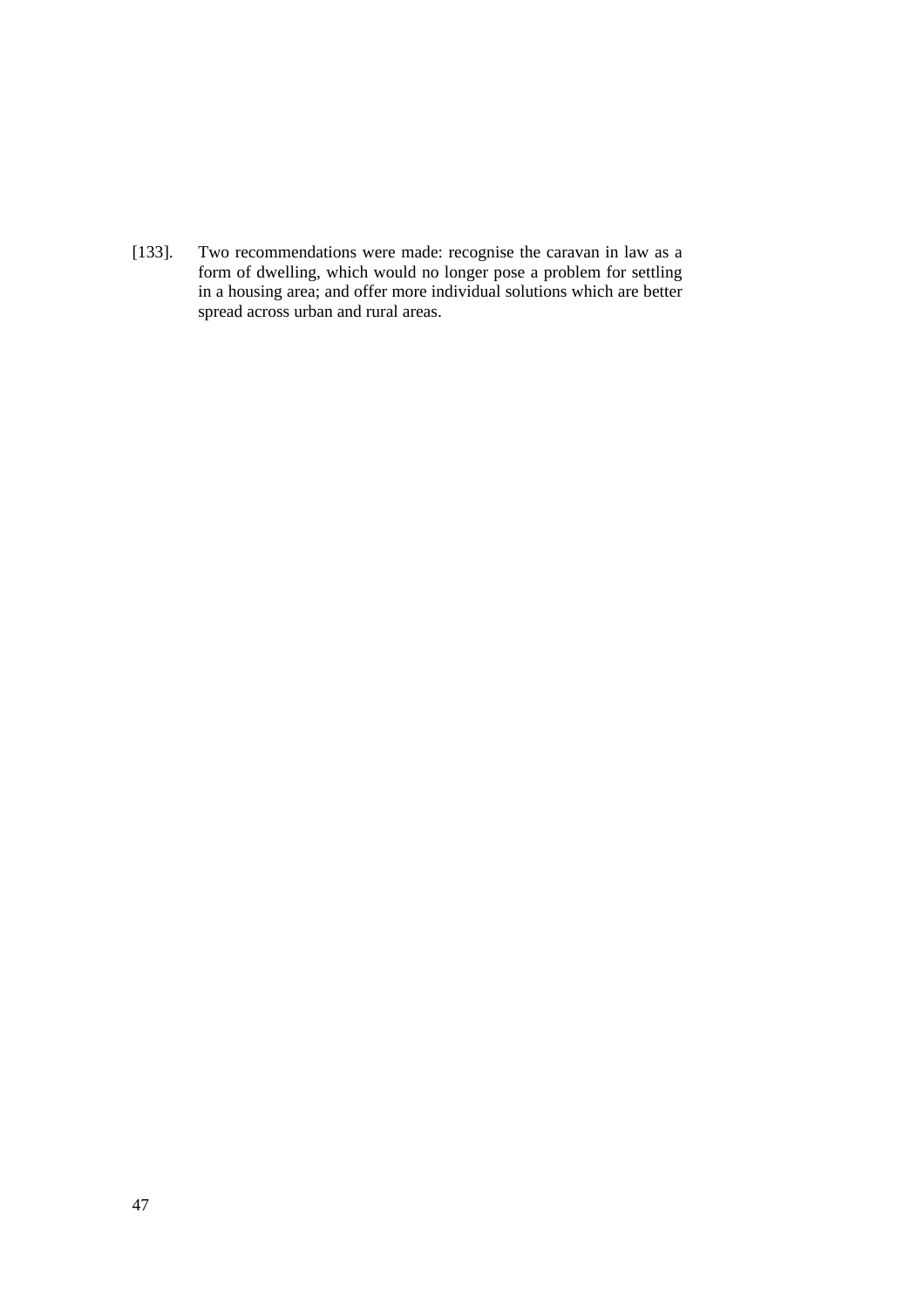[133]. Two recommendations were made: recognise the caravan in law as a form of dwelling, which would no longer pose a problem for settling in a housing area; and offer more individual solutions which are better spread across urban and rural areas.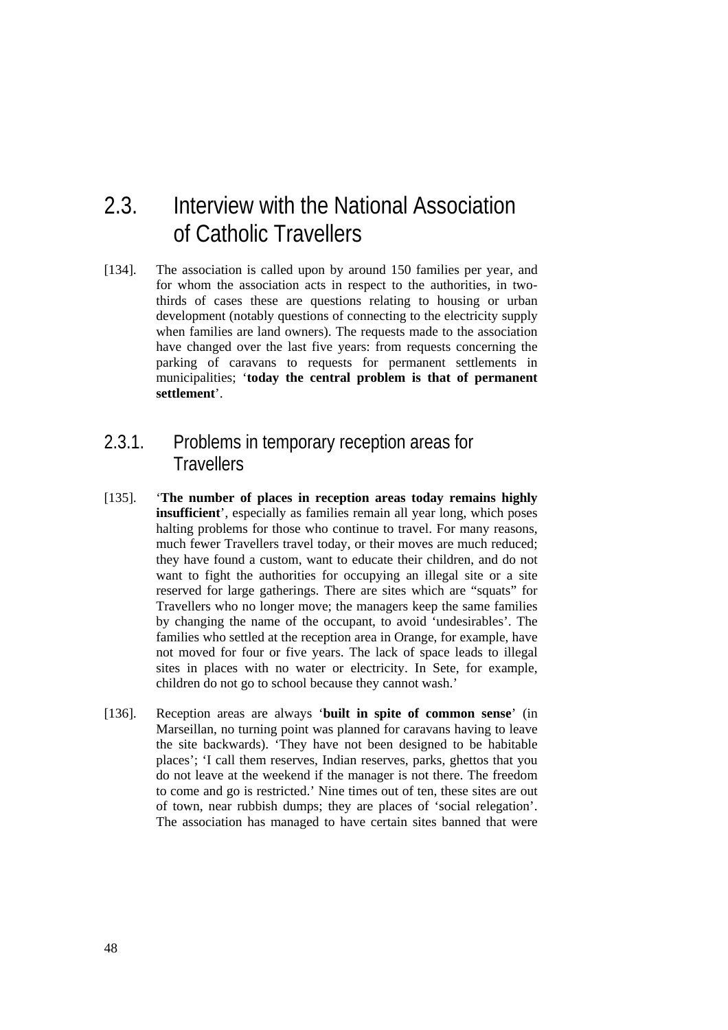## 2.3. Interview with the National Association of Catholic Travellers

[134]. The association is called upon by around 150 families per year, and for whom the association acts in respect to the authorities, in two-thirds of cases these are questions relating to housing or urban development (notably questions of connecting to the electricity supply when families are land owners). The requests made to the association have changed over the last five years: from requests concerning the parking of caravans to requests for permanent settlements in municipalities; '**today the central problem is that of permanent settlement**'.

### 2.3.1. Problems in temporary reception areas for Travellers

[135]. '**The number of places in reception areas today remains highly insufficient**', especially as families remain all year long, which poses halting problems for those who continue to travel. For many reasons, much fewer Travellers travel today, or their moves are much reduced; they have found a custom, want to educate their children, and do not want to fight the authorities for occupying an illegal site or a site reserved for large gatherings. There are sites which are "squats" for Travellers who no longer move; the managers keep the same families by changing the name of the occupant, to avoid 'undesirables'. The families who settled at the reception area in Orange, for example, have not moved for four or five years. The lack of space leads to illegal sites in places with no water or electricity. In Sete, for example, children do not go to school because they cannot wash.'

[136]. Reception areas are always '**built in spite of common sense**' (in Marseillan, no turning point was planned for caravans having to leave the site backwards). 'They have not been designed to be habitable places'; 'I call them reserves, Indian reserves, parks, ghettos that you do not leave at the weekend if the manager is not there. The freedom to come and go is restricted.' Nine times out of ten, these sites are out of town, near rubbish dumps; they are places of 'social relegation'. The association has managed to have certain sites banned that were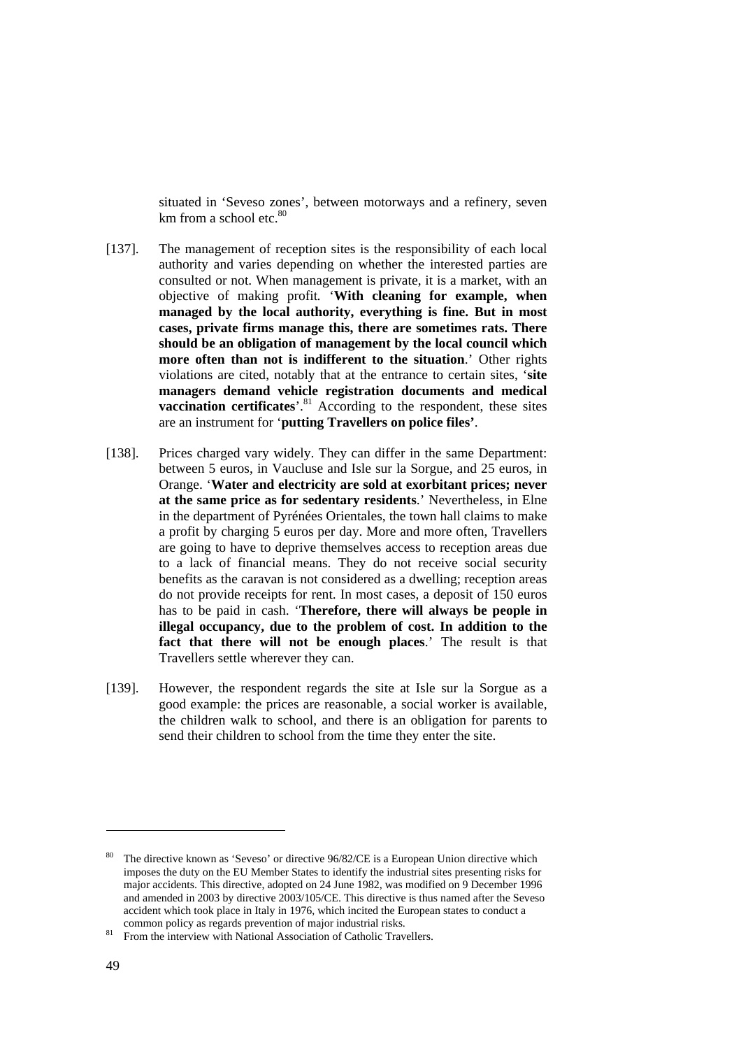situated in 'Seveso zones', between motorways and a refinery, seven km from a school etc.[80]

[137]. The management of reception sites is the responsibility of each local authority and varies depending on whether the interested parties are consulted or not. When management is private, it is a market, with an objective of making profit. '**With cleaning for example, when managed by the local authority, everything is fine. But in most cases, private firms manage this, there are sometimes rats. There should be an obligation of management by the local council which more often than not is indifferent to the situation**.' Other rights violations are cited, notably that at the entrance to certain sites, '**site managers demand vehicle registration documents and medical vaccination certificates**'.[81] According to the respondent, these sites are an instrument for '**putting Travellers on police files'**.

[138]. Prices charged vary widely. They can differ in the same Department: between 5 euros, in Vaucluse and Isle sur la Sorgue, and 25 euros, in Orange. '**Water and electricity are sold at exorbitant prices; never at the same price as for sedentary residents**.' Nevertheless, in Elne in the department of Pyrénées Orientales, the town hall claims to make a profit by charging 5 euros per day. More and more often, Travellers are going to have to deprive themselves access to reception areas due to a lack of financial means. They do not receive social security benefits as the caravan is not considered as a dwelling; reception areas do not provide receipts for rent. In most cases, a deposit of 150 euros has to be paid in cash. '**Therefore, there will always be people in illegal occupancy, due to the problem of cost. In addition to the fact that there will not be enough places**.' The result is that Travellers settle wherever they can.

[139]. However, the respondent regards the site at Isle sur la Sorgue as a good example: the prices are reasonable, a social worker is available, the children walk to school, and there is an obligation for parents to send their children to school from the time they enter the site.

---

[80] The directive known as 'Seveso' or directive 96/82/CE is a European Union directive which imposes the duty on the EU Member States to identify the industrial sites presenting risks for major accidents. This directive, adopted on 24 June 1982, was modified on 9 December 1996 and amended in 2003 by directive 2003/105/CE. This directive is thus named after the Seveso accident which took place in Italy in 1976, which incited the European states to conduct a common policy as regards prevention of major industrial risks.

[81] From the interview with National Association of Catholic Travellers.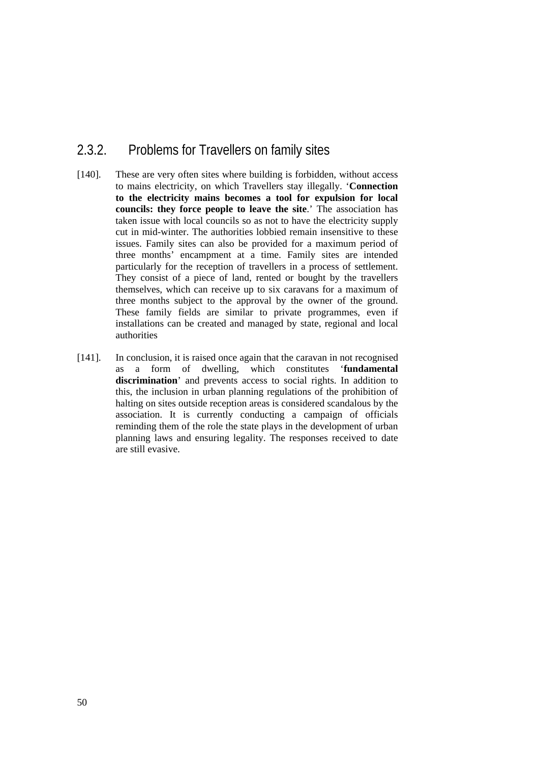### 2.3.2. Problems for Travellers on family sites

[140]. These are very often sites where building is forbidden, without access to mains electricity, on which Travellers stay illegally. '**Connection to the electricity mains becomes a tool for expulsion for local councils: they force people to leave the site**.' The association has taken issue with local councils so as not to have the electricity supply cut in mid-winter. The authorities lobbied remain insensitive to these issues. Family sites can also be provided for a maximum period of three months' encampment at a time. Family sites are intended particularly for the reception of travellers in a process of settlement. They consist of a piece of land, rented or bought by the travellers themselves, which can receive up to six caravans for a maximum of three months subject to the approval by the owner of the ground. These family fields are similar to private programmes, even if installations can be created and managed by state, regional and local authorities

[141]. In conclusion, it is raised once again that the caravan in not recognised as a form of dwelling, which constitutes '**fundamental discrimination**' and prevents access to social rights. In addition to this, the inclusion in urban planning regulations of the prohibition of halting on sites outside reception areas is considered scandalous by the association. It is currently conducting a campaign of officials reminding them of the role the state plays in the development of urban planning laws and ensuring legality. The responses received to date are still evasive.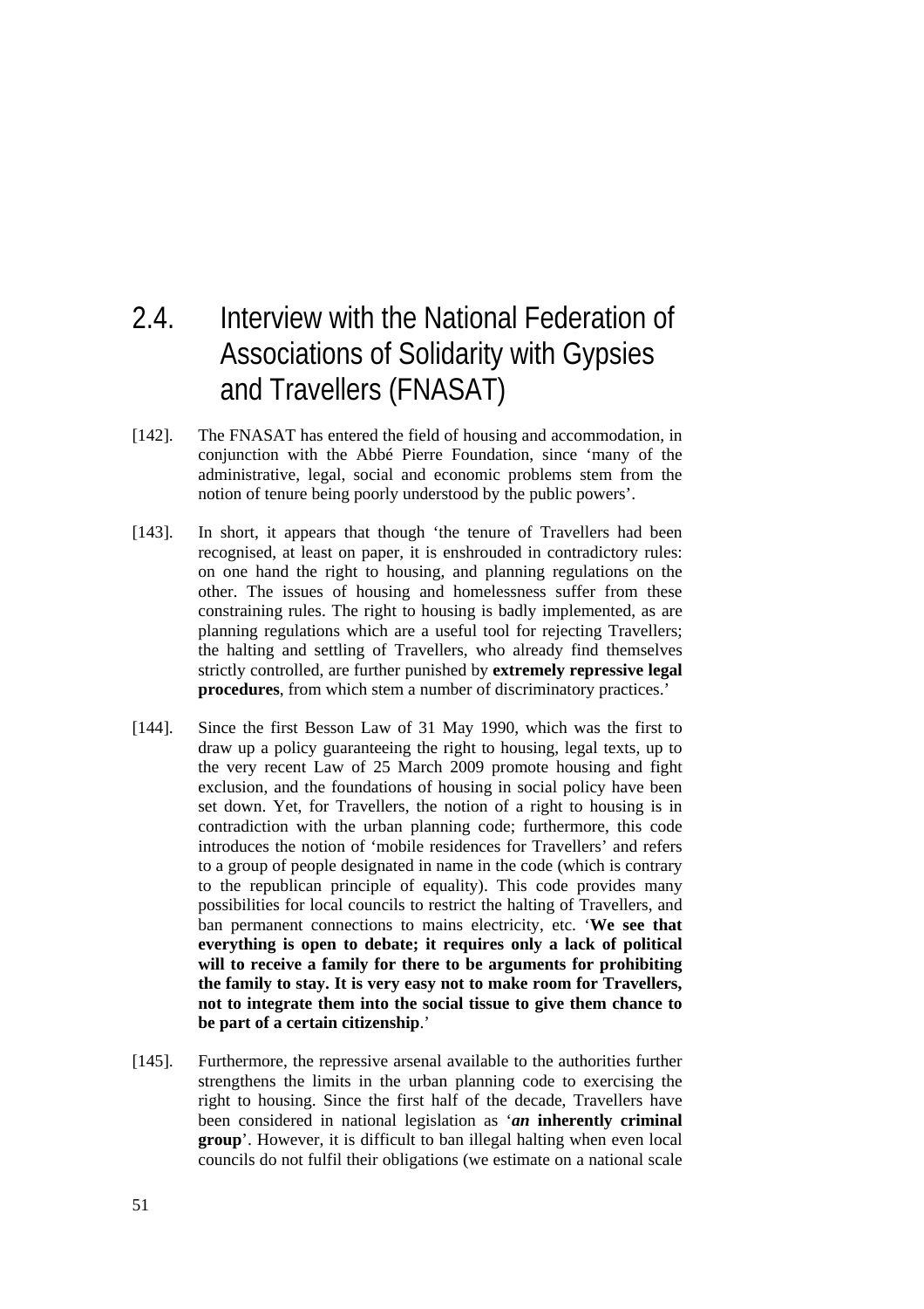## 2.4. Interview with the National Federation of Associations of Solidarity with Gypsies and Travellers (FNASAT)

[142]. The FNASAT has entered the field of housing and accommodation, in conjunction with the Abbé Pierre Foundation, since 'many of the administrative, legal, social and economic problems stem from the notion of tenure being poorly understood by the public powers'.

[143]. In short, it appears that though 'the tenure of Travellers had been recognised, at least on paper, it is enshrouded in contradictory rules: on one hand the right to housing, and planning regulations on the other. The issues of housing and homelessness suffer from these constraining rules. The right to housing is badly implemented, as are planning regulations which are a useful tool for rejecting Travellers; the halting and settling of Travellers, who already find themselves strictly controlled, are further punished by **extremely repressive legal procedures**, from which stem a number of discriminatory practices.'

[144]. Since the first Besson Law of 31 May 1990, which was the first to draw up a policy guaranteeing the right to housing, legal texts, up to the very recent Law of 25 March 2009 promote housing and fight exclusion, and the foundations of housing in social policy have been set down. Yet, for Travellers, the notion of a right to housing is in contradiction with the urban planning code; furthermore, this code introduces the notion of 'mobile residences for Travellers' and refers to a group of people designated in name in the code (which is contrary to the republican principle of equality). This code provides many possibilities for local councils to restrict the halting of Travellers, and ban permanent connections to mains electricity, etc. '**We see that everything is open to debate; it requires only a lack of political will to receive a family for there to be arguments for prohibiting the family to stay. It is very easy not to make room for Travellers, not to integrate them into the social tissue to give them chance to be part of a certain citizenship**.'

[145]. Furthermore, the repressive arsenal available to the authorities further strengthens the limits in the urban planning code to exercising the right to housing. Since the first half of the decade, Travellers have been considered in national legislation as '***an* inherently criminal group**'. However, it is difficult to ban illegal halting when even local councils do not fulfil their obligations (we estimate on a national scale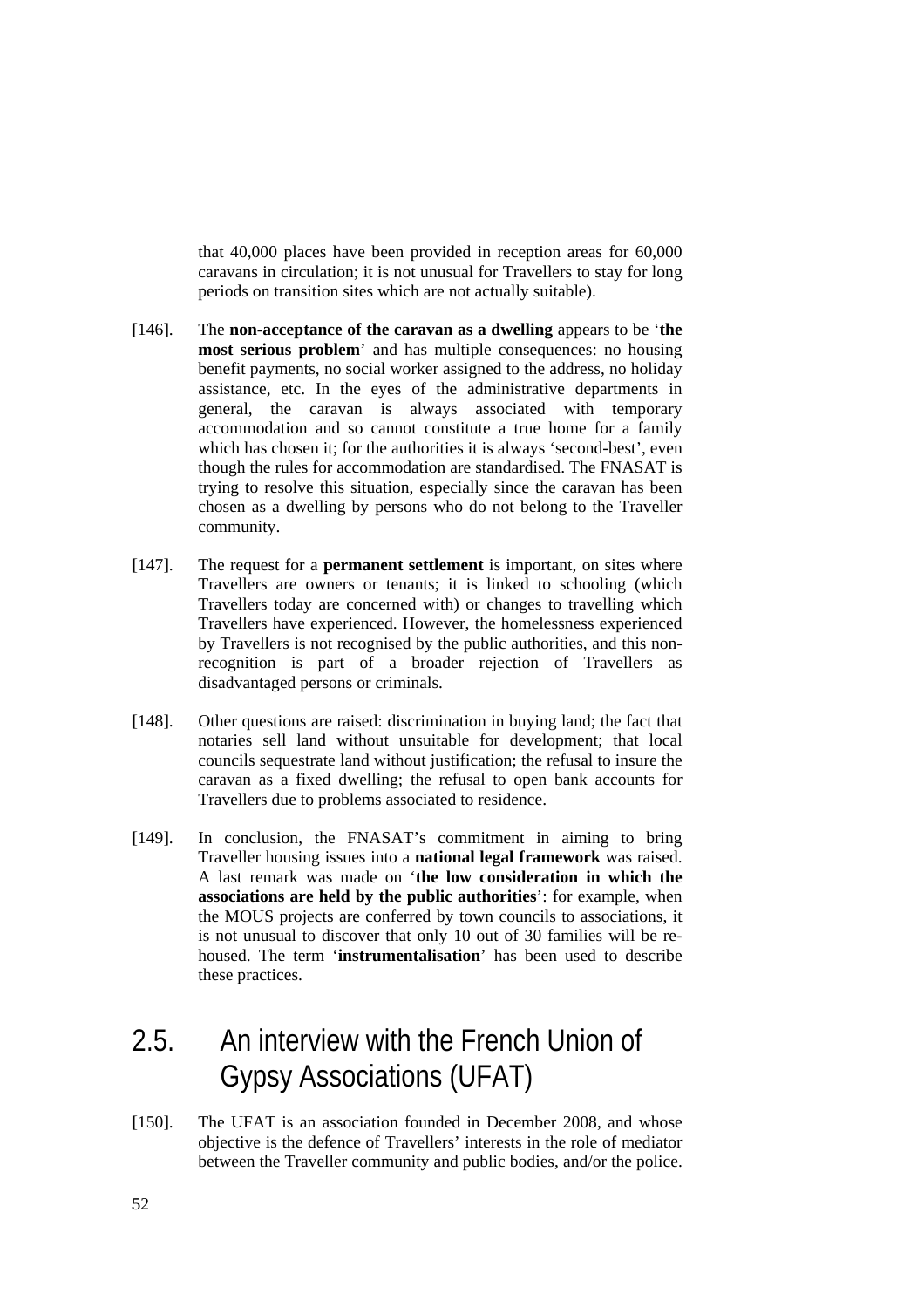that 40,000 places have been provided in reception areas for 60,000 caravans in circulation; it is not unusual for Travellers to stay for long periods on transition sites which are not actually suitable).

[146]. The **non-acceptance of the caravan as a dwelling** appears to be '**the most serious problem**' and has multiple consequences: no housing benefit payments, no social worker assigned to the address, no holiday assistance, etc. In the eyes of the administrative departments in general, the caravan is always associated with temporary accommodation and so cannot constitute a true home for a family which has chosen it; for the authorities it is always 'second-best', even though the rules for accommodation are standardised. The FNASAT is trying to resolve this situation, especially since the caravan has been chosen as a dwelling by persons who do not belong to the Traveller community.

[147]. The request for a **permanent settlement** is important, on sites where Travellers are owners or tenants; it is linked to schooling (which Travellers today are concerned with) or changes to travelling which Travellers have experienced. However, the homelessness experienced by Travellers is not recognised by the public authorities, and this non-recognition is part of a broader rejection of Travellers as disadvantaged persons or criminals.

[148]. Other questions are raised: discrimination in buying land; the fact that notaries sell land without unsuitable for development; that local councils sequestrate land without justification; the refusal to insure the caravan as a fixed dwelling; the refusal to open bank accounts for Travellers due to problems associated to residence.

[149]. In conclusion, the FNASAT's commitment in aiming to bring Traveller housing issues into a **national legal framework** was raised. A last remark was made on '**the low consideration in which the associations are held by the public authorities**': for example, when the MOUS projects are conferred by town councils to associations, it is not unusual to discover that only 10 out of 30 families will be re-housed. The term '**instrumentalisation**' has been used to describe these practices.

## 2.5. An interview with the French Union of Gypsy Associations (UFAT)

[150]. The UFAT is an association founded in December 2008, and whose objective is the defence of Travellers' interests in the role of mediator between the Traveller community and public bodies, and/or the police.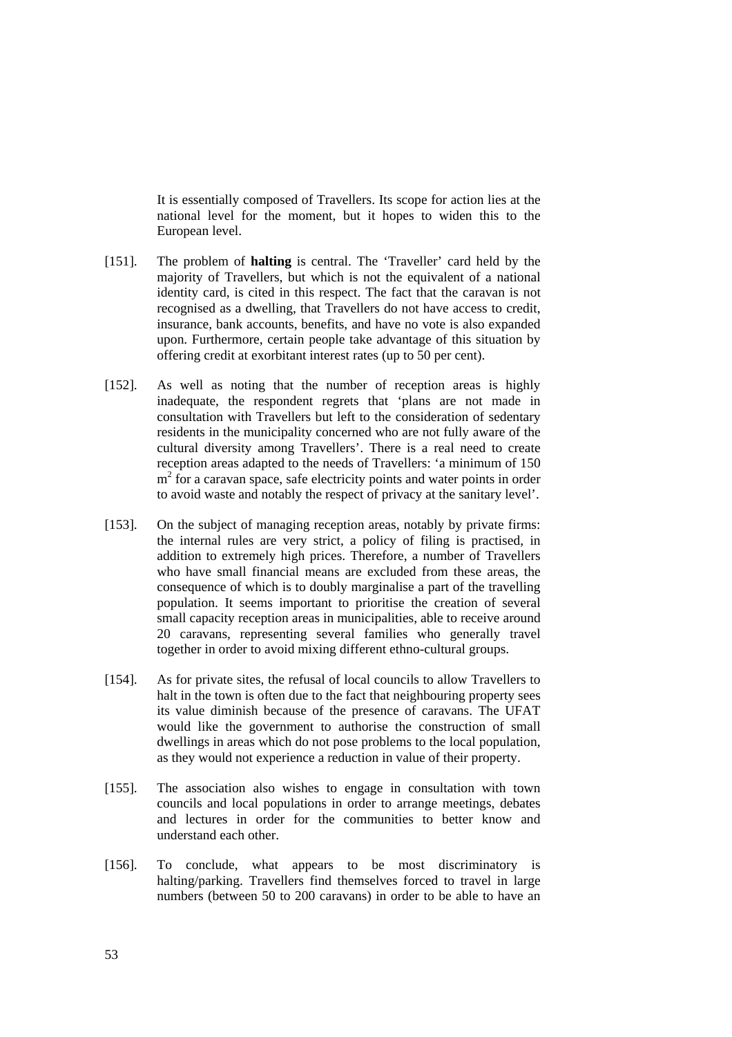It is essentially composed of Travellers. Its scope for action lies at the national level for the moment, but it hopes to widen this to the European level.

[151]. The problem of **halting** is central. The 'Traveller' card held by the majority of Travellers, but which is not the equivalent of a national identity card, is cited in this respect. The fact that the caravan is not recognised as a dwelling, that Travellers do not have access to credit, insurance, bank accounts, benefits, and have no vote is also expanded upon. Furthermore, certain people take advantage of this situation by offering credit at exorbitant interest rates (up to 50 per cent).

[152]. As well as noting that the number of reception areas is highly inadequate, the respondent regrets that 'plans are not made in consultation with Travellers but left to the consideration of sedentary residents in the municipality concerned who are not fully aware of the cultural diversity among Travellers'. There is a real need to create reception areas adapted to the needs of Travellers: 'a minimum of 150 $m^2$ for a caravan space, safe electricity points and water points in order to avoid waste and notably the respect of privacy at the sanitary level'.

[153]. On the subject of managing reception areas, notably by private firms: the internal rules are very strict, a policy of filing is practised, in addition to extremely high prices. Therefore, a number of Travellers who have small financial means are excluded from these areas, the consequence of which is to doubly marginalise a part of the travelling population. It seems important to prioritise the creation of several small capacity reception areas in municipalities, able to receive around 20 caravans, representing several families who generally travel together in order to avoid mixing different ethno-cultural groups.

[154]. As for private sites, the refusal of local councils to allow Travellers to halt in the town is often due to the fact that neighbouring property sees its value diminish because of the presence of caravans. The UFAT would like the government to authorise the construction of small dwellings in areas which do not pose problems to the local population, as they would not experience a reduction in value of their property.

[155]. The association also wishes to engage in consultation with town councils and local populations in order to arrange meetings, debates and lectures in order for the communities to better know and understand each other.

[156]. To conclude, what appears to be most discriminatory is halting/parking. Travellers find themselves forced to travel in large numbers (between 50 to 200 caravans) in order to be able to have an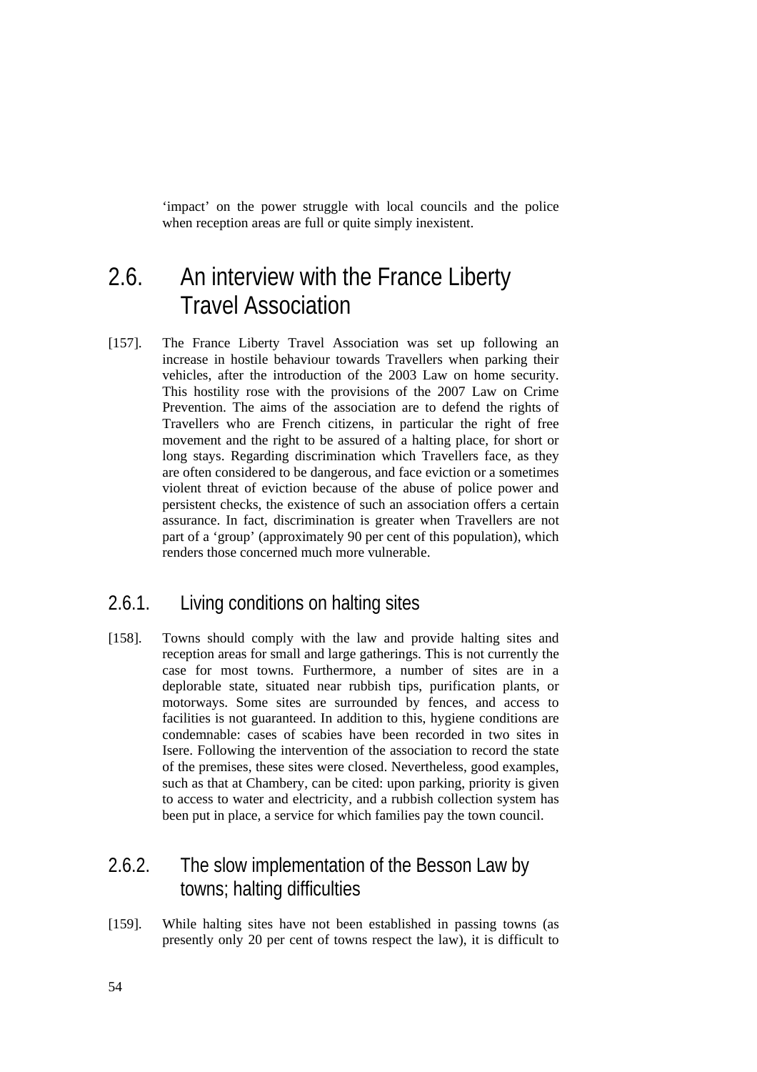'impact' on the power struggle with local councils and the police when reception areas are full or quite simply inexistent.

## 2.6. An interview with the France Liberty Travel Association

[157]. The France Liberty Travel Association was set up following an increase in hostile behaviour towards Travellers when parking their vehicles, after the introduction of the 2003 Law on home security. This hostility rose with the provisions of the 2007 Law on Crime Prevention. The aims of the association are to defend the rights of Travellers who are French citizens, in particular the right of free movement and the right to be assured of a halting place, for short or long stays. Regarding discrimination which Travellers face, as they are often considered to be dangerous, and face eviction or a sometimes violent threat of eviction because of the abuse of police power and persistent checks, the existence of such an association offers a certain assurance. In fact, discrimination is greater when Travellers are not part of a 'group' (approximately 90 per cent of this population), which renders those concerned much more vulnerable.

### 2.6.1. Living conditions on halting sites

[158]. Towns should comply with the law and provide halting sites and reception areas for small and large gatherings. This is not currently the case for most towns. Furthermore, a number of sites are in a deplorable state, situated near rubbish tips, purification plants, or motorways. Some sites are surrounded by fences, and access to facilities is not guaranteed. In addition to this, hygiene conditions are condemnable: cases of scabies have been recorded in two sites in Isere. Following the intervention of the association to record the state of the premises, these sites were closed. Nevertheless, good examples, such as that at Chambery, can be cited: upon parking, priority is given to access to water and electricity, and a rubbish collection system has been put in place, a service for which families pay the town council.

### 2.6.2. The slow implementation of the Besson Law by towns; halting difficulties

[159]. While halting sites have not been established in passing towns (as presently only 20 per cent of towns respect the law), it is difficult to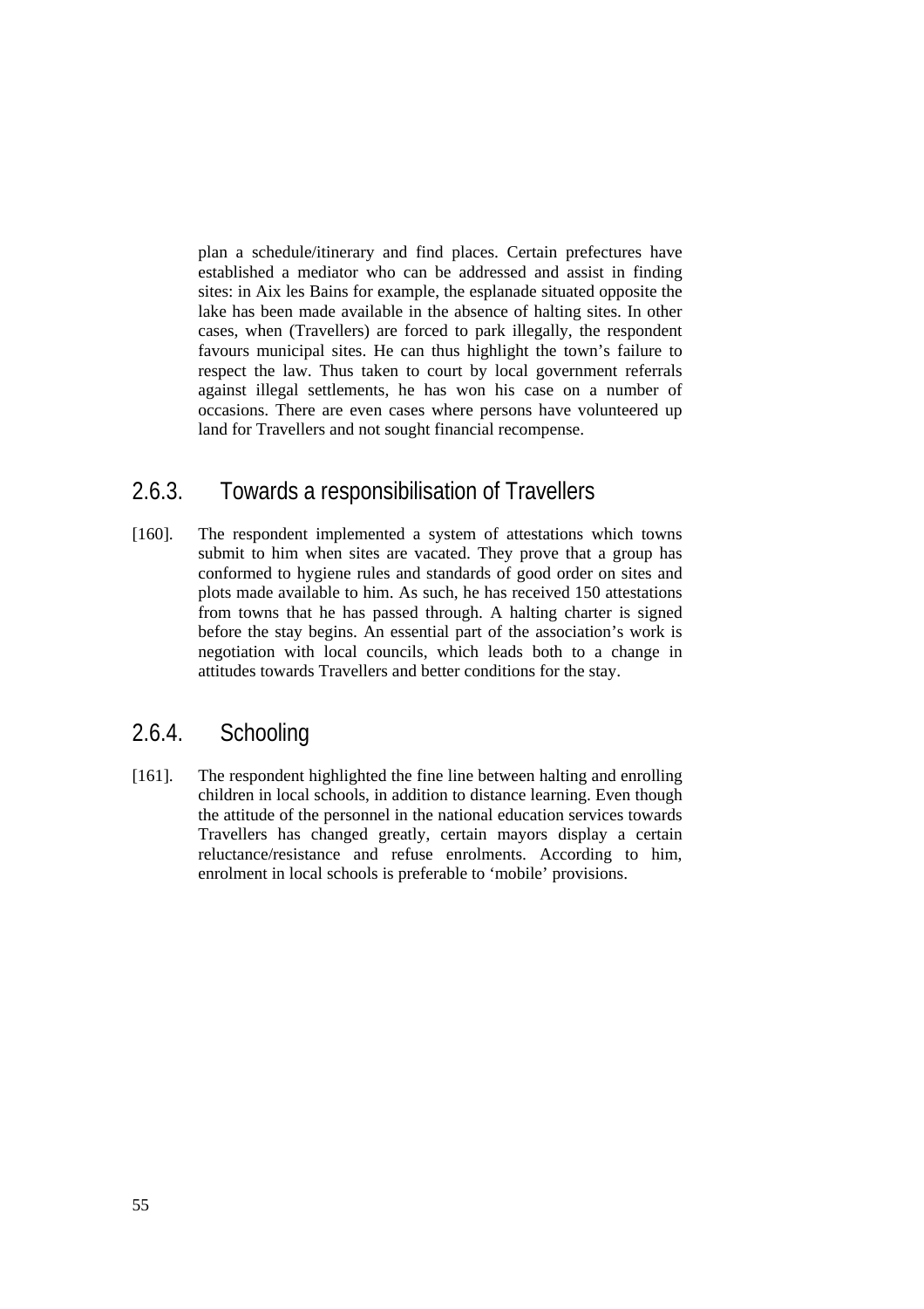plan a schedule/itinerary and find places. Certain prefectures have established a mediator who can be addressed and assist in finding sites: in Aix les Bains for example, the esplanade situated opposite the lake has been made available in the absence of halting sites. In other cases, when (Travellers) are forced to park illegally, the respondent favours municipal sites. He can thus highlight the town's failure to respect the law. Thus taken to court by local government referrals against illegal settlements, he has won his case on a number of occasions. There are even cases where persons have volunteered up land for Travellers and not sought financial recompense.

### 2.6.3. Towards a responsibilisation of Travellers

[160]. The respondent implemented a system of attestations which towns submit to him when sites are vacated. They prove that a group has conformed to hygiene rules and standards of good order on sites and plots made available to him. As such, he has received 150 attestations from towns that he has passed through. A halting charter is signed before the stay begins. An essential part of the association's work is negotiation with local councils, which leads both to a change in attitudes towards Travellers and better conditions for the stay.

### 2.6.4. Schooling

[161]. The respondent highlighted the fine line between halting and enrolling children in local schools, in addition to distance learning. Even though the attitude of the personnel in the national education services towards Travellers has changed greatly, certain mayors display a certain reluctance/resistance and refuse enrolments. According to him, enrolment in local schools is preferable to 'mobile' provisions.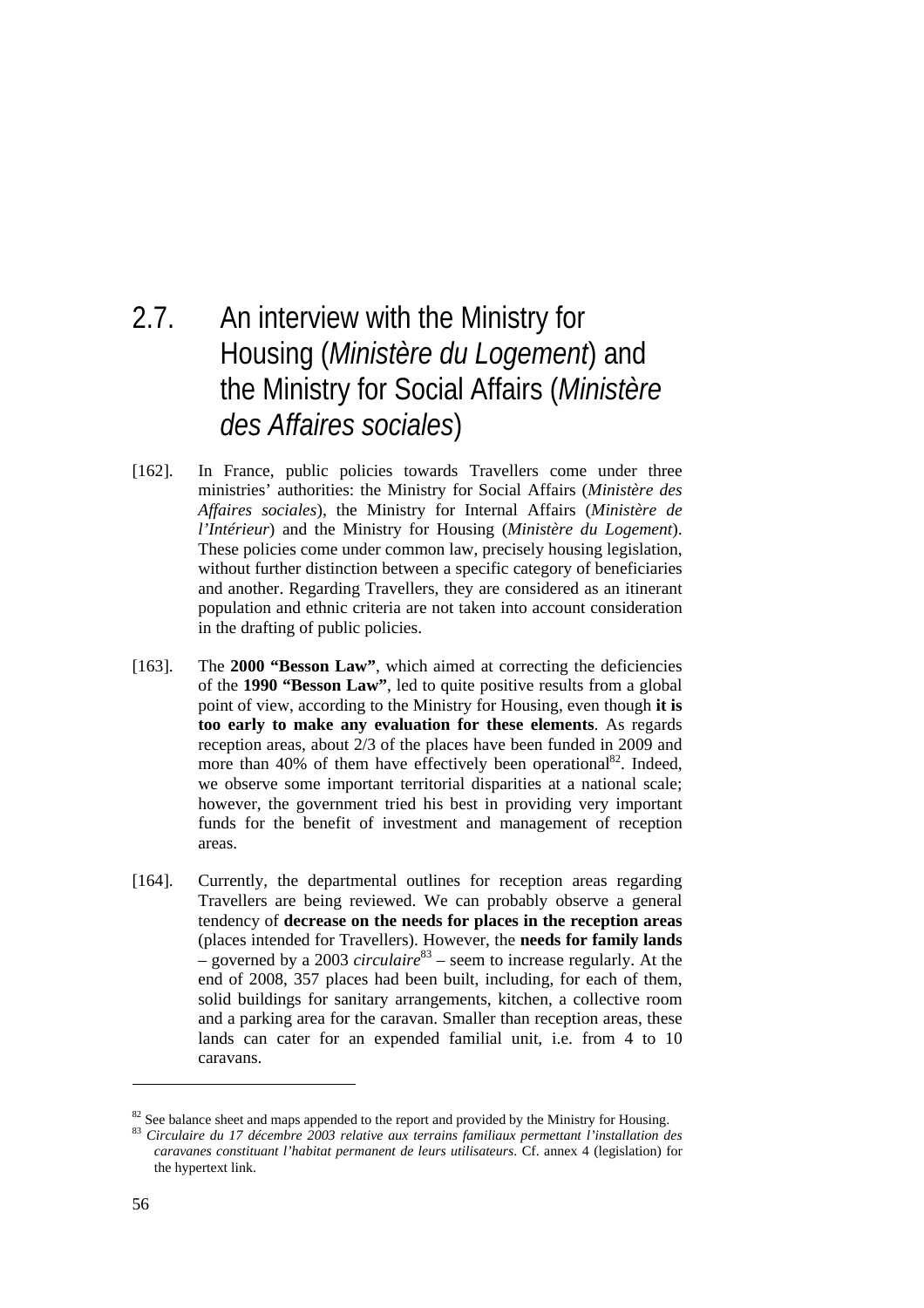## 2.7. An interview with the Ministry for Housing (*Ministère du Logement*) and the Ministry for Social Affairs (*Ministère des Affaires sociales*)

[162]. In France, public policies towards Travellers come under three ministries' authorities: the Ministry for Social Affairs (*Ministère des Affaires sociales*), the Ministry for Internal Affairs (*Ministère de l'Intérieur*) and the Ministry for Housing (*Ministère du Logement*). These policies come under common law, precisely housing legislation, without further distinction between a specific category of beneficiaries and another. Regarding Travellers, they are considered as an itinerant population and ethnic criteria are not taken into account consideration in the drafting of public policies.

[163]. The **2000 "Besson Law"**, which aimed at correcting the deficiencies of the **1990 "Besson Law"**, led to quite positive results from a global point of view, according to the Ministry for Housing, even though **it is too early to make any evaluation for these elements**. As regards reception areas, about 2/3 of the places have been funded in 2009 and more than 40% of them have effectively been operational[82]. Indeed, we observe some important territorial disparities at a national scale; however, the government tried his best in providing very important funds for the benefit of investment and management of reception areas.

[164]. Currently, the departmental outlines for reception areas regarding Travellers are being reviewed. We can probably observe a general tendency of **decrease on the needs for places in the reception areas** (places intended for Travellers). However, the **needs for family lands** – governed by a 2003 *circulaire*[83] – seem to increase regularly. At the end of 2008, 357 places had been built, including, for each of them, solid buildings for sanitary arrangements, kitchen, a collective room and a parking area for the caravan. Smaller than reception areas, these lands can cater for an expended familial unit, i.e. from 4 to 10 caravans.

---

[82] See balance sheet and maps appended to the report and provided by the Ministry for Housing.

[83] *Circulaire du 17 décembre 2003 relative aux terrains familiaux permettant l'installation des caravanes constituant l'habitat permanent de leurs utilisateurs*. Cf. annex 4 (legislation) for the hypertext link.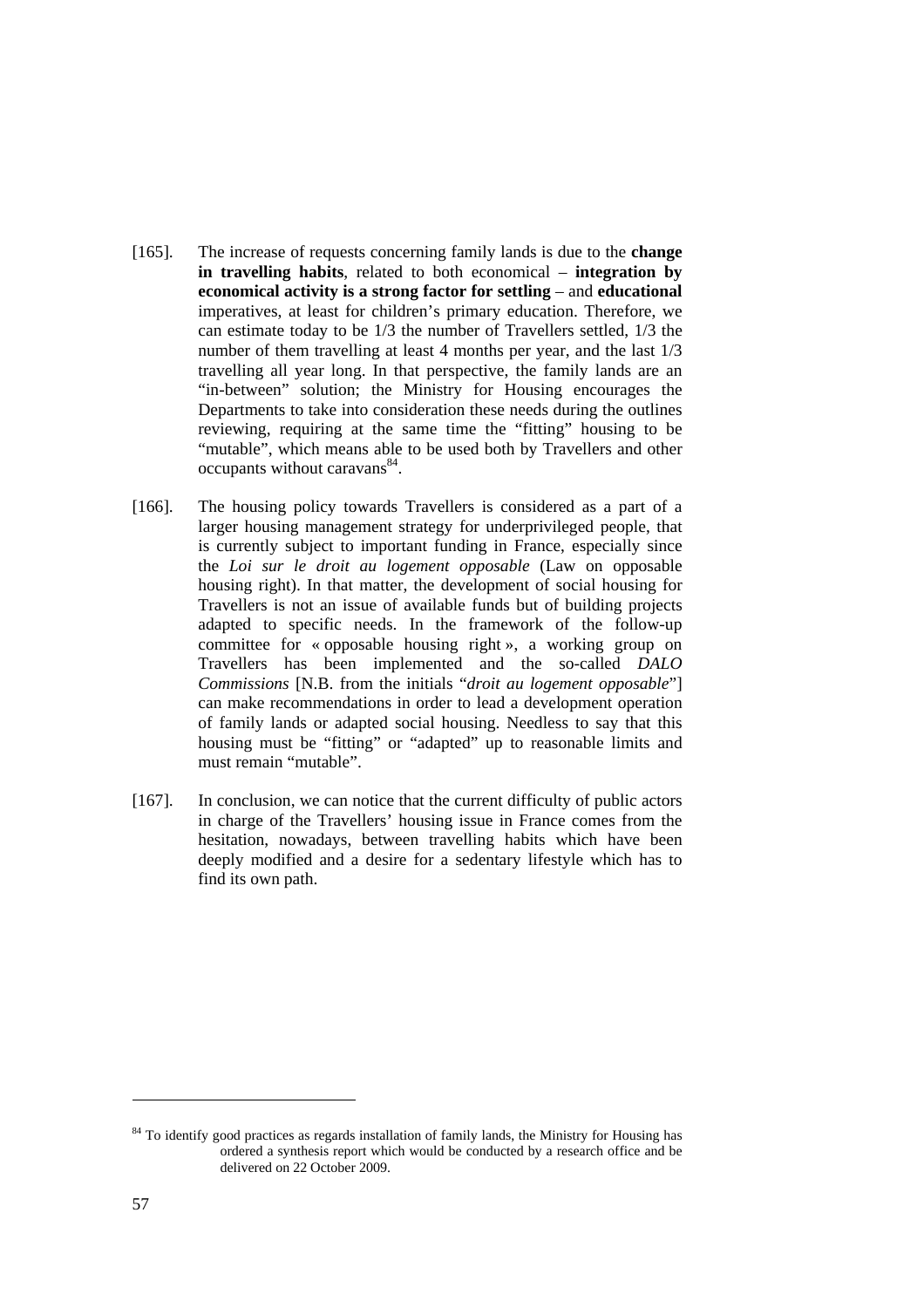[165]. The increase of requests concerning family lands is due to the **change in travelling habits**, related to both economical – **integration by economical activity is a strong factor for settling** – and **educational** imperatives, at least for children's primary education. Therefore, we can estimate today to be 1/3 the number of Travellers settled, 1/3 the number of them travelling at least 4 months per year, and the last 1/3 travelling all year long. In that perspective, the family lands are an "in-between" solution; the Ministry for Housing encourages the Departments to take into consideration these needs during the outlines reviewing, requiring at the same time the "fitting" housing to be "mutable", which means able to be used both by Travellers and other occupants without caravans[84].

[166]. The housing policy towards Travellers is considered as a part of a larger housing management strategy for underprivileged people, that is currently subject to important funding in France, especially since the *Loi sur le droit au logement opposable* (Law on opposable housing right). In that matter, the development of social housing for Travellers is not an issue of available funds but of building projects adapted to specific needs. In the framework of the follow-up committee for « opposable housing right », a working group on Travellers has been implemented and the so-called *DALO Commissions* [N.B. from the initials "*droit au logement opposable*"] can make recommendations in order to lead a development operation of family lands or adapted social housing. Needless to say that this housing must be "fitting" or "adapted" up to reasonable limits and must remain "mutable".

[167]. In conclusion, we can notice that the current difficulty of public actors in charge of the Travellers' housing issue in France comes from the hesitation, nowadays, between travelling habits which have been deeply modified and a desire for a sedentary lifestyle which has to find its own path.

[84] To identify good practices as regards installation of family lands, the Ministry for Housing has ordered a synthesis report which would be conducted by a research office and be delivered on 22 October 2009.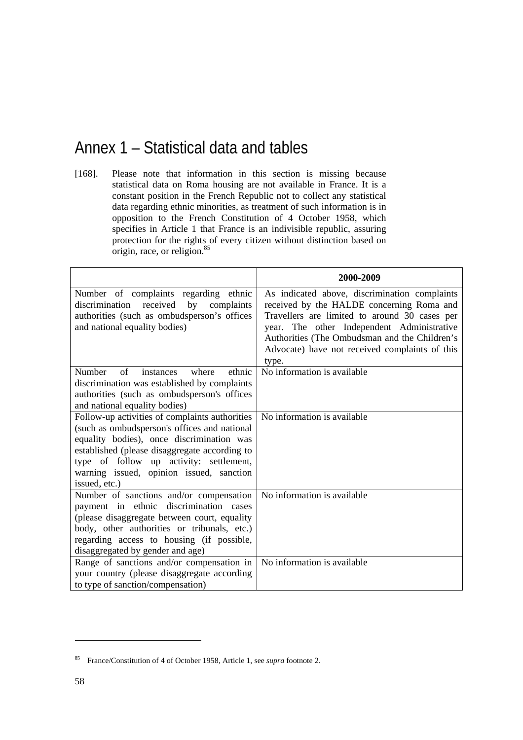# Annex 1 – Statistical data and tables

[168]. Please note that information in this section is missing because statistical data on Roma housing are not available in France. It is a constant position in the French Republic not to collect any statistical data regarding ethnic minorities, as treatment of such information is in opposition to the French Constitution of 4 October 1958, which specifies in Article 1 that France is an indivisible republic, assuring protection for the rights of every citizen without distinction based on origin, race, or religion.[85]

| | **2000-2009** |
|---|---|
| Number of complaints regarding ethnic discrimination received by complaints authorities (such as ombudsperson's offices and national equality bodies) | As indicated above, discrimination complaints received by the HALDE concerning Roma and Travellers are limited to around 30 cases per year. The other Independent Administrative Authorities (The Ombudsman and the Children's Advocate) have not received complaints of this type. |
| Number of instances where ethnic discrimination was established by complaints authorities (such as ombudsperson's offices and national equality bodies) | No information is available |
| Follow-up activities of complaints authorities (such as ombudsperson's offices and national equality bodies), once discrimination was established (please disaggregate according to type of follow up activity: settlement, warning issued, opinion issued, sanction issued, etc.) | No information is available |
| Number of sanctions and/or compensation payment in ethnic discrimination cases (please disaggregate between court, equality body, other authorities or tribunals, etc.) regarding access to housing (if possible, disaggregated by gender and age) | No information is available |
| Range of sanctions and/or compensation in your country (please disaggregate according to type of sanction/compensation) | No information is available |

[85] France/Constitution of 4 of October 1958, Article 1, see *supra* footnote 2.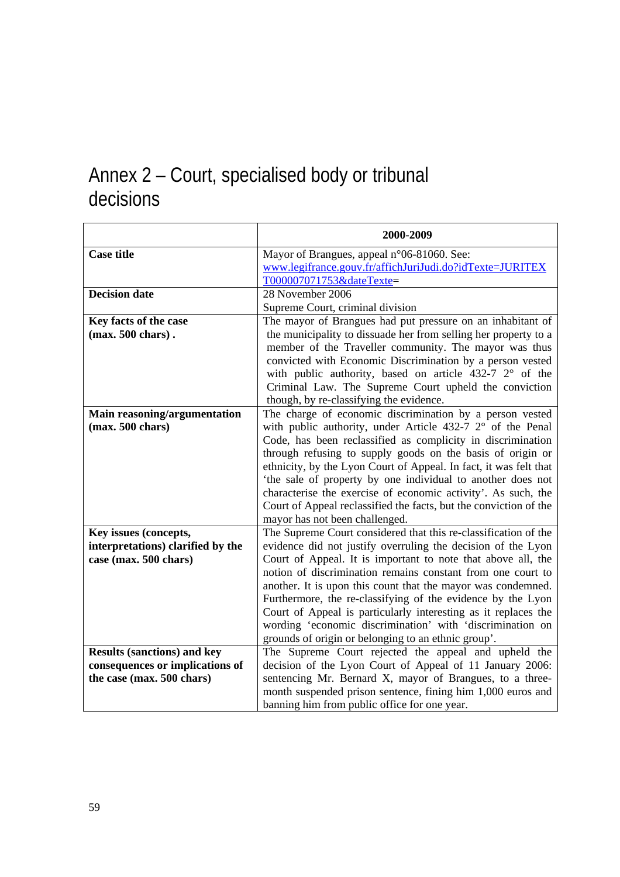# Annex 2 – Court, specialised body or tribunal decisions

| | 2000-2009 |
|---|---|
| **Case title** | Mayor of Brangues, appeal n°06-81060. See: [www.legifrance.gouv.fr/affichJuriJudi.do?idTexte=JURITEXT000007071753&dateTexte=](www.legifrance.gouv.fr/affichJuriJudi.do?idTexte=JURITEXT000007071753&dateTexte=) |
| **Decision date** | 28 November 2006<br>Supreme Court, criminal division |
| **Key facts of the case (max. 500 chars) .** | The mayor of Brangues had put pressure on an inhabitant of the municipality to dissuade her from selling her property to a member of the Traveller community. The mayor was thus convicted with Economic Discrimination by a person vested with public authority, based on article 432-7 2° of the Criminal Law. The Supreme Court upheld the conviction though, by re-classifying the evidence. |
| **Main reasoning/argumentation (max. 500 chars)** | The charge of economic discrimination by a person vested with public authority, under Article 432-7 2° of the Penal Code, has been reclassified as complicity in discrimination through refusing to supply goods on the basis of origin or ethnicity, by the Lyon Court of Appeal. In fact, it was felt that 'the sale of property by one individual to another does not characterise the exercise of economic activity'. As such, the Court of Appeal reclassified the facts, but the conviction of the mayor has not been challenged. |
| **Key issues (concepts, interpretations) clarified by the case (max. 500 chars)** | The Supreme Court considered that this re-classification of the evidence did not justify overruling the decision of the Lyon Court of Appeal. It is important to note that above all, the notion of discrimination remains constant from one court to another. It is upon this count that the mayor was condemned. Furthermore, the re-classifying of the evidence by the Lyon Court of Appeal is particularly interesting as it replaces the wording 'economic discrimination' with 'discrimination on grounds of origin or belonging to an ethnic group'. |
| **Results (sanctions) and key consequences or implications of the case (max. 500 chars)** | The Supreme Court rejected the appeal and upheld the decision of the Lyon Court of Appeal of 11 January 2006: sentencing Mr. Bernard X, mayor of Brangues, to a three-month suspended prison sentence, fining him 1,000 euros and banning him from public office for one year. |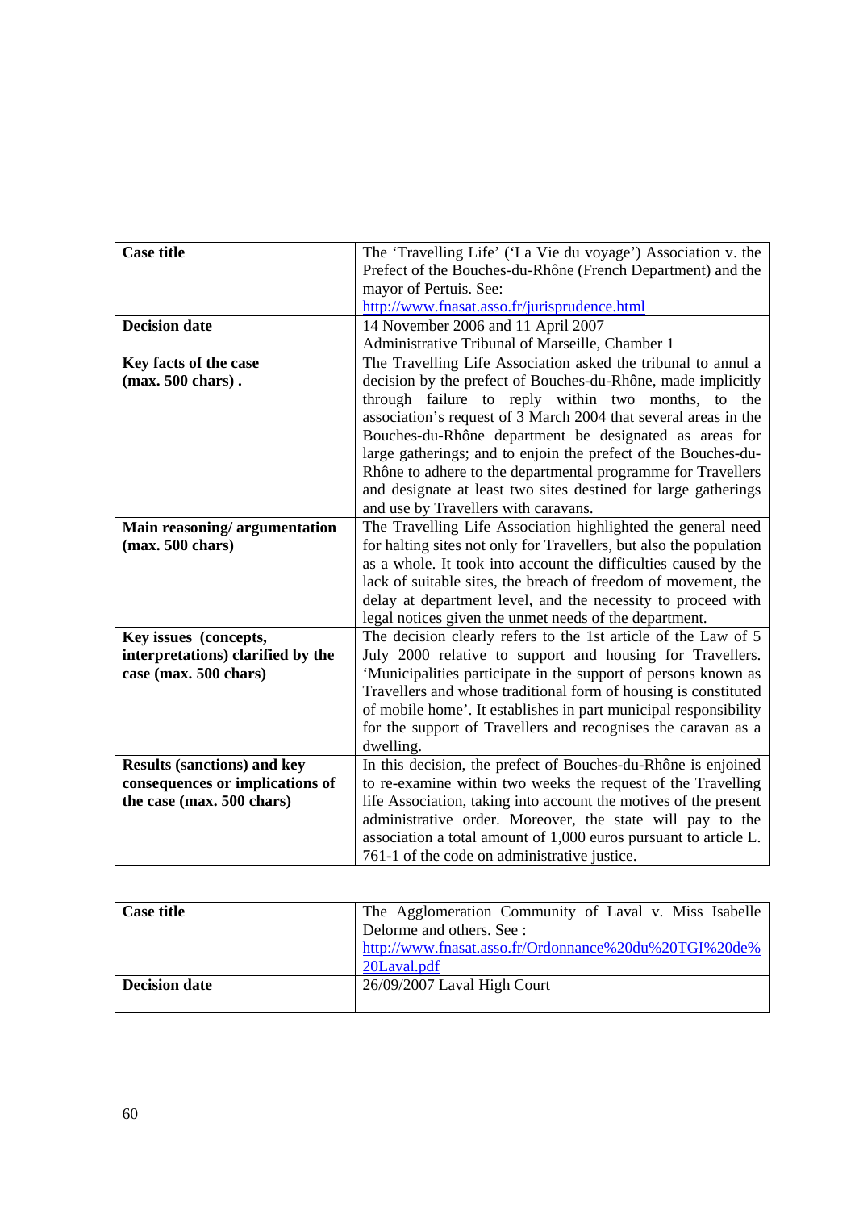| Case title | The 'Travelling Life' ('La Vie du voyage') Association v. the Prefect of the Bouches-du-Rhône (French Department) and the mayor of Pertuis. See: http://www.fnasat.asso.fr/jurisprudence.html |
|---|---|
| **Decision date** | 14 November 2006 and 11 April 2007<br>Administrative Tribunal of Marseille, Chamber 1 |
| **Key facts of the case (max. 500 chars) .** | The Travelling Life Association asked the tribunal to annul a decision by the prefect of Bouches-du-Rhône, made implicitly through failure to reply within two months, to the association's request of 3 March 2004 that several areas in the Bouches-du-Rhône department be designated as areas for large gatherings; and to enjoin the prefect of the Bouches-du-Rhône to adhere to the departmental programme for Travellers and designate at least two sites destined for large gatherings and use by Travellers with caravans. |
| **Main reasoning/ argumentation (max. 500 chars)** | The Travelling Life Association highlighted the general need for halting sites not only for Travellers, but also the population as a whole. It took into account the difficulties caused by the lack of suitable sites, the breach of freedom of movement, the delay at department level, and the necessity to proceed with legal notices given the unmet needs of the department. |
| **Key issues (concepts, interpretations) clarified by the case (max. 500 chars)** | The decision clearly refers to the 1st article of the Law of 5 July 2000 relative to support and housing for Travellers. 'Municipalities participate in the support of persons known as Travellers and whose traditional form of housing is constituted of mobile home'. It establishes in part municipal responsibility for the support of Travellers and recognises the caravan as a dwelling. |
| **Results (sanctions) and key consequences or implications of the case (max. 500 chars)** | In this decision, the prefect of Bouches-du-Rhône is enjoined to re-examine within two weeks the request of the Travelling life Association, taking into account the motives of the present administrative order. Moreover, the state will pay to the association a total amount of 1,000 euros pursuant to article L. 761-1 of the code on administrative justice. |

| Case title | The Agglomeration Community of Laval v. Miss Isabelle Delorme and others. See : http://www.fnasat.asso.fr/Ordonnance%20du%20TGI%20de%20Laval.pdf |
|---|---|
| **Decision date** | 26/09/2007 Laval High Court |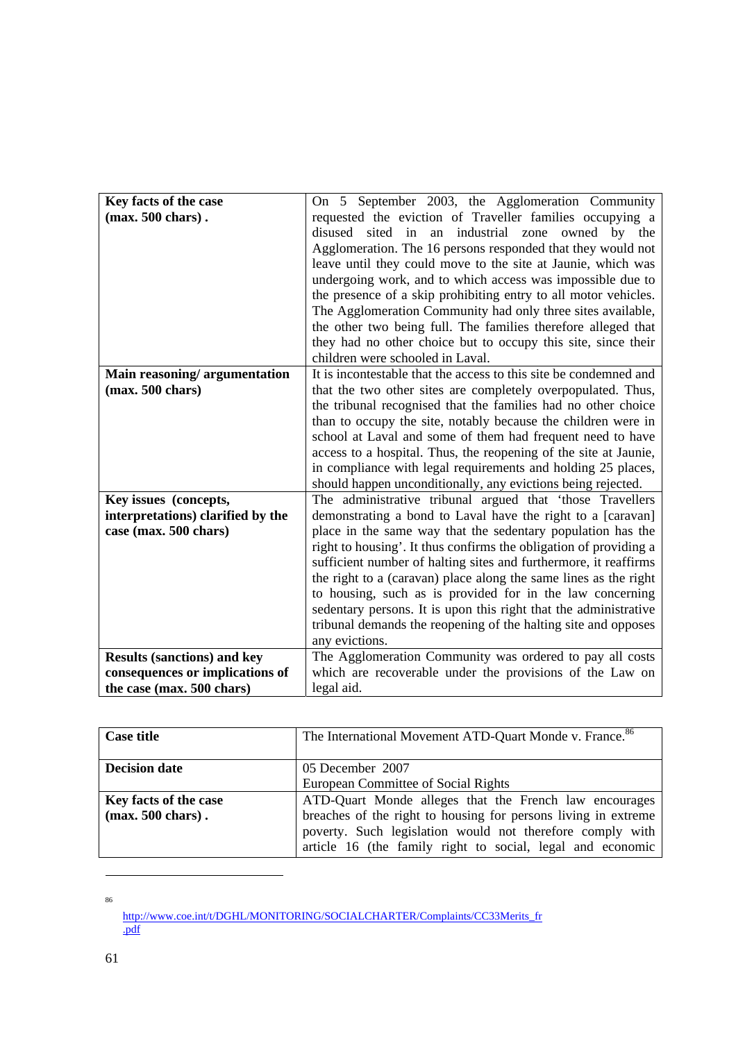| Key facts of the case (max. 500 chars) . | On 5 September 2003, the Agglomeration Community requested the eviction of Traveller families occupying a disused sited in an industrial zone owned by the Agglomeration. The 16 persons responded that they would not leave until they could move to the site at Jaunie, which was undergoing work, and to which access was impossible due to the presence of a skip prohibiting entry to all motor vehicles. The Agglomeration Community had only three sites available, the other two being full. The families therefore alleged that they had no other choice but to occupy this site, since their children were schooled in Laval. |
|---|---|
| **Main reasoning/ argumentation (max. 500 chars)** | It is incontestable that the access to this site be condemned and that the two other sites are completely overpopulated. Thus, the tribunal recognised that the families had no other choice than to occupy the site, notably because the children were in school at Laval and some of them had frequent need to have access to a hospital. Thus, the reopening of the site at Jaunie, in compliance with legal requirements and holding 25 places, should happen unconditionally, any evictions being rejected. |
| **Key issues (concepts, interpretations) clarified by the case (max. 500 chars)** | The administrative tribunal argued that 'those Travellers demonstrating a bond to Laval have the right to a [caravan] place in the same way that the sedentary population has the right to housing'. It thus confirms the obligation of providing a sufficient number of halting sites and furthermore, it reaffirms the right to a (caravan) place along the same lines as the right to housing, such as is provided for in the law concerning sedentary persons. It is upon this right that the administrative tribunal demands the reopening of the halting site and opposes any evictions. |
| **Results (sanctions) and key consequences or implications of the case (max. 500 chars)** | The Agglomeration Community was ordered to pay all costs which are recoverable under the provisions of the Law on legal aid. |

| **Case title** | The International Movement ATD-Quart Monde v. France.[86] |
|---|---|
| **Decision date** | 05 December 2007<br>European Committee of Social Rights |
| **Key facts of the case (max. 500 chars) .** | ATD-Quart Monde alleges that the French law encourages breaches of the right to housing for persons living in extreme poverty. Such legislation would not therefore comply with article 16 (the family right to social, legal and economic |

[86] http://www.coe.int/t/DGHL/MONITORING/SOCIALCHARTER/Complaints/CC33Merits_fr.pdf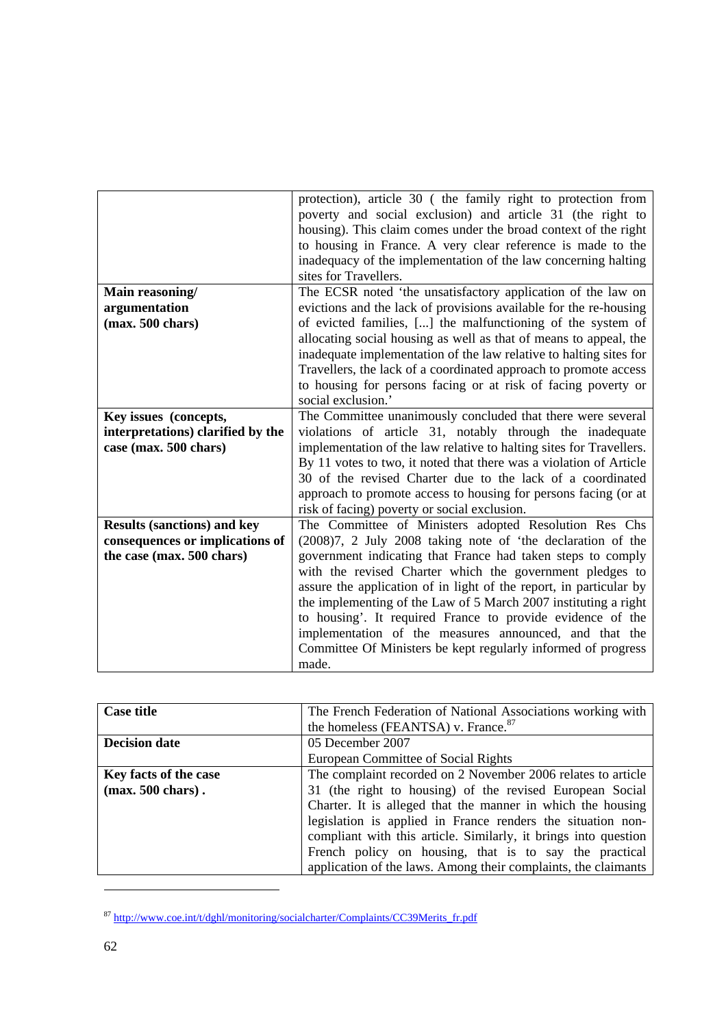| | |
|---|---|
| | protection), article 30 ( the family right to protection from poverty and social exclusion) and article 31 (the right to housing). This claim comes under the broad context of the right to housing in France. A very clear reference is made to the inadequacy of the implementation of the law concerning halting sites for Travellers. |
| **Main reasoning/ argumentation (max. 500 chars)** | The ECSR noted 'the unsatisfactory application of the law on evictions and the lack of provisions available for the re-housing of evicted families, [...] the malfunctioning of the system of allocating social housing as well as that of means to appeal, the inadequate implementation of the law relative to halting sites for Travellers, the lack of a coordinated approach to promote access to housing for persons facing or at risk of facing poverty or social exclusion.' |
| **Key issues (concepts, interpretations) clarified by the case (max. 500 chars)** | The Committee unanimously concluded that there were several violations of article 31, notably through the inadequate implementation of the law relative to halting sites for Travellers. By 11 votes to two, it noted that there was a violation of Article 30 of the revised Charter due to the lack of a coordinated approach to promote access to housing for persons facing (or at risk of facing) poverty or social exclusion. |
| **Results (sanctions) and key consequences or implications of the case (max. 500 chars)** | The Committee of Ministers adopted Resolution Res Chs (2008)7, 2 July 2008 taking note of 'the declaration of the government indicating that France had taken steps to comply with the revised Charter which the government pledges to assure the application of in light of the report, in particular by the implementing of the Law of 5 March 2007 instituting a right to housing'. It required France to provide evidence of the implementation of the measures announced, and that the Committee Of Ministers be kept regularly informed of progress made. |

| | |
|---|---|
| **Case title** | The French Federation of National Associations working with the homeless (FEANTSA) v. France.[87] |
| **Decision date** | 05 December 2007<br>European Committee of Social Rights |
| **Key facts of the case (max. 500 chars) .** | The complaint recorded on 2 November 2006 relates to article 31 (the right to housing) of the revised European Social Charter. It is alleged that the manner in which the housing legislation is applied in France renders the situation non-compliant with this article. Similarly, it brings into question French policy on housing, that is to say the practical application of the laws. Among their complaints, the claimants |

[87] http://www.coe.int/t/dghl/monitoring/socialcharter/Complaints/CC39Merits_fr.pdf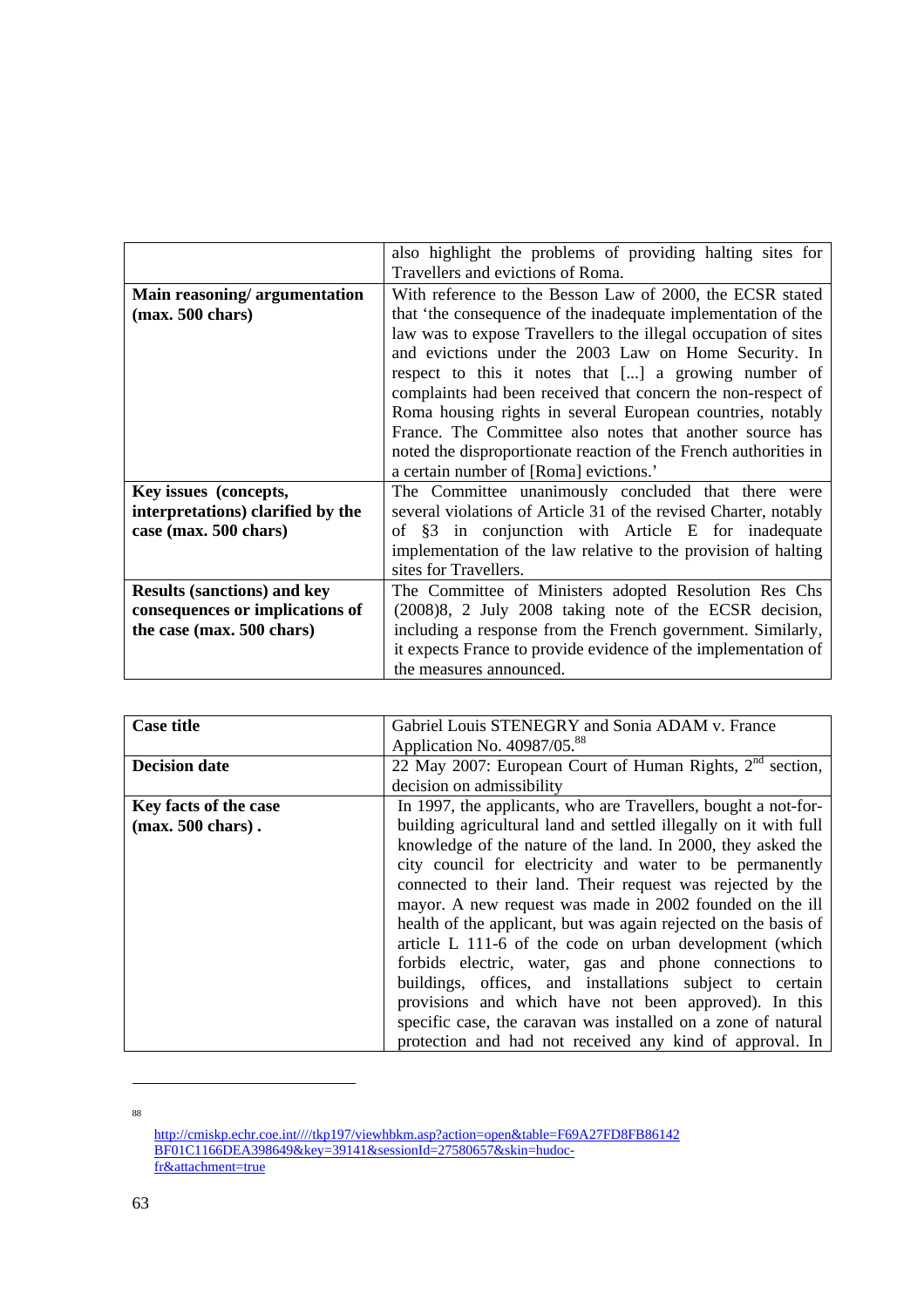|  |  |
|---|---|
|  | also highlight the problems of providing halting sites for Travellers and evictions of Roma. |
| **Main reasoning/ argumentation (max. 500 chars)** | With reference to the Besson Law of 2000, the ECSR stated that 'the consequence of the inadequate implementation of the law was to expose Travellers to the illegal occupation of sites and evictions under the 2003 Law on Home Security. In respect to this it notes that [...] a growing number of complaints had been received that concern the non-respect of Roma housing rights in several European countries, notably France. The Committee also notes that another source has noted the disproportionate reaction of the French authorities in a certain number of [Roma] evictions.' |
| **Key issues (concepts, interpretations) clarified by the case (max. 500 chars)** | The Committee unanimously concluded that there were several violations of Article 31 of the revised Charter, notably of §3 in conjunction with Article E for inadequate implementation of the law relative to the provision of halting sites for Travellers. |
| **Results (sanctions) and key consequences or implications of the case (max. 500 chars)** | The Committee of Ministers adopted Resolution Res Chs (2008)8, 2 July 2008 taking note of the ECSR decision, including a response from the French government. Similarly, it expects France to provide evidence of the implementation of the measures announced. |

| **Case title** | Gabriel Louis STENEGRY and Sonia ADAM v. France Application No. 40987/05.[88] |
|---|---|
| **Decision date** | 22 May 2007: European Court of Human Rights, 2nd section, decision on admissibility |
| **Key facts of the case (max. 500 chars) .** | In 1997, the applicants, who are Travellers, bought a not-for-building agricultural land and settled illegally on it with full knowledge of the nature of the land. In 2000, they asked the city council for electricity and water to be permanently connected to their land. Their request was rejected by the mayor. A new request was made in 2002 founded on the ill health of the applicant, but was again rejected on the basis of article L 111-6 of the code on urban development (which forbids electric, water, gas and phone connections to buildings, offices, and installations subject to certain provisions and which have not been approved). In this specific case, the caravan was installed on a zone of natural protection and had not received any kind of approval. In |

[88] http://cmiskp.echr.coe.int////tkp197/viewhbkm.asp?action=open&table=F69A27FD8FB86142BF01C1166DEA398649&key=39141&sessionId=27580657&skin=hudoc-fr&attachment=true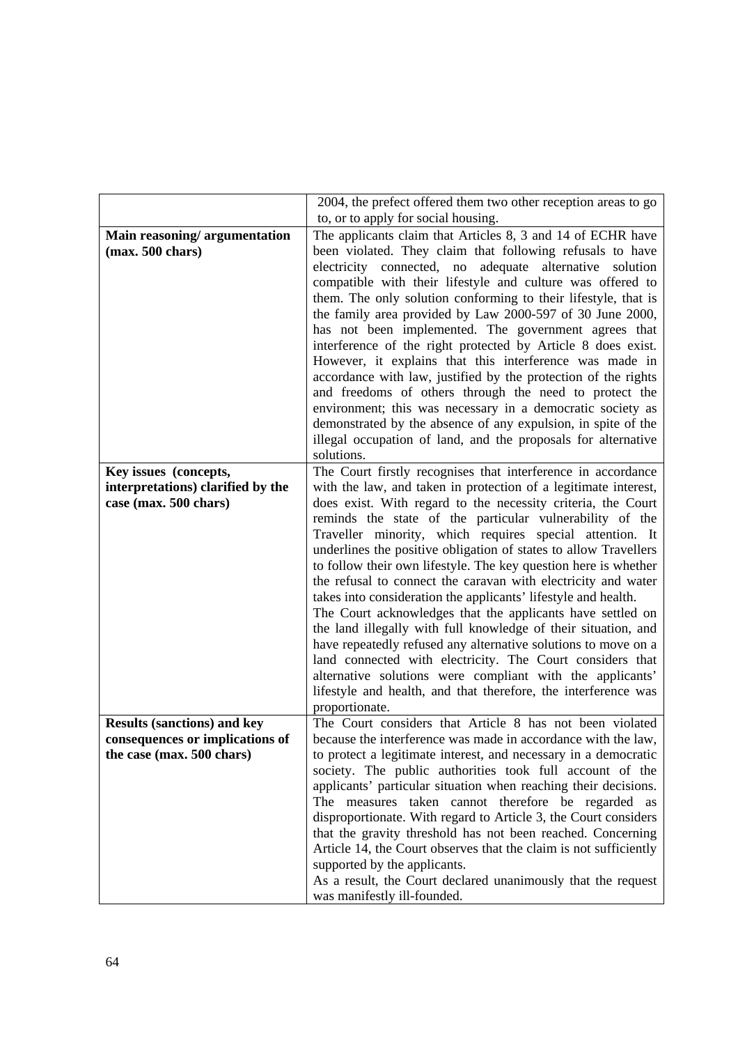| | |
|---|---|
| | 2004, the prefect offered them two other reception areas to go to, or to apply for social housing. |
| **Main reasoning/ argumentation (max. 500 chars)** | The applicants claim that Articles 8, 3 and 14 of ECHR have been violated. They claim that following refusals to have electricity connected, no adequate alternative solution compatible with their lifestyle and culture was offered to them. The only solution conforming to their lifestyle, that is the family area provided by Law 2000-597 of 30 June 2000, has not been implemented. The government agrees that interference of the right protected by Article 8 does exist. However, it explains that this interference was made in accordance with law, justified by the protection of the rights and freedoms of others through the need to protect the environment; this was necessary in a democratic society as demonstrated by the absence of any expulsion, in spite of the illegal occupation of land, and the proposals for alternative solutions. |
| **Key issues (concepts, interpretations) clarified by the case (max. 500 chars)** | The Court firstly recognises that interference in accordance with the law, and taken in protection of a legitimate interest, does exist. With regard to the necessity criteria, the Court reminds the state of the particular vulnerability of the Traveller minority, which requires special attention. It underlines the positive obligation of states to allow Travellers to follow their own lifestyle. The key question here is whether the refusal to connect the caravan with electricity and water takes into consideration the applicants' lifestyle and health. The Court acknowledges that the applicants have settled on the land illegally with full knowledge of their situation, and have repeatedly refused any alternative solutions to move on a land connected with electricity. The Court considers that alternative solutions were compliant with the applicants' lifestyle and health, and that therefore, the interference was proportionate. |
| **Results (sanctions) and key consequences or implications of the case (max. 500 chars)** | The Court considers that Article 8 has not been violated because the interference was made in accordance with the law, to protect a legitimate interest, and necessary in a democratic society. The public authorities took full account of the applicants' particular situation when reaching their decisions. The measures taken cannot therefore be regarded as disproportionate. With regard to Article 3, the Court considers that the gravity threshold has not been reached. Concerning Article 14, the Court observes that the claim is not sufficiently supported by the applicants. As a result, the Court declared unanimously that the request was manifestly ill-founded. |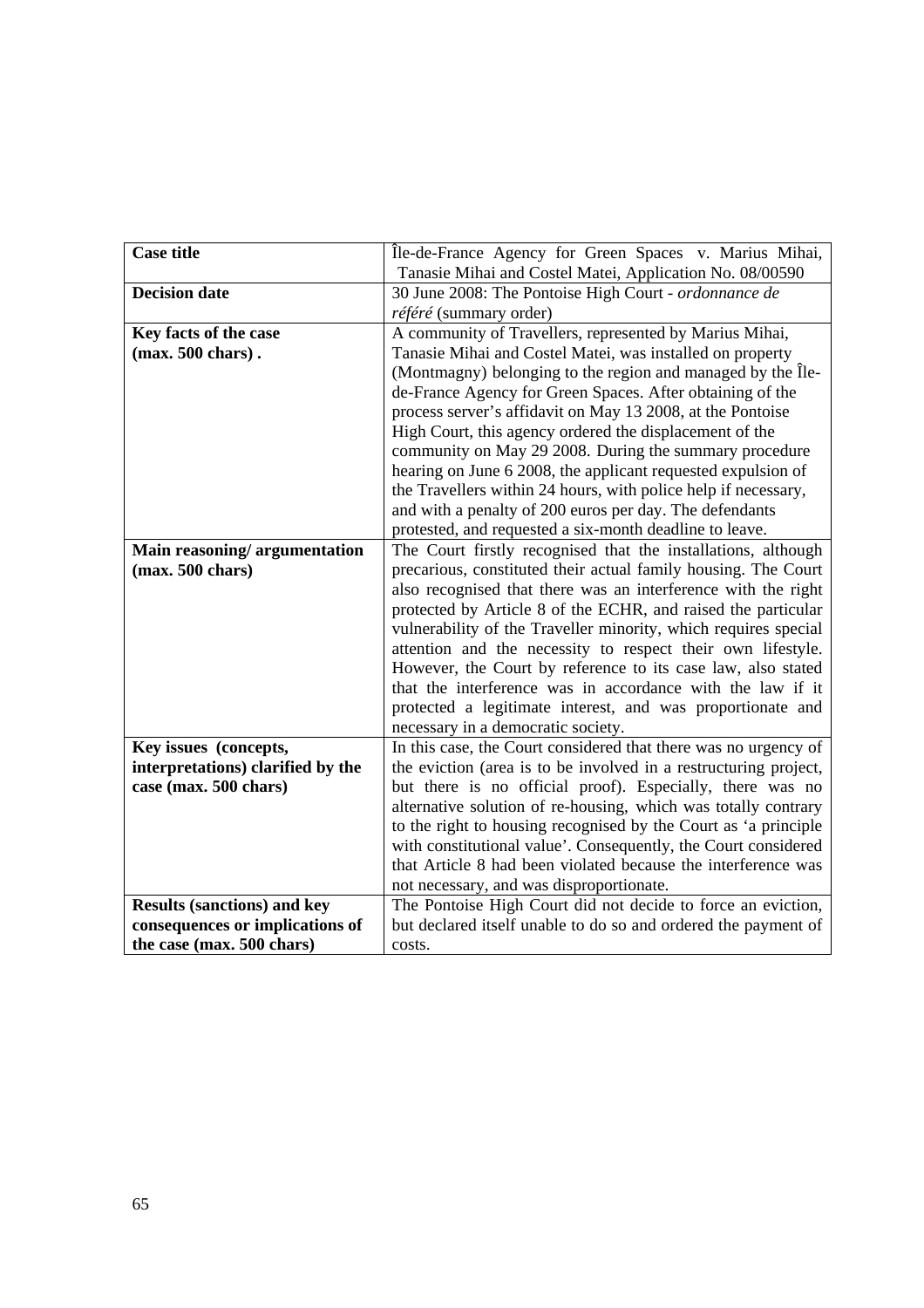| Case title | Île-de-France Agency for Green Spaces v. Marius Mihai, Tanasie Mihai and Costel Matei, Application No. 08/00590 |
|---|---|
| **Decision date** | 30 June 2008: The Pontoise High Court - *ordonnance de référé* (summary order) |
| **Key facts of the case (max. 500 chars) .** | A community of Travellers, represented by Marius Mihai, Tanasie Mihai and Costel Matei, was installed on property (Montmagny) belonging to the region and managed by the Île-de-France Agency for Green Spaces. After obtaining of the process server's affidavit on May 13 2008, at the Pontoise High Court, this agency ordered the displacement of the community on May 29 2008. During the summary procedure hearing on June 6 2008, the applicant requested expulsion of the Travellers within 24 hours, with police help if necessary, and with a penalty of 200 euros per day. The defendants protested, and requested a six-month deadline to leave. |
| **Main reasoning/ argumentation (max. 500 chars)** | The Court firstly recognised that the installations, although precarious, constituted their actual family housing. The Court also recognised that there was an interference with the right protected by Article 8 of the ECHR, and raised the particular vulnerability of the Traveller minority, which requires special attention and the necessity to respect their own lifestyle. However, the Court by reference to its case law, also stated that the interference was in accordance with the law if it protected a legitimate interest, and was proportionate and necessary in a democratic society. |
| **Key issues (concepts, interpretations) clarified by the case (max. 500 chars)** | In this case, the Court considered that there was no urgency of the eviction (area is to be involved in a restructuring project, but there is no official proof). Especially, there was no alternative solution of re-housing, which was totally contrary to the right to housing recognised by the Court as 'a principle with constitutional value'. Consequently, the Court considered that Article 8 had been violated because the interference was not necessary, and was disproportionate. |
| **Results (sanctions) and key consequences or implications of the case (max. 500 chars)** | The Pontoise High Court did not decide to force an eviction, but declared itself unable to do so and ordered the payment of costs. |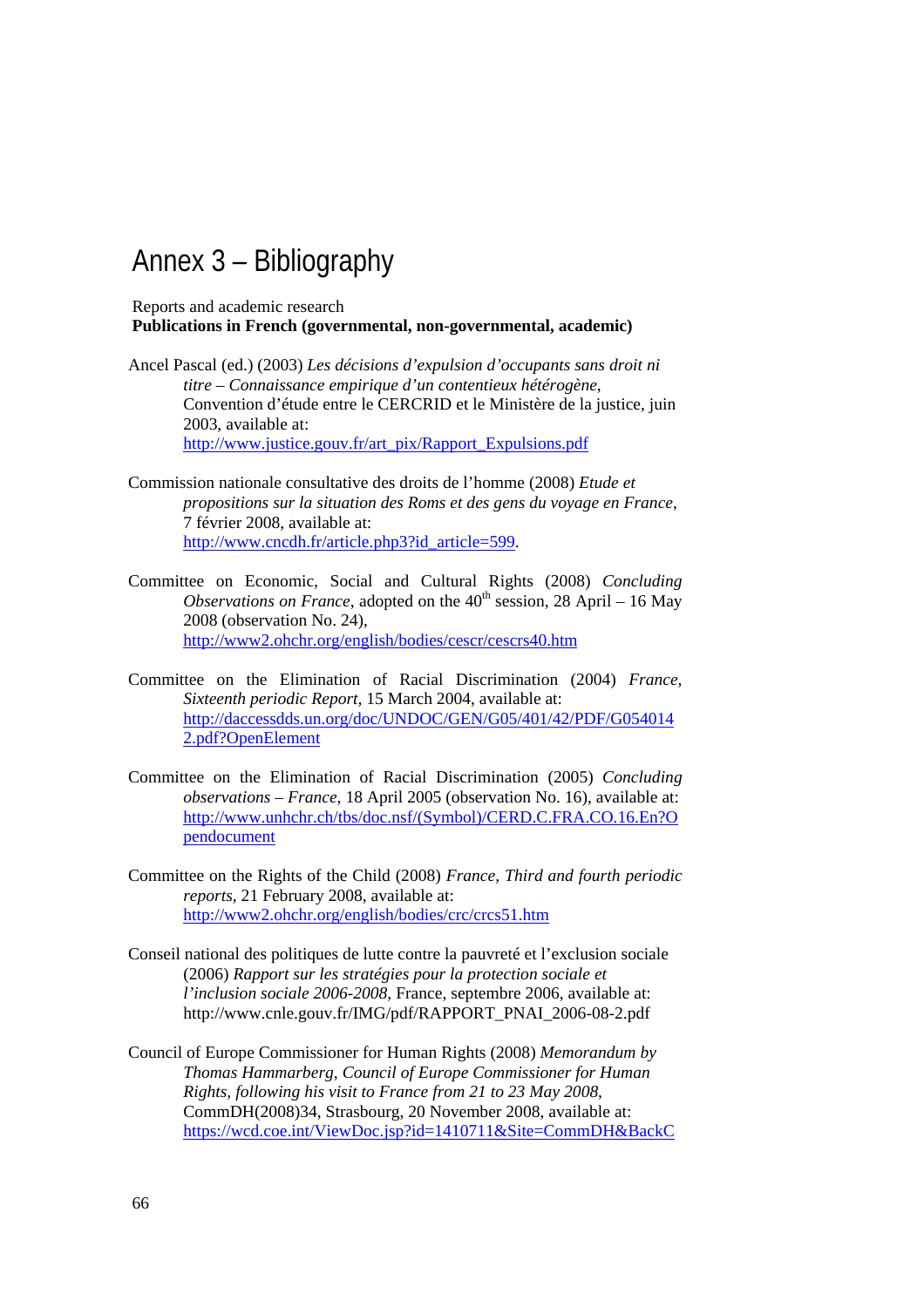# Annex 3 – Bibliography

Reports and academic research

**Publications in French (governmental, non-governmental, academic)**

Ancel Pascal (ed.) (2003) *Les décisions d'expulsion d'occupants sans droit ni titre – Connaissance empirique d'un contentieux hétérogène*, Convention d'étude entre le CERCRID et le Ministère de la justice, juin 2003, available at: http://www.justice.gouv.fr/art_pix/Rapport_Expulsions.pdf

Commission nationale consultative des droits de l'homme (2008) *Etude et propositions sur la situation des Roms et des gens du voyage en France*, 7 février 2008, available at: http://www.cncdh.fr/article.php3?id_article=599.

Committee on Economic, Social and Cultural Rights (2008) *Concluding Observations on France*, adopted on the 40th session, 28 April – 16 May 2008 (observation No. 24), http://www2.ohchr.org/english/bodies/cescr/cescrs40.htm

Committee on the Elimination of Racial Discrimination (2004) *France, Sixteenth periodic Report*, 15 March 2004, available at: http://daccessdds.un.org/doc/UNDOC/GEN/G05/401/42/PDF/G0540142.pdf?OpenElement

Committee on the Elimination of Racial Discrimination (2005) *Concluding observations – France*, 18 April 2005 (observation No. 16), available at: http://www.unhchr.ch/tbs/doc.nsf/(Symbol)/CERD.C.FRA.CO.16.En?Opendocument

Committee on the Rights of the Child (2008) *France, Third and fourth periodic reports*, 21 February 2008, available at: http://www2.ohchr.org/english/bodies/crc/crcs51.htm

Conseil national des politiques de lutte contre la pauvreté et l'exclusion sociale (2006) *Rapport sur les stratégies pour la protection sociale et l'inclusion sociale 2006-2008*, France, septembre 2006, available at: http://www.cnle.gouv.fr/IMG/pdf/RAPPORT_PNAI_2006-08-2.pdf

Council of Europe Commissioner for Human Rights (2008) *Memorandum by Thomas Hammarberg, Council of Europe Commissioner for Human Rights, following his visit to France from 21 to 23 May 2008*, CommDH(2008)34, Strasbourg, 20 November 2008, available at: https://wcd.coe.int/ViewDoc.jsp?id=1410711&Site=CommDH&BackC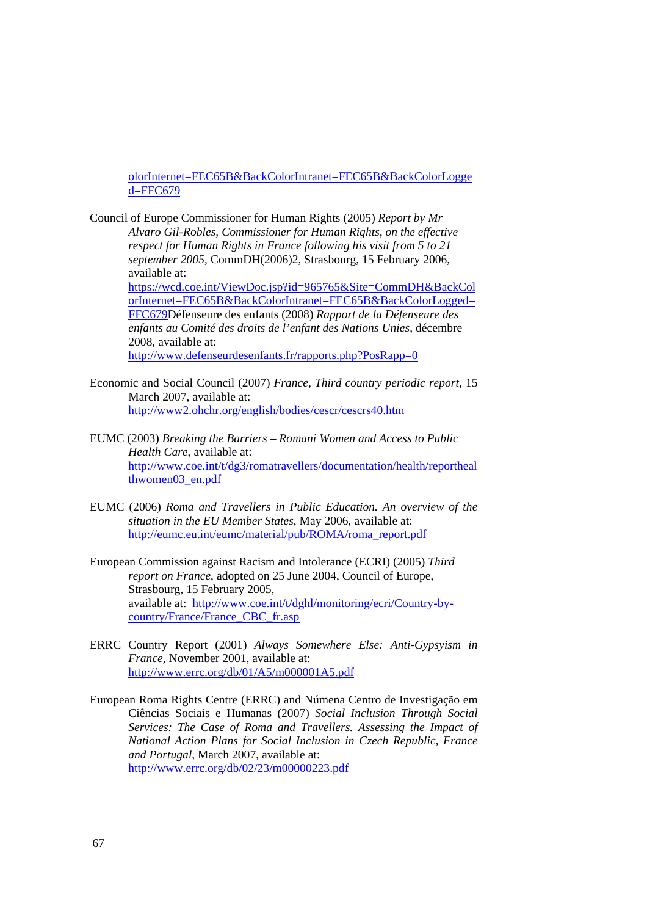olorInternet=FEC65B&BackColorIntranet=FEC65B&BackColorLogged=FFC679

Council of Europe Commissioner for Human Rights (2005) *Report by Mr Alvaro Gil-Robles, Commissioner for Human Rights, on the effective respect for Human Rights in France following his visit from 5 to 21 september 2005*, CommDH(2006)2, Strasbourg, 15 February 2006, available at: https://wcd.coe.int/ViewDoc.jsp?id=965765&Site=CommDH&BackColorInternet=FEC65B&BackColorIntranet=FEC65B&BackColorLogged=FFC679Défenseure des enfants (2008) *Rapport de la Défenseure des enfants au Comité des droits de l'enfant des Nations Unies*, décembre 2008, available at: http://www.defenseurdesenfants.fr/rapports.php?PosRapp=0

Economic and Social Council (2007) *France, Third country periodic report*, 15 March 2007, available at: http://www2.ohchr.org/english/bodies/cescr/cescrs40.htm

EUMC (2003) *Breaking the Barriers – Romani Women and Access to Public Health Care*, available at: http://www.coe.int/t/dg3/romatravellers/documentation/health/reporthealthwomen03_en.pdf

EUMC (2006) *Roma and Travellers in Public Education. An overview of the situation in the EU Member States*, May 2006, available at: http://eumc.eu.int/eumc/material/pub/ROMA/roma_report.pdf

European Commission against Racism and Intolerance (ECRI) (2005) *Third report on France*, adopted on 25 June 2004, Council of Europe, Strasbourg, 15 February 2005, available at: http://www.coe.int/t/dghl/monitoring/ecri/Country-by-country/France/France_CBC_fr.asp

ERRC Country Report (2001) *Always Somewhere Else: Anti-Gypsyism in France*, November 2001, available at: http://www.errc.org/db/01/A5/m000001A5.pdf

European Roma Rights Centre (ERRC) and Númena Centro de Investigação em Ciências Sociais e Humanas (2007) *Social Inclusion Through Social Services: The Case of Roma and Travellers. Assessing the Impact of National Action Plans for Social Inclusion in Czech Republic, France and Portugal*, March 2007, available at: http://www.errc.org/db/02/23/m00000223.pdf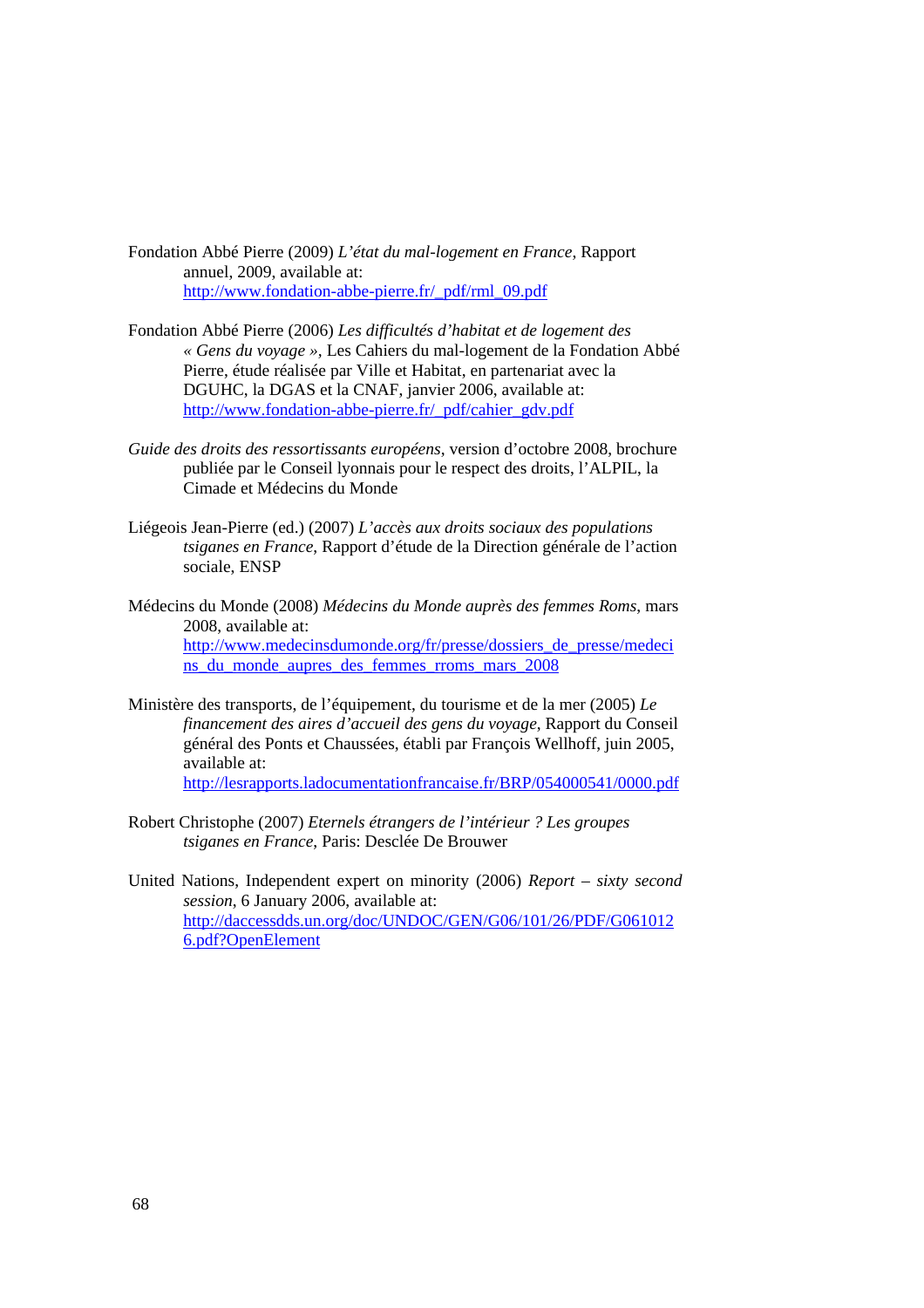Fondation Abbé Pierre (2009) *L'état du mal-logement en France*, Rapport annuel, 2009, available at: http://www.fondation-abbe-pierre.fr/_pdf/rml_09.pdf

Fondation Abbé Pierre (2006) *Les difficultés d'habitat et de logement des « Gens du voyage »*, Les Cahiers du mal-logement de la Fondation Abbé Pierre, étude réalisée par Ville et Habitat, en partenariat avec la DGUHC, la DGAS et la CNAF, janvier 2006, available at: http://www.fondation-abbe-pierre.fr/_pdf/cahier_gdv.pdf

*Guide des droits des ressortissants européens*, version d'octobre 2008, brochure publiée par le Conseil lyonnais pour le respect des droits, l'ALPIL, la Cimade et Médecins du Monde

Liégeois Jean-Pierre (ed.) (2007) *L'accès aux droits sociaux des populations tsiganes en France*, Rapport d'étude de la Direction générale de l'action sociale, ENSP

Médecins du Monde (2008) *Médecins du Monde auprès des femmes Roms*, mars 2008, available at: http://www.medecinsdumonde.org/fr/presse/dossiers_de_presse/medecins_du_monde_aupres_des_femmes_rroms_mars_2008

Ministère des transports, de l'équipement, du tourisme et de la mer (2005) *Le financement des aires d'accueil des gens du voyage*, Rapport du Conseil général des Ponts et Chaussées, établi par François Wellhoff, juin 2005, available at: http://lesrapports.ladocumentationfrancaise.fr/BRP/054000541/0000.pdf

Robert Christophe (2007) *Eternels étrangers de l'intérieur ? Les groupes tsiganes en France*, Paris: Desclée De Brouwer

United Nations, Independent expert on minority (2006) *Report – sixty second session*, 6 January 2006, available at: http://daccessdds.un.org/doc/UNDOC/GEN/G06/101/26/PDF/G0610126.pdf?OpenElement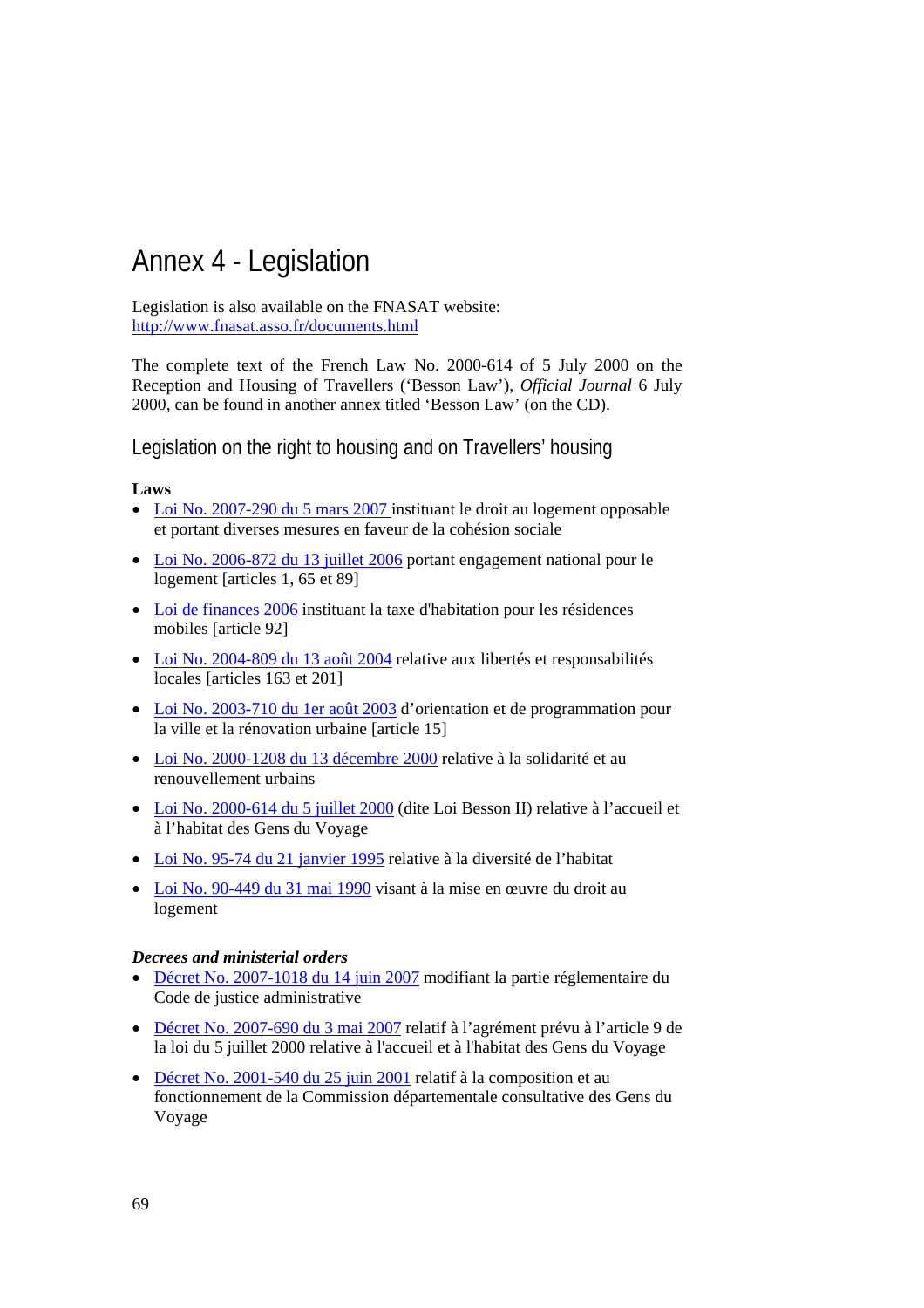# Annex 4 - Legislation

Legislation is also available on the FNASAT website: http://www.fnasat.asso.fr/documents.html

The complete text of the French Law No. 2000-614 of 5 July 2000 on the Reception and Housing of Travellers ('Besson Law'), *Official Journal* 6 July 2000, can be found in another annex titled 'Besson Law' (on the CD).

## Legislation on the right to housing and on Travellers' housing

**Laws**

- Loi No. 2007-290 du 5 mars 2007 instituant le droit au logement opposable et portant diverses mesures en faveur de la cohésion sociale
- Loi No. 2006-872 du 13 juillet 2006 portant engagement national pour le logement [articles 1, 65 et 89]
- Loi de finances 2006 instituant la taxe d'habitation pour les résidences mobiles [article 92]
- Loi No. 2004-809 du 13 août 2004 relative aux libertés et responsabilités locales [articles 163 et 201]
- Loi No. 2003-710 du 1er août 2003 d'orientation et de programmation pour la ville et la rénovation urbaine [article 15]
- Loi No. 2000-1208 du 13 décembre 2000 relative à la solidarité et au renouvellement urbains
- Loi No. 2000-614 du 5 juillet 2000 (dite Loi Besson II) relative à l'accueil et à l'habitat des Gens du Voyage
- Loi No. 95-74 du 21 janvier 1995 relative à la diversité de l'habitat
- Loi No. 90-449 du 31 mai 1990 visant à la mise en œuvre du droit au logement

***Decrees and ministerial orders***

- Décret No. 2007-1018 du 14 juin 2007 modifiant la partie réglementaire du Code de justice administrative
- Décret No. 2007-690 du 3 mai 2007 relatif à l'agrément prévu à l'article 9 de la loi du 5 juillet 2000 relative à l'accueil et à l'habitat des Gens du Voyage
- Décret No. 2001-540 du 25 juin 2001 relatif à la composition et au fonctionnement de la Commission départementale consultative des Gens du Voyage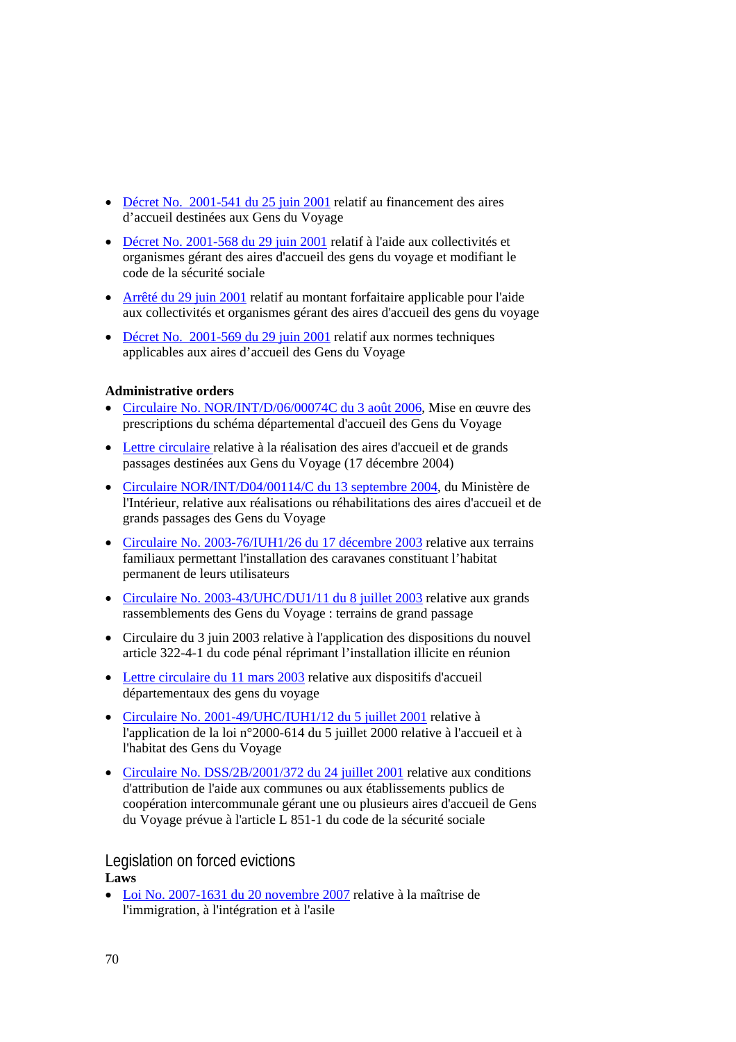- Décret No.  2001-541 du 25 juin 2001 relatif au financement des aires d'accueil destinées aux Gens du Voyage
- Décret No. 2001-568 du 29 juin 2001 relatif à l'aide aux collectivités et organismes gérant des aires d'accueil des gens du voyage et modifiant le code de la sécurité sociale
- Arrêté du 29 juin 2001 relatif au montant forfaitaire applicable pour l'aide aux collectivités et organismes gérant des aires d'accueil des gens du voyage
- Décret No.  2001-569 du 29 juin 2001 relatif aux normes techniques applicables aux aires d'accueil des Gens du Voyage

**Administrative orders**

- Circulaire No. NOR/INT/D/06/00074C du 3 août 2006, Mise en œuvre des prescriptions du schéma départemental d'accueil des Gens du Voyage
- Lettre circulaire relative à la réalisation des aires d'accueil et de grands passages destinées aux Gens du Voyage (17 décembre 2004)
- Circulaire NOR/INT/D04/00114/C du 13 septembre 2004, du Ministère de l'Intérieur, relative aux réalisations ou réhabilitations des aires d'accueil et de grands passages des Gens du Voyage
- Circulaire No. 2003-76/IUH1/26 du 17 décembre 2003 relative aux terrains familiaux permettant l'installation des caravanes constituant l'habitat permanent de leurs utilisateurs
- Circulaire No. 2003-43/UHC/DU1/11 du 8 juillet 2003 relative aux grands rassemblements des Gens du Voyage : terrains de grand passage
- Circulaire du 3 juin 2003 relative à l'application des dispositions du nouvel article 322-4-1 du code pénal réprimant l'installation illicite en réunion
- Lettre circulaire du 11 mars 2003 relative aux dispositifs d'accueil départementaux des gens du voyage
- Circulaire No. 2001-49/UHC/IUH1/12 du 5 juillet 2001 relative à l'application de la loi n°2000-614 du 5 juillet 2000 relative à l'accueil et à l'habitat des Gens du Voyage
- Circulaire No. DSS/2B/2001/372 du 24 juillet 2001 relative aux conditions d'attribution de l'aide aux communes ou aux établissements publics de coopération intercommunale gérant une ou plusieurs aires d'accueil de Gens du Voyage prévue à l'article L 851-1 du code de la sécurité sociale

## Legislation on forced evictions

**Laws**

- Loi No. 2007-1631 du 20 novembre 2007 relative à la maîtrise de l'immigration, à l'intégration et à l'asile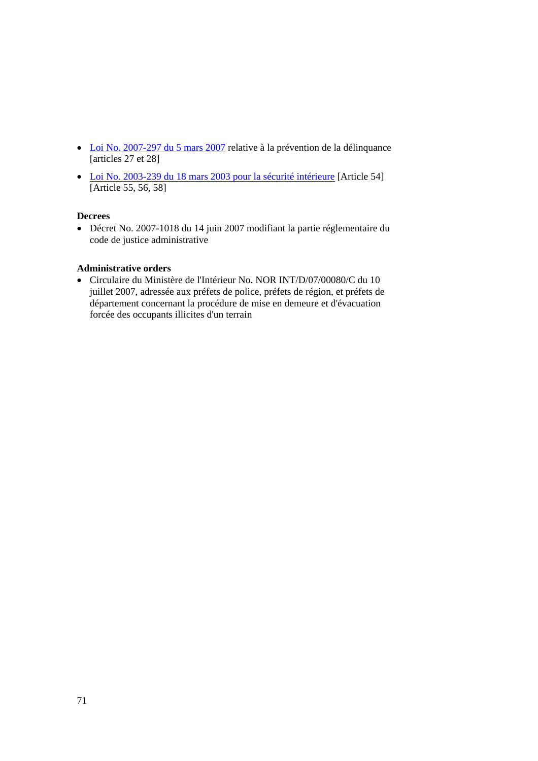- Loi No. 2007-297 du 5 mars 2007 relative à la prévention de la délinquance [articles 27 et 28]
- Loi No. 2003-239 du 18 mars 2003 pour la sécurité intérieure [Article 54] [Article 55, 56, 58]

**Decrees**

- Décret No. 2007-1018 du 14 juin 2007 modifiant la partie réglementaire du code de justice administrative

**Administrative orders**

- Circulaire du Ministère de l'Intérieur No. NOR INT/D/07/00080/C du 10 juillet 2007, adressée aux préfets de police, préfets de région, et préfets de département concernant la procédure de mise en demeure et d'évacuation forcée des occupants illicites d'un terrain